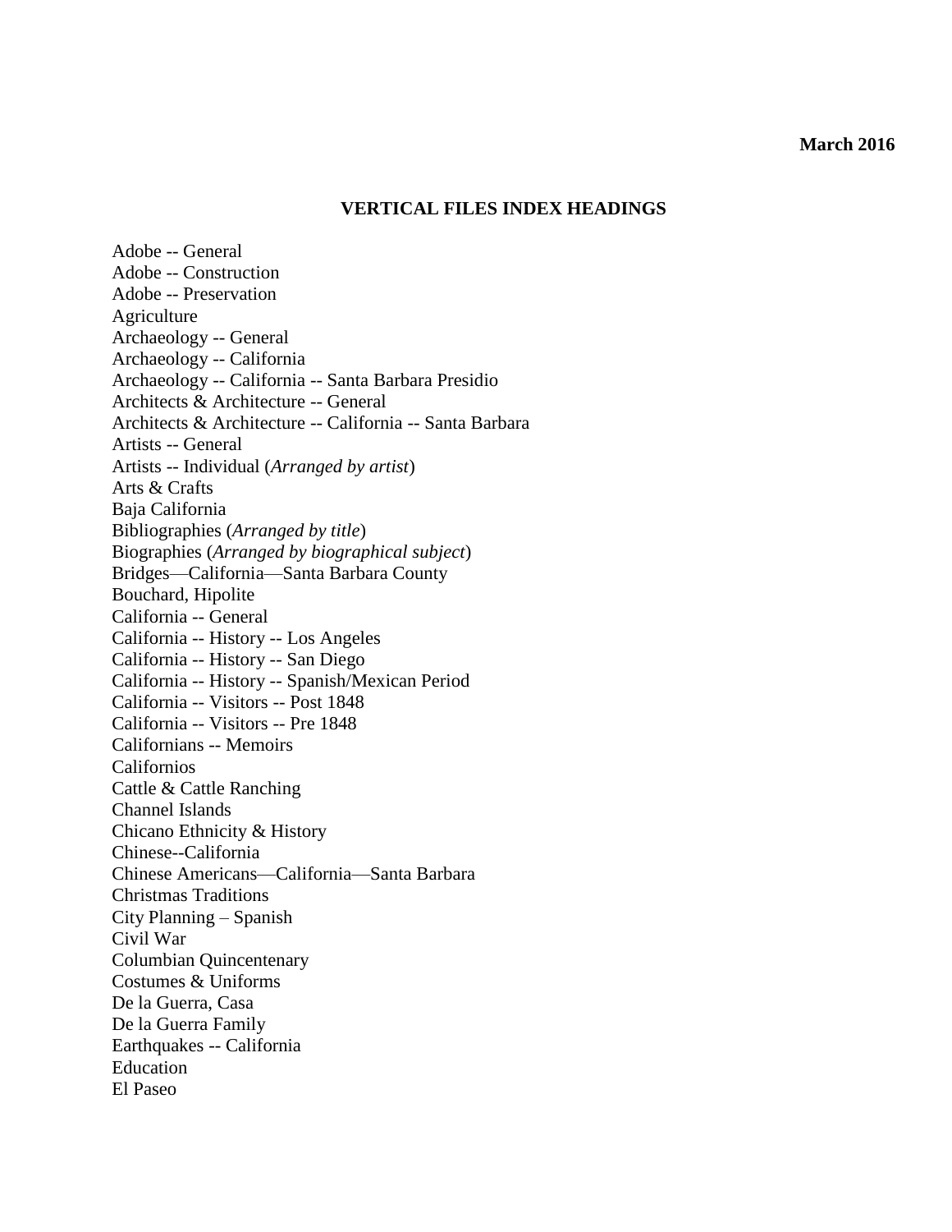**March 2016**

**VERTICAL FILES INDEX HEADINGS**

Adobe -- General
Adobe -- Construction
Adobe -- Preservation
Agriculture
Archaeology -- General
Archaeology -- California
Archaeology -- California -- Santa Barbara Presidio
Architects & Architecture -- General
Architects & Architecture -- California -- Santa Barbara
Artists -- General
Artists -- Individual (*Arranged by artist*)
Arts & Crafts
Baja California
Bibliographies (*Arranged by title*)
Biographies (*Arranged by biographical subject*)
Bridges—California—Santa Barbara County
Bouchard, Hipolite
California -- General
California -- History -- Los Angeles
California -- History -- San Diego
California -- History -- Spanish/Mexican Period
California -- Visitors -- Post 1848
California -- Visitors -- Pre 1848
Californians -- Memoirs
Californios
Cattle & Cattle Ranching
Channel Islands
Chicano Ethnicity & History
Chinese--California
Chinese Americans—California—Santa Barbara
Christmas Traditions
City Planning – Spanish
Civil War
Columbian Quincentenary
Costumes & Uniforms
De la Guerra, Casa
De la Guerra Family
Earthquakes -- California
Education
El Paseo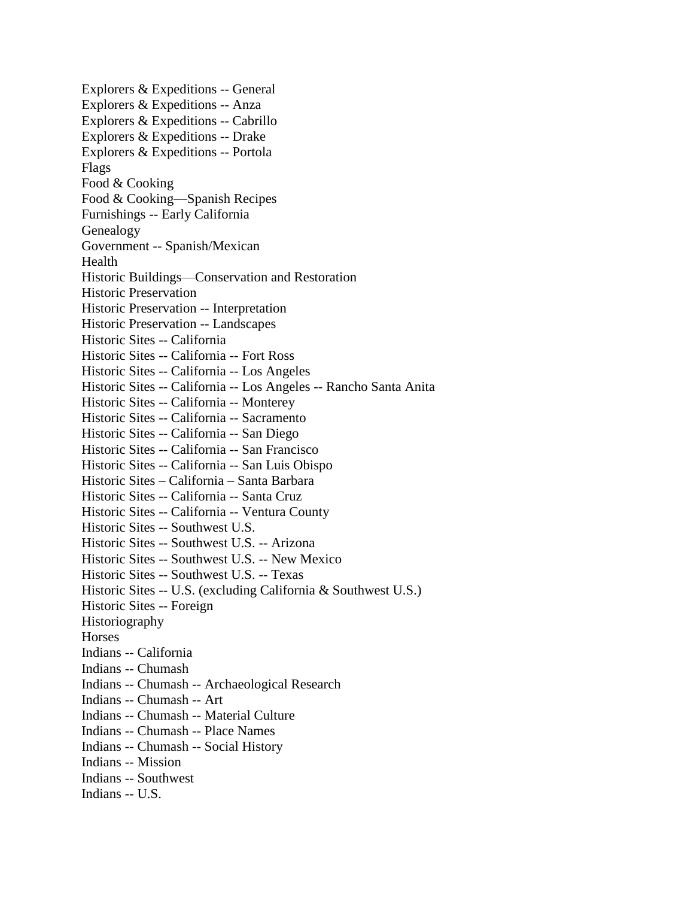Explorers & Expeditions -- General
Explorers & Expeditions -- Anza
Explorers & Expeditions -- Cabrillo
Explorers & Expeditions -- Drake
Explorers & Expeditions -- Portola
Flags
Food & Cooking
Food & Cooking—Spanish Recipes
Furnishings -- Early California
Genealogy
Government -- Spanish/Mexican
Health
Historic Buildings—Conservation and Restoration
Historic Preservation
Historic Preservation -- Interpretation
Historic Preservation -- Landscapes
Historic Sites -- California
Historic Sites -- California -- Fort Ross
Historic Sites -- California -- Los Angeles
Historic Sites -- California -- Los Angeles -- Rancho Santa Anita
Historic Sites -- California -- Monterey
Historic Sites -- California -- Sacramento
Historic Sites -- California -- San Diego
Historic Sites -- California -- San Francisco
Historic Sites -- California -- San Luis Obispo
Historic Sites – California – Santa Barbara
Historic Sites -- California -- Santa Cruz
Historic Sites -- California -- Ventura County
Historic Sites -- Southwest U.S.
Historic Sites -- Southwest U.S. -- Arizona
Historic Sites -- Southwest U.S. -- New Mexico
Historic Sites -- Southwest U.S. -- Texas
Historic Sites -- U.S. (excluding California & Southwest U.S.)
Historic Sites -- Foreign
Historiography
Horses
Indians -- California
Indians -- Chumash
Indians -- Chumash -- Archaeological Research
Indians -- Chumash -- Art
Indians -- Chumash -- Material Culture
Indians -- Chumash -- Place Names
Indians -- Chumash -- Social History
Indians -- Mission
Indians -- Southwest
Indians -- U.S.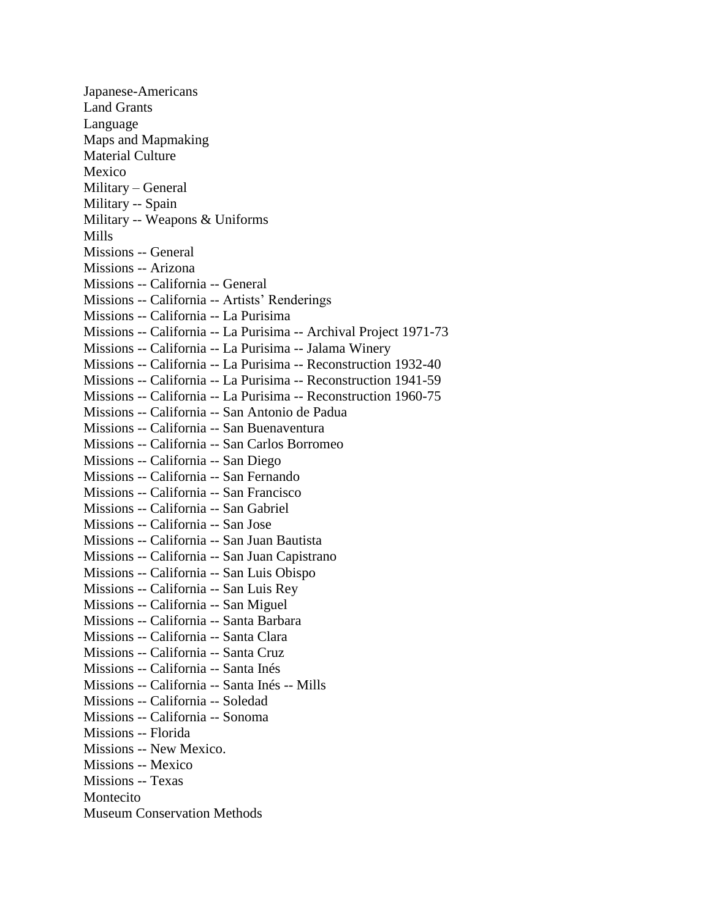Japanese-Americans
Land Grants
Language
Maps and Mapmaking
Material Culture
Mexico
Military – General
Military -- Spain
Military -- Weapons & Uniforms
Mills
Missions -- General
Missions -- Arizona
Missions -- California -- General
Missions -- California -- Artists' Renderings
Missions -- California -- La Purisima
Missions -- California -- La Purisima -- Archival Project 1971-73
Missions -- California -- La Purisima -- Jalama Winery
Missions -- California -- La Purisima -- Reconstruction 1932-40
Missions -- California -- La Purisima -- Reconstruction 1941-59
Missions -- California -- La Purisima -- Reconstruction 1960-75
Missions -- California -- San Antonio de Padua
Missions -- California -- San Buenaventura
Missions -- California -- San Carlos Borromeo
Missions -- California -- San Diego
Missions -- California -- San Fernando
Missions -- California -- San Francisco
Missions -- California -- San Gabriel
Missions -- California -- San Jose
Missions -- California -- San Juan Bautista
Missions -- California -- San Juan Capistrano
Missions -- California -- San Luis Obispo
Missions -- California -- San Luis Rey
Missions -- California -- San Miguel
Missions -- California -- Santa Barbara
Missions -- California -- Santa Clara
Missions -- California -- Santa Cruz
Missions -- California -- Santa Inés
Missions -- California -- Santa Inés -- Mills
Missions -- California -- Soledad
Missions -- California -- Sonoma
Missions -- Florida
Missions -- New Mexico.
Missions -- Mexico
Missions -- Texas
Montecito
Museum Conservation Methods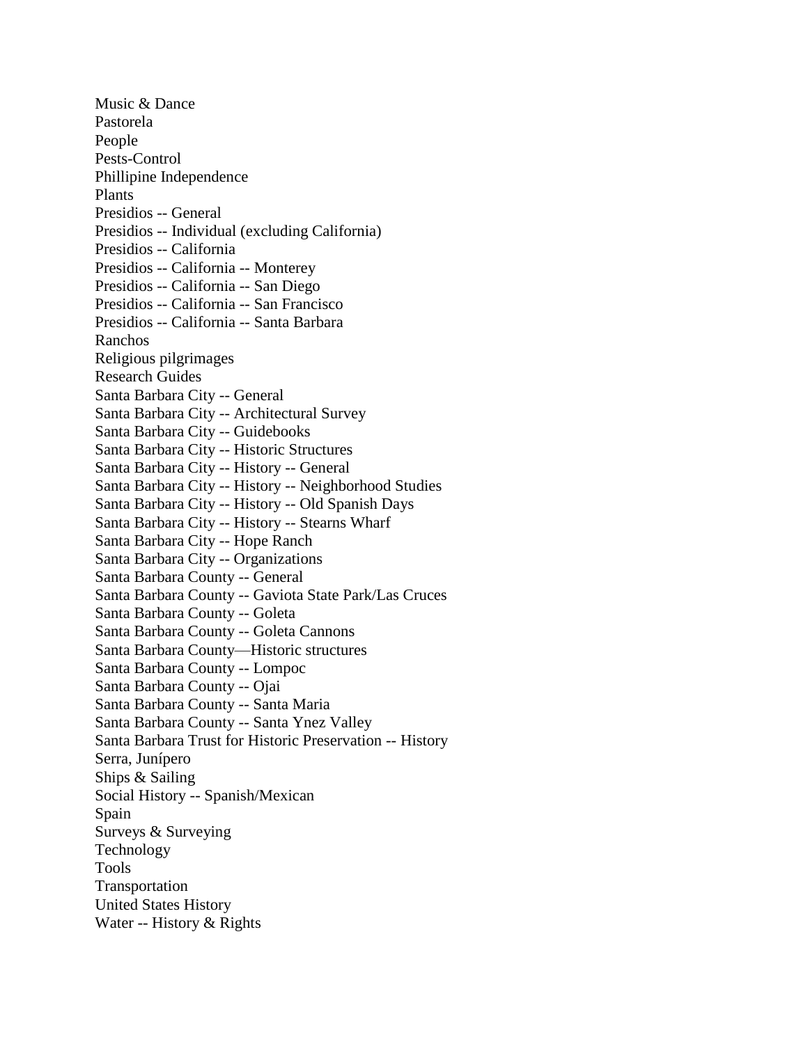Music & Dance
Pastorela
People
Pests-Control
Phillipine Independence
Plants
Presidios -- General
Presidios -- Individual (excluding California)
Presidios -- California
Presidios -- California -- Monterey
Presidios -- California -- San Diego
Presidios -- California -- San Francisco
Presidios -- California -- Santa Barbara
Ranchos
Religious pilgrimages
Research Guides
Santa Barbara City -- General
Santa Barbara City -- Architectural Survey
Santa Barbara City -- Guidebooks
Santa Barbara City -- Historic Structures
Santa Barbara City -- History -- General
Santa Barbara City -- History -- Neighborhood Studies
Santa Barbara City -- History -- Old Spanish Days
Santa Barbara City -- History -- Stearns Wharf
Santa Barbara City -- Hope Ranch
Santa Barbara City -- Organizations
Santa Barbara County -- General
Santa Barbara County -- Gaviota State Park/Las Cruces
Santa Barbara County -- Goleta
Santa Barbara County -- Goleta Cannons
Santa Barbara County—Historic structures
Santa Barbara County -- Lompoc
Santa Barbara County -- Ojai
Santa Barbara County -- Santa Maria
Santa Barbara County -- Santa Ynez Valley
Santa Barbara Trust for Historic Preservation -- History
Serra, Junípero
Ships & Sailing
Social History -- Spanish/Mexican
Spain
Surveys & Surveying
Technology
Tools
Transportation
United States History
Water -- History & Rights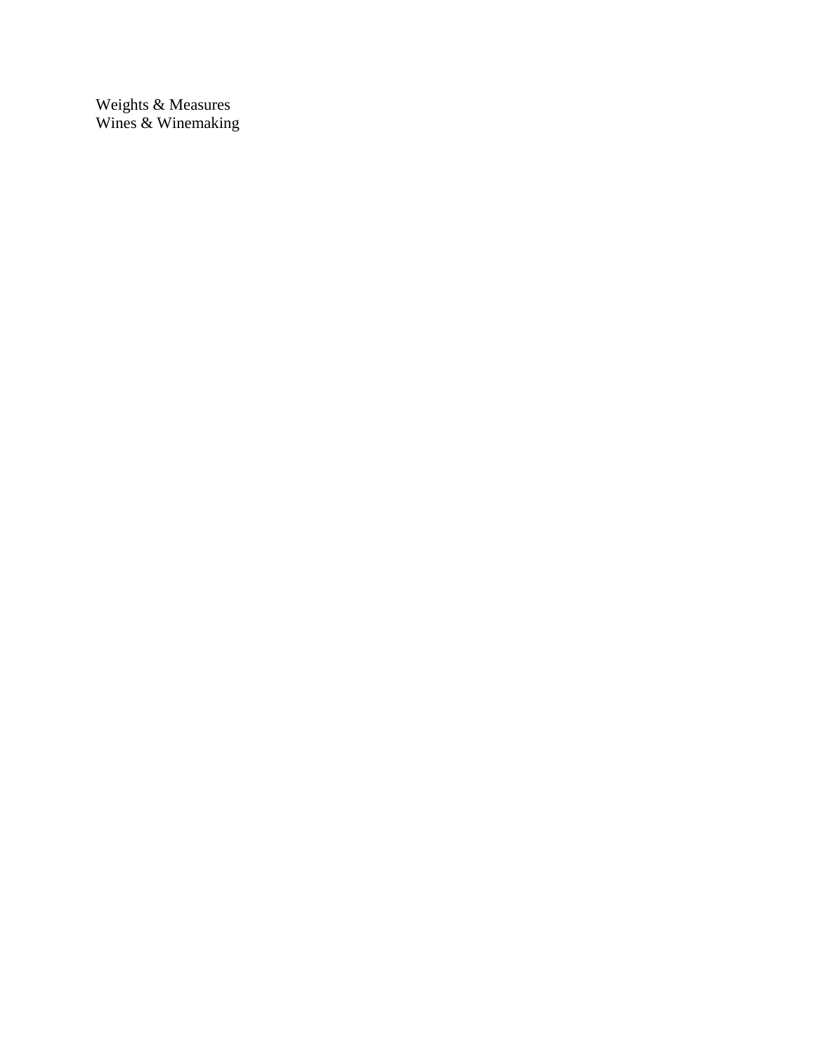Weights & Measures
Wines & Winemaking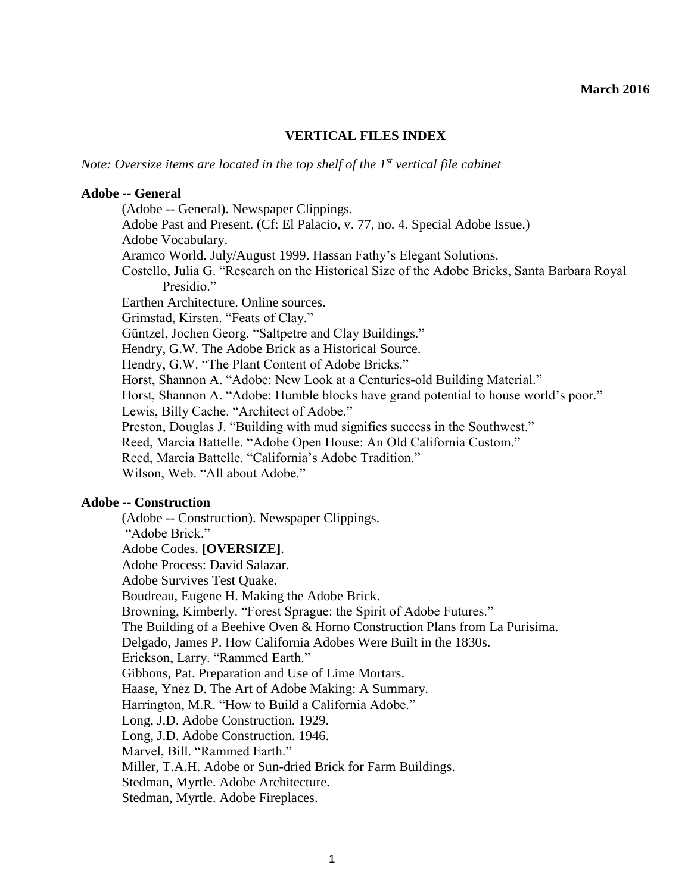March 2016

# VERTICAL FILES INDEX

*Note: Oversize items are located in the top shelf of the 1st vertical file cabinet*

## Adobe -- General

- (Adobe -- General). Newspaper Clippings.
- Adobe Past and Present. (Cf: El Palacio, v. 77, no. 4. Special Adobe Issue.)
- Adobe Vocabulary.
- Aramco World. July/August 1999. Hassan Fathy's Elegant Solutions.
- Costello, Julia G. "Research on the Historical Size of the Adobe Bricks, Santa Barbara Royal Presidio."
- Earthen Architecture. Online sources.
- Grimstad, Kirsten. "Feats of Clay."
- Güntzel, Jochen Georg. "Saltpetre and Clay Buildings."
- Hendry, G.W. The Adobe Brick as a Historical Source.
- Hendry, G.W. "The Plant Content of Adobe Bricks."
- Horst, Shannon A. "Adobe: New Look at a Centuries-old Building Material."
- Horst, Shannon A. "Adobe: Humble blocks have grand potential to house world's poor."
- Lewis, Billy Cache. "Architect of Adobe."
- Preston, Douglas J. "Building with mud signifies success in the Southwest."
- Reed, Marcia Battelle. "Adobe Open House: An Old California Custom."
- Reed, Marcia Battelle. "California's Adobe Tradition."
- Wilson, Web. "All about Adobe."

## Adobe -- Construction

- (Adobe -- Construction). Newspaper Clippings.
- "Adobe Brick."
- Adobe Codes. **[OVERSIZE]**.
- Adobe Process: David Salazar.
- Adobe Survives Test Quake.
- Boudreau, Eugene H. Making the Adobe Brick.
- Browning, Kimberly. "Forest Sprague: the Spirit of Adobe Futures."
- The Building of a Beehive Oven & Horno Construction Plans from La Purisima.
- Delgado, James P. How California Adobes Were Built in the 1830s.
- Erickson, Larry. "Rammed Earth."
- Gibbons, Pat. Preparation and Use of Lime Mortars.
- Haase, Ynez D. The Art of Adobe Making: A Summary.
- Harrington, M.R. "How to Build a California Adobe."
- Long, J.D. Adobe Construction. 1929.
- Long, J.D. Adobe Construction. 1946.
- Marvel, Bill. "Rammed Earth."
- Miller, T.A.H. Adobe or Sun-dried Brick for Farm Buildings.
- Stedman, Myrtle. Adobe Architecture.
- Stedman, Myrtle. Adobe Fireplaces.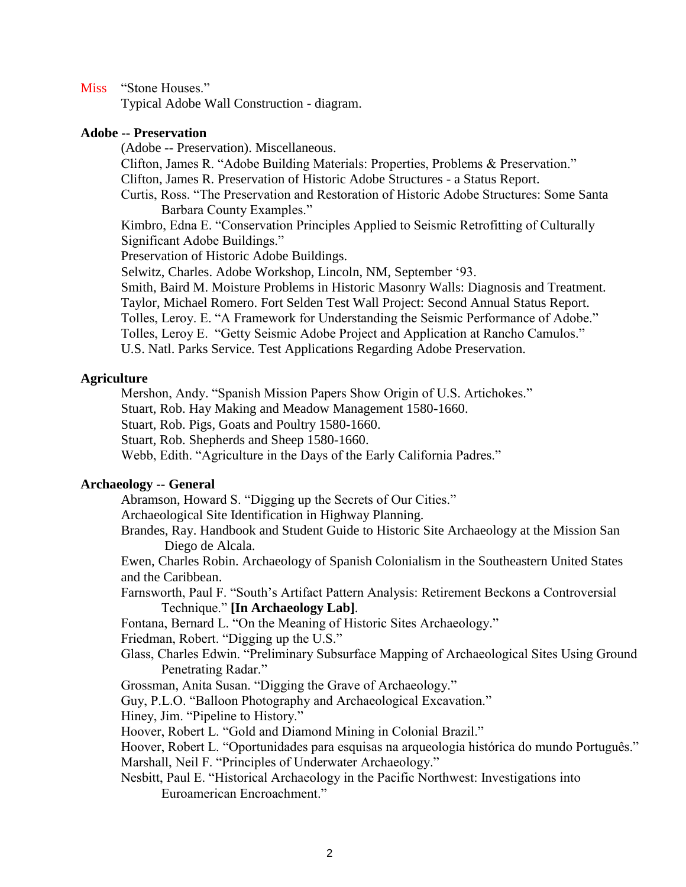Miss "Stone Houses."
Typical Adobe Wall Construction - diagram.

**Adobe -- Preservation**

(Adobe -- Preservation). Miscellaneous.
Clifton, James R. "Adobe Building Materials: Properties, Problems & Preservation."
Clifton, James R. Preservation of Historic Adobe Structures - a Status Report.
Curtis, Ross. "The Preservation and Restoration of Historic Adobe Structures: Some Santa Barbara County Examples."
Kimbro, Edna E. "Conservation Principles Applied to Seismic Retrofitting of Culturally Significant Adobe Buildings."
Preservation of Historic Adobe Buildings.
Selwitz, Charles. Adobe Workshop, Lincoln, NM, September '93.
Smith, Baird M. Moisture Problems in Historic Masonry Walls: Diagnosis and Treatment.
Taylor, Michael Romero. Fort Selden Test Wall Project: Second Annual Status Report.
Tolles, Leroy. E. "A Framework for Understanding the Seismic Performance of Adobe."
Tolles, Leroy E. "Getty Seismic Adobe Project and Application at Rancho Camulos."
U.S. Natl. Parks Service. Test Applications Regarding Adobe Preservation.

**Agriculture**

Mershon, Andy. "Spanish Mission Papers Show Origin of U.S. Artichokes."
Stuart, Rob. Hay Making and Meadow Management 1580-1660.
Stuart, Rob. Pigs, Goats and Poultry 1580-1660.
Stuart, Rob. Shepherds and Sheep 1580-1660.
Webb, Edith. "Agriculture in the Days of the Early California Padres."

**Archaeology -- General**

Abramson, Howard S. "Digging up the Secrets of Our Cities."
Archaeological Site Identification in Highway Planning.
Brandes, Ray. Handbook and Student Guide to Historic Site Archaeology at the Mission San Diego de Alcala.
Ewen, Charles Robin. Archaeology of Spanish Colonialism in the Southeastern United States and the Caribbean.
Farnsworth, Paul F. "South's Artifact Pattern Analysis: Retirement Beckons a Controversial Technique." **[In Archaeology Lab]**.
Fontana, Bernard L. "On the Meaning of Historic Sites Archaeology."
Friedman, Robert. "Digging up the U.S."
Glass, Charles Edwin. "Preliminary Subsurface Mapping of Archaeological Sites Using Ground Penetrating Radar."
Grossman, Anita Susan. "Digging the Grave of Archaeology."
Guy, P.L.O. "Balloon Photography and Archaeological Excavation."
Hiney, Jim. "Pipeline to History."
Hoover, Robert L. "Gold and Diamond Mining in Colonial Brazil."
Hoover, Robert L. "Oportunidades para esquisas na arqueologia histórica do mundo Português."
Marshall, Neil F. "Principles of Underwater Archaeology."
Nesbitt, Paul E. "Historical Archaeology in the Pacific Northwest: Investigations into Euroamerican Encroachment."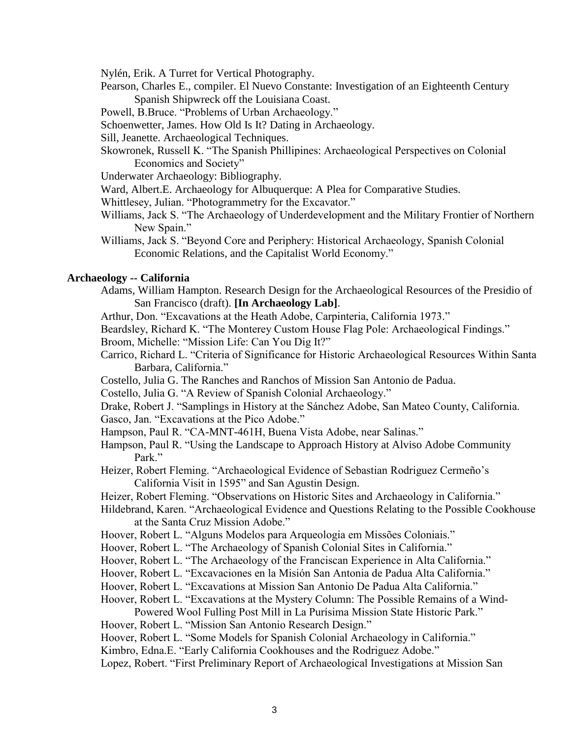Nylén, Erik. A Turret for Vertical Photography.

Pearson, Charles E., compiler. El Nuevo Constante: Investigation of an Eighteenth Century Spanish Shipwreck off the Louisiana Coast.

Powell, B.Bruce. "Problems of Urban Archaeology."

Schoenwetter, James. How Old Is It? Dating in Archaeology.

Sill, Jeanette. Archaeological Techniques.

Skowronek, Russell K. "The Spanish Phillipines: Archaeological Perspectives on Colonial Economics and Society"

Underwater Archaeology: Bibliography.

Ward, Albert.E. Archaeology for Albuquerque: A Plea for Comparative Studies.

Whittlesey, Julian. "Photogrammetry for the Excavator."

Williams, Jack S. "The Archaeology of Underdevelopment and the Military Frontier of Northern New Spain."

Williams, Jack S. "Beyond Core and Periphery: Historical Archaeology, Spanish Colonial Economic Relations, and the Capitalist World Economy."

**Archaeology -- California**

Adams, William Hampton. Research Design for the Archaeological Resources of the Presidio of San Francisco (draft). **[In Archaeology Lab]**.

Arthur, Don. "Excavations at the Heath Adobe, Carpinteria, California 1973."

Beardsley, Richard K. "The Monterey Custom House Flag Pole: Archaeological Findings."

Broom, Michelle: "Mission Life: Can You Dig It?"

Carrico, Richard L. "Criteria of Significance for Historic Archaeological Resources Within Santa Barbara, California."

Costello, Julia G. The Ranches and Ranchos of Mission San Antonio de Padua.

Costello, Julia G. "A Review of Spanish Colonial Archaeology."

Drake, Robert J. "Samplings in History at the Sánchez Adobe, San Mateo County, California.

Gasco, Jan. "Excavations at the Pico Adobe."

Hampson, Paul R. "CA-MNT-461H, Buena Vista Adobe, near Salinas."

Hampson, Paul R. "Using the Landscape to Approach History at Alviso Adobe Community Park."

Heizer, Robert Fleming. "Archaeological Evidence of Sebastian Rodriguez Cermeño's California Visit in 1595" and San Agustin Design.

Heizer, Robert Fleming. "Observations on Historic Sites and Archaeology in California."

Hildebrand, Karen. "Archaeological Evidence and Questions Relating to the Possible Cookhouse at the Santa Cruz Mission Adobe."

Hoover, Robert L. "Alguns Modelos para Arqueologia em Missões Coloniais."

Hoover, Robert L. "The Archaeology of Spanish Colonial Sites in California."

Hoover, Robert L. "The Archaeology of the Franciscan Experience in Alta California."

Hoover, Robert L. "Excavaciones en la Misión San Antonia de Padua Alta California."

Hoover, Robert L. "Excavations at Mission San Antonio De Padua Alta California."

Hoover, Robert L. "Excavations at the Mystery Column: The Possible Remains of a Wind-Powered Wool Fulling Post Mill in La Purísima Mission State Historic Park."

Hoover, Robert L. "Mission San Antonio Research Design."

Hoover, Robert L. "Some Models for Spanish Colonial Archaeology in California."

Kimbro, Edna.E. "Early California Cookhouses and the Rodriguez Adobe."

Lopez, Robert. "First Preliminary Report of Archaeological Investigations at Mission San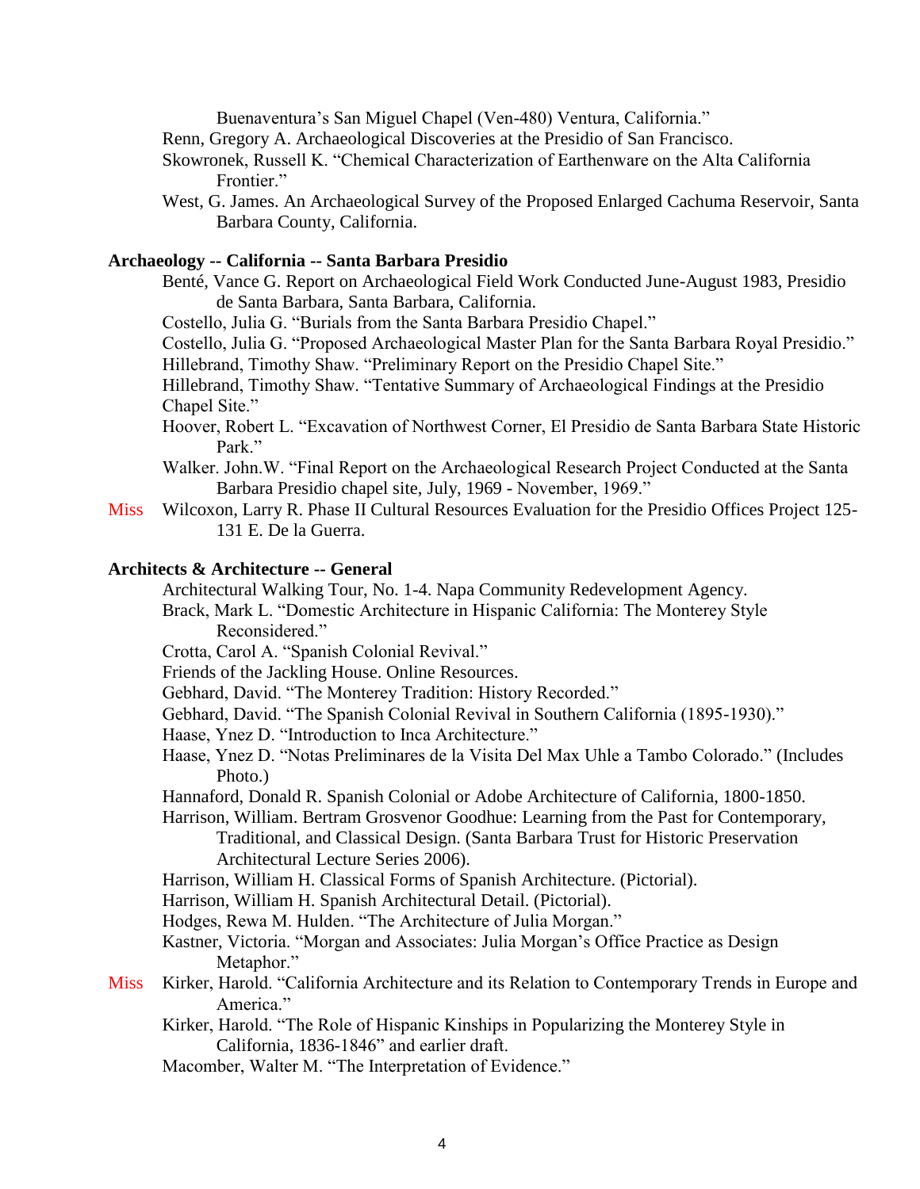Buenaventura's San Miguel Chapel (Ven-480) Ventura, California."

Renn, Gregory A. Archaeological Discoveries at the Presidio of San Francisco.

Skowronek, Russell K. "Chemical Characterization of Earthenware on the Alta California Frontier."

West, G. James. An Archaeological Survey of the Proposed Enlarged Cachuma Reservoir, Santa Barbara County, California.

**Archaeology -- California -- Santa Barbara Presidio**

Benté, Vance G. Report on Archaeological Field Work Conducted June-August 1983, Presidio de Santa Barbara, Santa Barbara, California.

Costello, Julia G. "Burials from the Santa Barbara Presidio Chapel."

Costello, Julia G. "Proposed Archaeological Master Plan for the Santa Barbara Royal Presidio."

Hillebrand, Timothy Shaw. "Preliminary Report on the Presidio Chapel Site."

Hillebrand, Timothy Shaw. "Tentative Summary of Archaeological Findings at the Presidio Chapel Site."

Hoover, Robert L. "Excavation of Northwest Corner, El Presidio de Santa Barbara State Historic Park."

Walker. John.W. "Final Report on the Archaeological Research Project Conducted at the Santa Barbara Presidio chapel site, July, 1969 - November, 1969."

Miss Wilcoxon, Larry R. Phase II Cultural Resources Evaluation for the Presidio Offices Project 125-131 E. De la Guerra.

**Architects & Architecture -- General**

Architectural Walking Tour, No. 1-4. Napa Community Redevelopment Agency.

Brack, Mark L. "Domestic Architecture in Hispanic California: The Monterey Style Reconsidered."

Crotta, Carol A. "Spanish Colonial Revival."

Friends of the Jackling House. Online Resources.

Gebhard, David. "The Monterey Tradition: History Recorded."

Gebhard, David. "The Spanish Colonial Revival in Southern California (1895-1930)."

Haase, Ynez D. "Introduction to Inca Architecture."

Haase, Ynez D. "Notas Preliminares de la Visita Del Max Uhle a Tambo Colorado." (Includes Photo.)

Hannaford, Donald R. Spanish Colonial or Adobe Architecture of California, 1800-1850.

Harrison, William. Bertram Grosvenor Goodhue: Learning from the Past for Contemporary, Traditional, and Classical Design. (Santa Barbara Trust for Historic Preservation Architectural Lecture Series 2006).

Harrison, William H. Classical Forms of Spanish Architecture. (Pictorial).

Harrison, William H. Spanish Architectural Detail. (Pictorial).

Hodges, Rewa M. Hulden. "The Architecture of Julia Morgan."

Kastner, Victoria. "Morgan and Associates: Julia Morgan's Office Practice as Design Metaphor."

Miss Kirker, Harold. "California Architecture and its Relation to Contemporary Trends in Europe and America."

Kirker, Harold. "The Role of Hispanic Kinships in Popularizing the Monterey Style in California, 1836-1846" and earlier draft.

Macomber, Walter M. "The Interpretation of Evidence."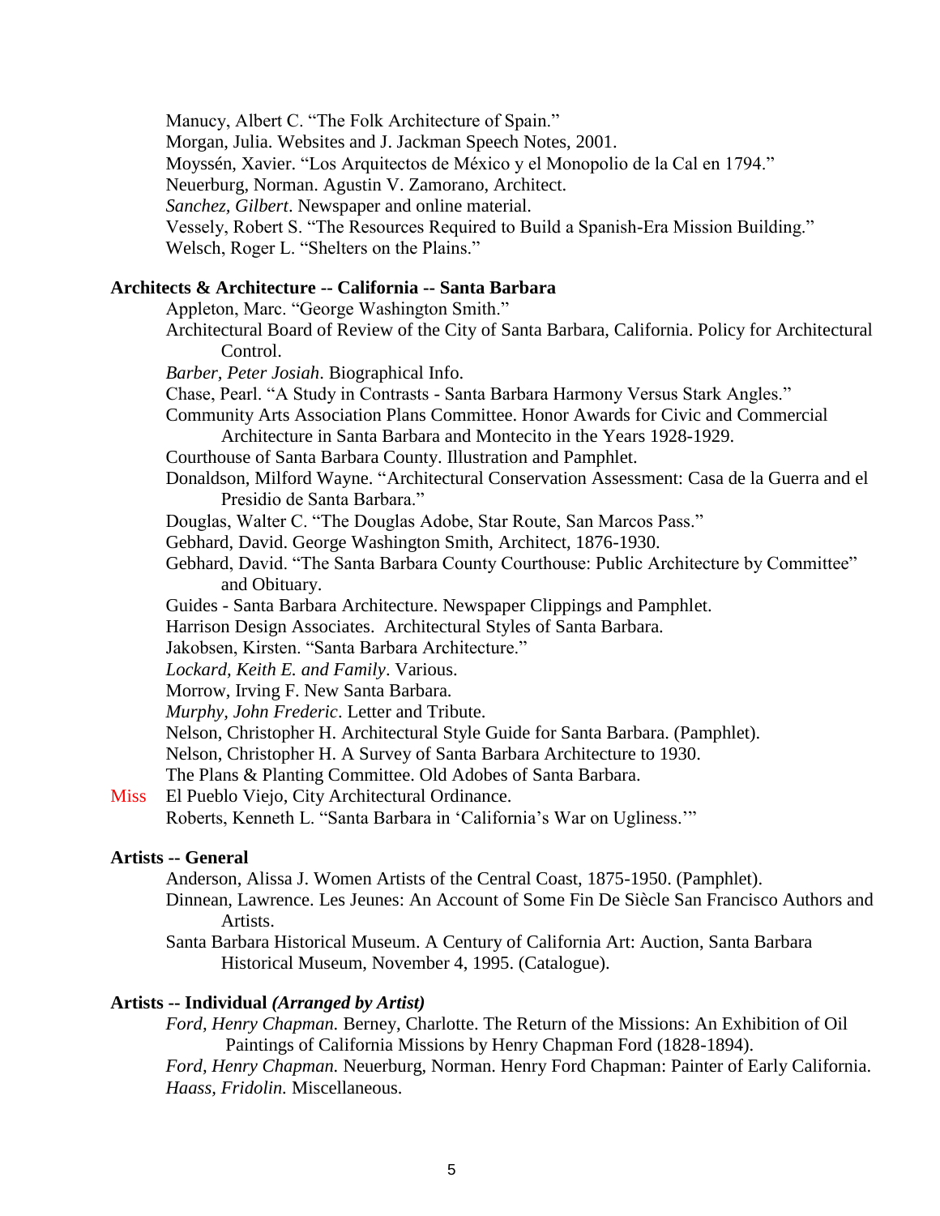Manucy, Albert C. “The Folk Architecture of Spain.”

Morgan, Julia. Websites and J. Jackman Speech Notes, 2001.

Moyssén, Xavier. “Los Arquitectos de México y el Monopolio de la Cal en 1794.”

Neuerburg, Norman. Agustin V. Zamorano, Architect.

*Sanchez, Gilbert*. Newspaper and online material.

Vessely, Robert S. “The Resources Required to Build a Spanish-Era Mission Building.”

Welsch, Roger L. “Shelters on the Plains.”

**Architects & Architecture -- California -- Santa Barbara**

Appleton, Marc. “George Washington Smith.”

Architectural Board of Review of the City of Santa Barbara, California. Policy for Architectural Control.

*Barber, Peter Josiah*. Biographical Info.

Chase, Pearl. “A Study in Contrasts - Santa Barbara Harmony Versus Stark Angles.”

Community Arts Association Plans Committee. Honor Awards for Civic and Commercial Architecture in Santa Barbara and Montecito in the Years 1928-1929.

Courthouse of Santa Barbara County. Illustration and Pamphlet.

Donaldson, Milford Wayne. “Architectural Conservation Assessment: Casa de la Guerra and el Presidio de Santa Barbara.”

Douglas, Walter C. “The Douglas Adobe, Star Route, San Marcos Pass.”

Gebhard, David. George Washington Smith, Architect, 1876-1930.

Gebhard, David. “The Santa Barbara County Courthouse: Public Architecture by Committee” and Obituary.

Guides - Santa Barbara Architecture. Newspaper Clippings and Pamphlet.

Harrison Design Associates. Architectural Styles of Santa Barbara.

Jakobsen, Kirsten. “Santa Barbara Architecture.”

*Lockard, Keith E. and Family*. Various.

Morrow, Irving F. New Santa Barbara.

*Murphy, John Frederic*. Letter and Tribute.

Nelson, Christopher H. Architectural Style Guide for Santa Barbara. (Pamphlet).

Nelson, Christopher H. A Survey of Santa Barbara Architecture to 1930.

The Plans & Planting Committee. Old Adobes of Santa Barbara.

Miss El Pueblo Viejo, City Architectural Ordinance.

Roberts, Kenneth L. “Santa Barbara in ‘California’s War on Ugliness.’”

**Artists -- General**

Anderson, Alissa J. Women Artists of the Central Coast, 1875-1950. (Pamphlet).

Dinnean, Lawrence. Les Jeunes: An Account of Some Fin De Siècle San Francisco Authors and Artists.

Santa Barbara Historical Museum. A Century of California Art: Auction, Santa Barbara Historical Museum, November 4, 1995. (Catalogue).

**Artists -- Individual *(Arranged by Artist)***

*Ford, Henry Chapman.* Berney, Charlotte. The Return of the Missions: An Exhibition of Oil Paintings of California Missions by Henry Chapman Ford (1828-1894).

*Ford, Henry Chapman.* Neuerburg, Norman. Henry Ford Chapman: Painter of Early California.

*Haass, Fridolin.* Miscellaneous.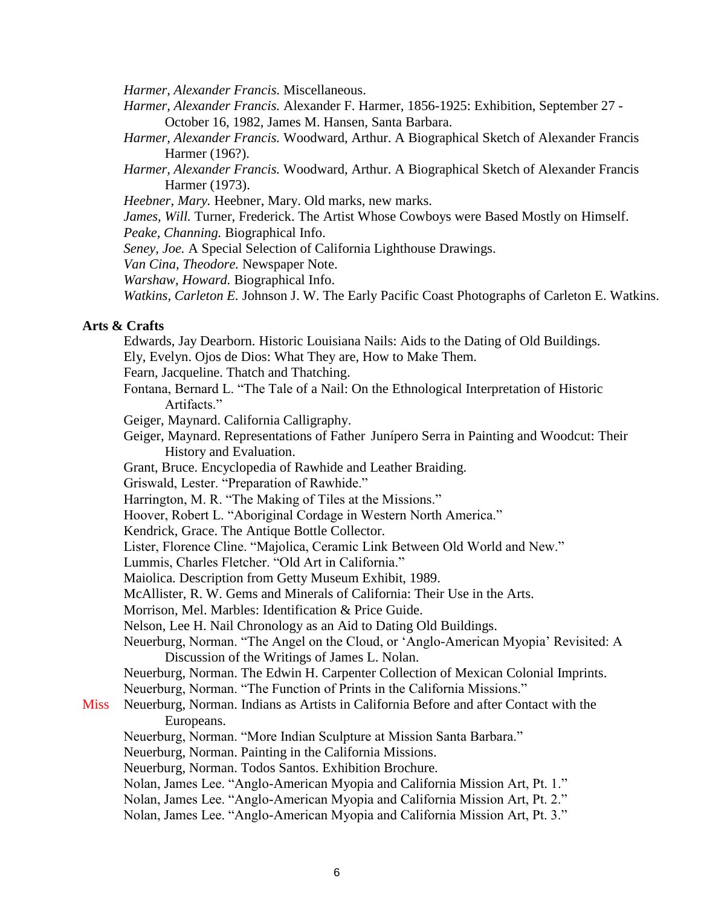*Harmer, Alexander Francis.* Miscellaneous.

*Harmer, Alexander Francis.* Alexander F. Harmer, 1856-1925: Exhibition, September 27 - October 16, 1982, James M. Hansen, Santa Barbara.

*Harmer, Alexander Francis.* Woodward, Arthur. A Biographical Sketch of Alexander Francis Harmer (196?).

*Harmer, Alexander Francis.* Woodward, Arthur. A Biographical Sketch of Alexander Francis Harmer (1973).

*Heebner, Mary.* Heebner, Mary. Old marks, new marks.

*James, Will.* Turner, Frederick. The Artist Whose Cowboys were Based Mostly on Himself.

*Peake, Channing.* Biographical Info.

*Seney, Joe.* A Special Selection of California Lighthouse Drawings.

*Van Cina, Theodore.* Newspaper Note.

*Warshaw, Howard.* Biographical Info.

*Watkins, Carleton E.* Johnson J. W. The Early Pacific Coast Photographs of Carleton E. Watkins.

**Arts & Crafts**

Edwards, Jay Dearborn. Historic Louisiana Nails: Aids to the Dating of Old Buildings.

Ely, Evelyn. Ojos de Dios: What They are, How to Make Them.

Fearn, Jacqueline. Thatch and Thatching.

Fontana, Bernard L. "The Tale of a Nail: On the Ethnological Interpretation of Historic Artifacts."

Geiger, Maynard. California Calligraphy.

Geiger, Maynard. Representations of Father Junípero Serra in Painting and Woodcut: Their History and Evaluation.

Grant, Bruce. Encyclopedia of Rawhide and Leather Braiding.

Griswald, Lester. "Preparation of Rawhide."

Harrington, M. R. "The Making of Tiles at the Missions."

Hoover, Robert L. "Aboriginal Cordage in Western North America."

Kendrick, Grace. The Antique Bottle Collector.

Lister, Florence Cline. "Majolica, Ceramic Link Between Old World and New."

Lummis, Charles Fletcher. "Old Art in California."

Maiolica. Description from Getty Museum Exhibit, 1989.

McAllister, R. W. Gems and Minerals of California: Their Use in the Arts.

Morrison, Mel. Marbles: Identification & Price Guide.

Nelson, Lee H. Nail Chronology as an Aid to Dating Old Buildings.

Neuerburg, Norman. "The Angel on the Cloud, or 'Anglo-American Myopia' Revisited: A Discussion of the Writings of James L. Nolan.

Neuerburg, Norman. The Edwin H. Carpenter Collection of Mexican Colonial Imprints.

Neuerburg, Norman. "The Function of Prints in the California Missions."

Miss Neuerburg, Norman. Indians as Artists in California Before and after Contact with the Europeans.

Neuerburg, Norman. "More Indian Sculpture at Mission Santa Barbara."

Neuerburg, Norman. Painting in the California Missions.

Neuerburg, Norman. Todos Santos. Exhibition Brochure.

Nolan, James Lee. "Anglo-American Myopia and California Mission Art, Pt. 1."

Nolan, James Lee. "Anglo-American Myopia and California Mission Art, Pt. 2."

Nolan, James Lee. "Anglo-American Myopia and California Mission Art, Pt. 3."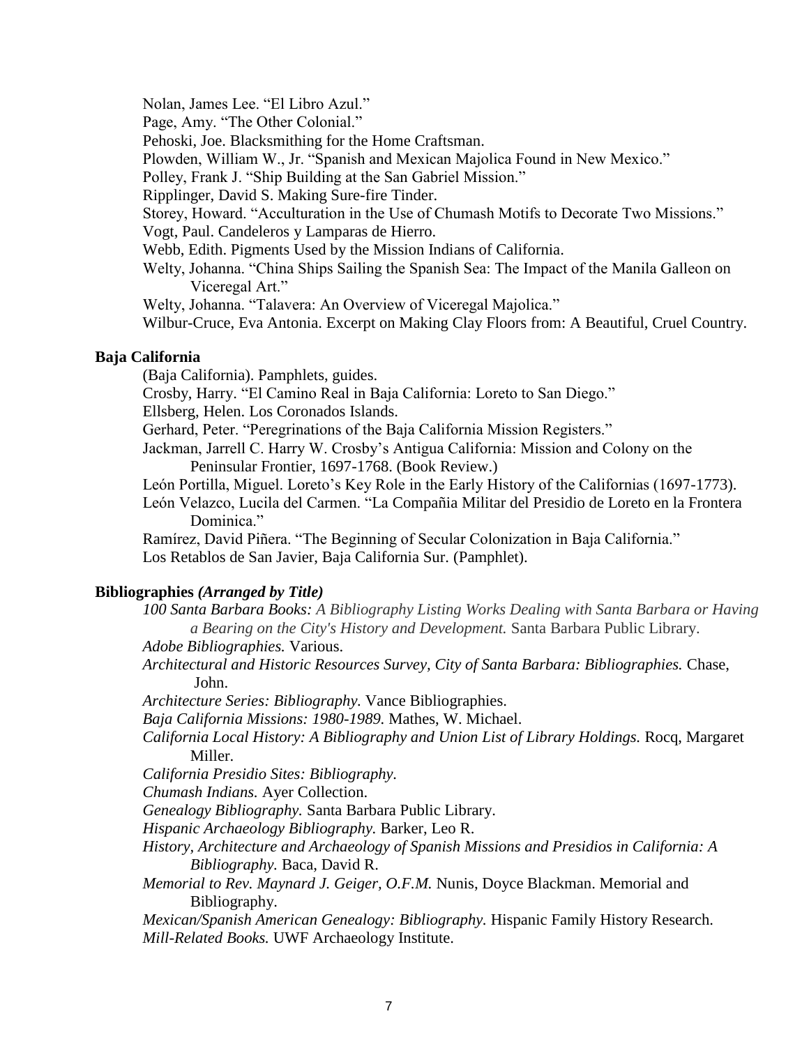Nolan, James Lee. "El Libro Azul."

Page, Amy. "The Other Colonial."

Pehoski, Joe. Blacksmithing for the Home Craftsman.

Plowden, William W., Jr. "Spanish and Mexican Majolica Found in New Mexico."

Polley, Frank J. "Ship Building at the San Gabriel Mission."

Ripplinger, David S. Making Sure-fire Tinder.

Storey, Howard. "Acculturation in the Use of Chumash Motifs to Decorate Two Missions."

Vogt, Paul. Candeleros y Lamparas de Hierro.

Webb, Edith. Pigments Used by the Mission Indians of California.

Welty, Johanna. "China Ships Sailing the Spanish Sea: The Impact of the Manila Galleon on Viceregal Art."

Welty, Johanna. "Talavera: An Overview of Viceregal Majolica."

Wilbur-Cruce, Eva Antonia. Excerpt on Making Clay Floors from: A Beautiful, Cruel Country.

**Baja California**

(Baja California). Pamphlets, guides.

Crosby, Harry. "El Camino Real in Baja California: Loreto to San Diego."

Ellsberg, Helen. Los Coronados Islands.

Gerhard, Peter. "Peregrinations of the Baja California Mission Registers."

Jackman, Jarrell C. Harry W. Crosby's Antigua California: Mission and Colony on the Peninsular Frontier, 1697-1768. (Book Review.)

León Portilla, Miguel. Loreto's Key Role in the Early History of the Californias (1697-1773).

León Velazco, Lucila del Carmen. "La Compañia Militar del Presidio de Loreto en la Frontera Dominica."

Ramírez, David Piñera. "The Beginning of Secular Colonization in Baja California."

Los Retablos de San Javier, Baja California Sur. (Pamphlet).

**Bibliographies *(Arranged by Title)***

*100 Santa Barbara Books: A Bibliography Listing Works Dealing with Santa Barbara or Having a Bearing on the City's History and Development.* Santa Barbara Public Library.

*Adobe Bibliographies.* Various.

*Architectural and Historic Resources Survey, City of Santa Barbara: Bibliographies.* Chase, John.

*Architecture Series: Bibliography.* Vance Bibliographies.

*Baja California Missions: 1980-1989.* Mathes, W. Michael.

*California Local History: A Bibliography and Union List of Library Holdings.* Rocq, Margaret Miller.

*California Presidio Sites: Bibliography.*

*Chumash Indians.* Ayer Collection.

*Genealogy Bibliography.* Santa Barbara Public Library.

*Hispanic Archaeology Bibliography.* Barker, Leo R.

*History, Architecture and Archaeology of Spanish Missions and Presidios in California: A Bibliography.* Baca, David R.

*Memorial to Rev. Maynard J. Geiger, O.F.M.* Nunis, Doyce Blackman. Memorial and Bibliography.

*Mexican/Spanish American Genealogy: Bibliography.* Hispanic Family History Research.

*Mill-Related Books.* UWF Archaeology Institute.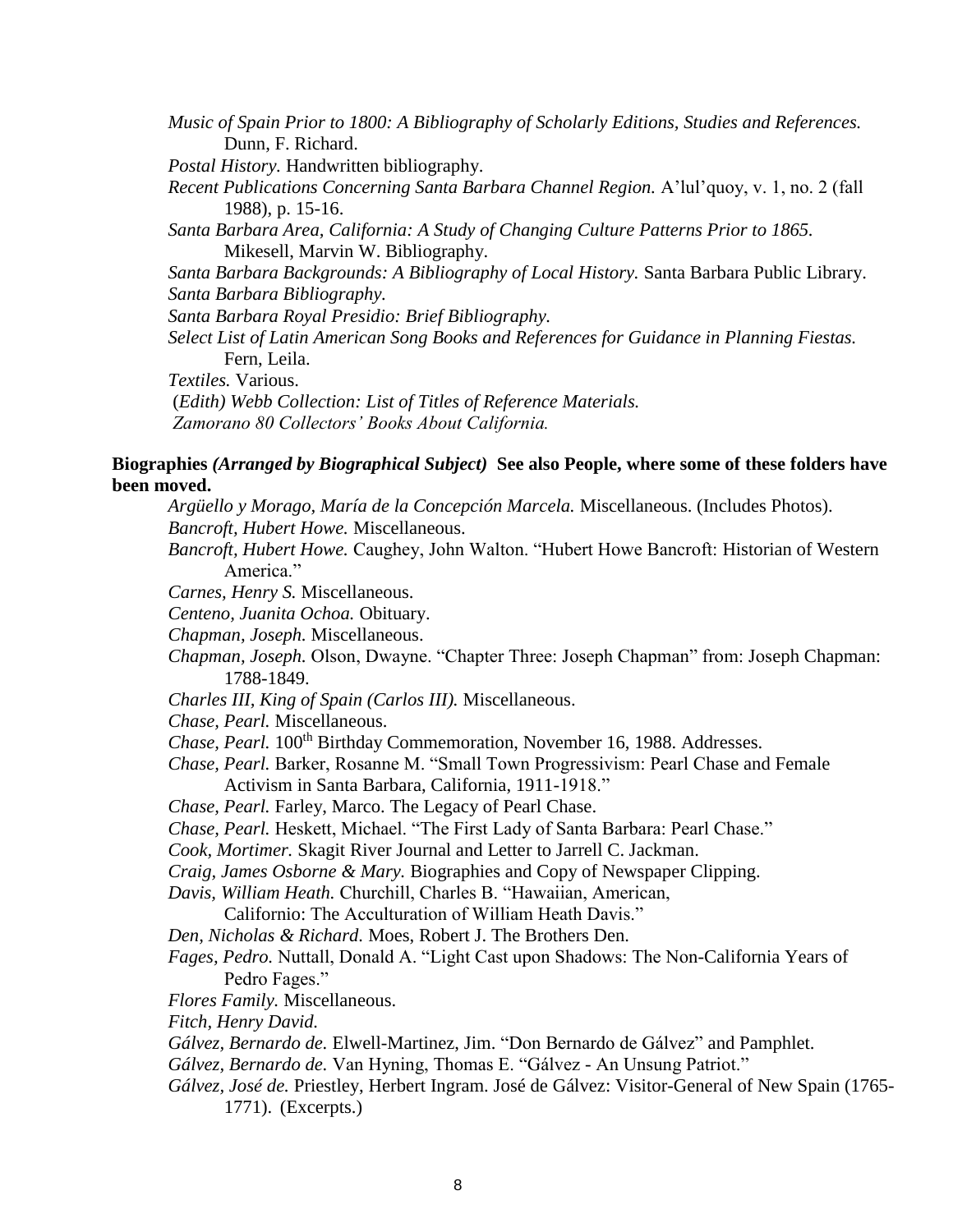*Music of Spain Prior to 1800: A Bibliography of Scholarly Editions, Studies and References.* Dunn, F. Richard.

*Postal History.* Handwritten bibliography.

*Recent Publications Concerning Santa Barbara Channel Region.* A'lul'quoy, v. 1, no. 2 (fall 1988), p. 15-16.

*Santa Barbara Area, California: A Study of Changing Culture Patterns Prior to 1865.* Mikesell, Marvin W. Bibliography.

*Santa Barbara Backgrounds: A Bibliography of Local History.* Santa Barbara Public Library.

*Santa Barbara Bibliography.*

*Santa Barbara Royal Presidio: Brief Bibliography.*

*Select List of Latin American Song Books and References for Guidance in Planning Fiestas.* Fern, Leila.

*Textiles.* Various.

(*Edith) Webb Collection: List of Titles of Reference Materials.*

*Zamorano 80 Collectors' Books About California.*

**Biographies *(Arranged by Biographical Subject)* See also People, where some of these folders have been moved.**

*Argüello y Morago, María de la Concepción Marcela.* Miscellaneous. (Includes Photos).

*Bancroft, Hubert Howe.* Miscellaneous.

*Bancroft, Hubert Howe.* Caughey, John Walton. "Hubert Howe Bancroft: Historian of Western America."

*Carnes, Henry S.* Miscellaneous.

*Centeno, Juanita Ochoa.* Obituary.

*Chapman, Joseph.* Miscellaneous.

*Chapman, Joseph.* Olson, Dwayne. "Chapter Three: Joseph Chapman" from: Joseph Chapman: 1788-1849.

*Charles III, King of Spain (Carlos III).* Miscellaneous.

*Chase, Pearl.* Miscellaneous.

*Chase, Pearl.* 100th Birthday Commemoration, November 16, 1988. Addresses.

*Chase, Pearl.* Barker, Rosanne M. "Small Town Progressivism: Pearl Chase and Female Activism in Santa Barbara, California, 1911-1918."

*Chase, Pearl.* Farley, Marco. The Legacy of Pearl Chase.

*Chase, Pearl.* Heskett, Michael. "The First Lady of Santa Barbara: Pearl Chase."

*Cook, Mortimer.* Skagit River Journal and Letter to Jarrell C. Jackman.

*Craig, James Osborne & Mary.* Biographies and Copy of Newspaper Clipping.

*Davis, William Heath.* Churchill, Charles B. "Hawaiian, American, Californio: The Acculturation of William Heath Davis."

*Den, Nicholas & Richard.* Moes, Robert J. The Brothers Den.

*Fages, Pedro.* Nuttall, Donald A. "Light Cast upon Shadows: The Non-California Years of Pedro Fages."

*Flores Family.* Miscellaneous.

*Fitch, Henry David.*

*Gálvez, Bernardo de.* Elwell-Martinez, Jim. "Don Bernardo de Gálvez" and Pamphlet.

*Gálvez, Bernardo de.* Van Hyning, Thomas E. "Gálvez - An Unsung Patriot."

*Gálvez, José de.* Priestley, Herbert Ingram. José de Gálvez: Visitor-General of New Spain (1765-1771). (Excerpts.)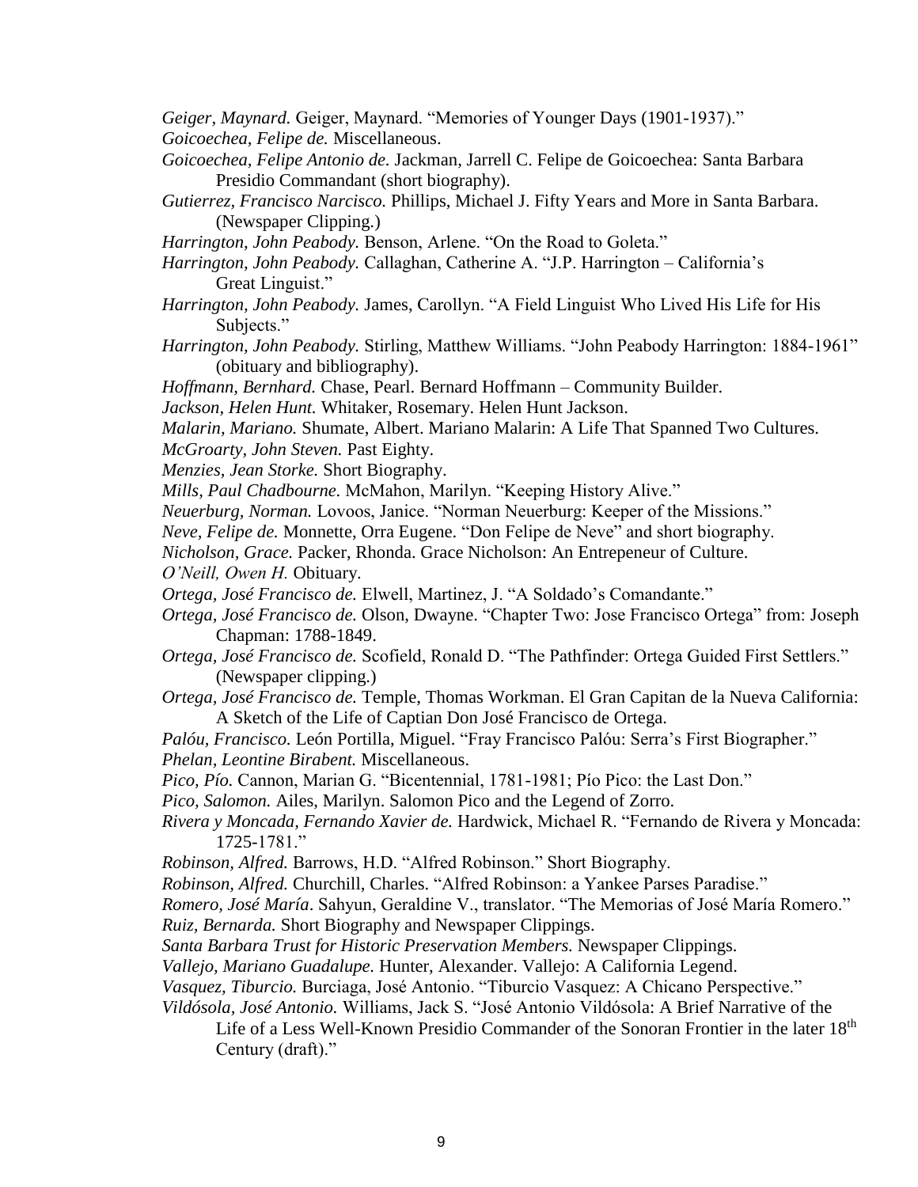*Geiger, Maynard.* Geiger, Maynard. "Memories of Younger Days (1901-1937)."

*Goicoechea, Felipe de.* Miscellaneous.

*Goicoechea, Felipe Antonio de.* Jackman, Jarrell C. Felipe de Goicoechea: Santa Barbara Presidio Commandant (short biography).

*Gutierrez, Francisco Narcisco.* Phillips, Michael J. Fifty Years and More in Santa Barbara. (Newspaper Clipping.)

*Harrington, John Peabody.* Benson, Arlene. "On the Road to Goleta."

*Harrington, John Peabody.* Callaghan, Catherine A. "J.P. Harrington – California's Great Linguist."

*Harrington, John Peabody.* James, Carollyn. "A Field Linguist Who Lived His Life for His Subjects."

*Harrington, John Peabody.* Stirling, Matthew Williams. "John Peabody Harrington: 1884-1961" (obituary and bibliography).

*Hoffmann, Bernhard.* Chase, Pearl. Bernard Hoffmann – Community Builder.

*Jackson, Helen Hunt.* Whitaker, Rosemary. Helen Hunt Jackson.

*Malarin, Mariano.* Shumate, Albert. Mariano Malarin: A Life That Spanned Two Cultures.

*McGroarty, John Steven.* Past Eighty.

*Menzies, Jean Storke.* Short Biography.

*Mills, Paul Chadbourne.* McMahon, Marilyn. "Keeping History Alive."

*Neuerburg, Norman.* Lovoos, Janice. "Norman Neuerburg: Keeper of the Missions."

*Neve, Felipe de.* Monnette, Orra Eugene. "Don Felipe de Neve" and short biography.

*Nicholson, Grace.* Packer, Rhonda. Grace Nicholson: An Entrepeneur of Culture.

*O'Neill, Owen H.* Obituary.

*Ortega, José Francisco de.* Elwell, Martinez, J. "A Soldado's Comandante."

*Ortega, José Francisco de.* Olson, Dwayne. "Chapter Two: Jose Francisco Ortega" from: Joseph Chapman: 1788-1849.

*Ortega, José Francisco de.* Scofield, Ronald D. "The Pathfinder: Ortega Guided First Settlers." (Newspaper clipping.)

*Ortega, José Francisco de.* Temple, Thomas Workman. El Gran Capitan de la Nueva California: A Sketch of the Life of Captian Don José Francisco de Ortega.

*Palóu, Francisco.* León Portilla, Miguel. "Fray Francisco Palóu: Serra's First Biographer."

*Phelan, Leontine Birabent.* Miscellaneous.

*Pico, Pío.* Cannon, Marian G. "Bicentennial, 1781-1981; Pío Pico: the Last Don."

*Pico, Salomon.* Ailes, Marilyn. Salomon Pico and the Legend of Zorro.

*Rivera y Moncada, Fernando Xavier de.* Hardwick, Michael R. "Fernando de Rivera y Moncada: 1725-1781."

*Robinson, Alfred.* Barrows, H.D. "Alfred Robinson." Short Biography.

*Robinson, Alfred.* Churchill, Charles. "Alfred Robinson: a Yankee Parses Paradise."

*Romero, José María.* Sahyun, Geraldine V., translator. "The Memorias of José María Romero."

*Ruiz, Bernarda.* Short Biography and Newspaper Clippings.

*Santa Barbara Trust for Historic Preservation Members.* Newspaper Clippings.

*Vallejo, Mariano Guadalupe.* Hunter, Alexander. Vallejo: A California Legend.

*Vasquez, Tiburcio.* Burciaga, José Antonio. "Tiburcio Vasquez: A Chicano Perspective."

*Vildósola, José Antonio.* Williams, Jack S. "José Antonio Vildósola: A Brief Narrative of the Life of a Less Well-Known Presidio Commander of the Sonoran Frontier in the later 18th Century (draft)."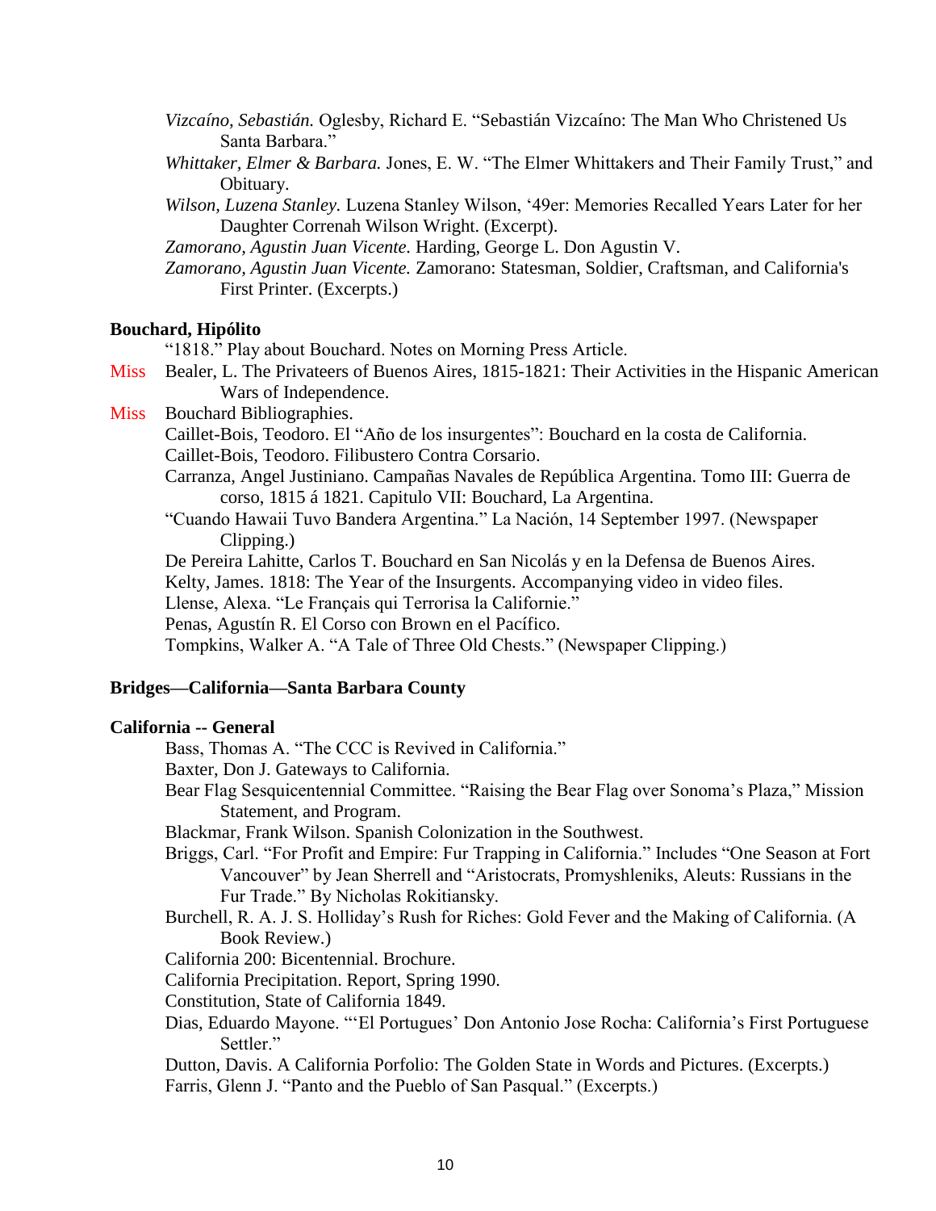*Vizcaíno, Sebastián.* Oglesby, Richard E. "Sebastián Vizcaíno: The Man Who Christened Us Santa Barbara."

*Whittaker, Elmer & Barbara.* Jones, E. W. "The Elmer Whittakers and Their Family Trust," and Obituary.

*Wilson, Luzena Stanley.* Luzena Stanley Wilson, '49er: Memories Recalled Years Later for her Daughter Correnah Wilson Wright. (Excerpt).

*Zamorano, Agustin Juan Vicente.* Harding, George L. Don Agustin V.

*Zamorano, Agustin Juan Vicente.* Zamorano: Statesman, Soldier, Craftsman, and California's First Printer. (Excerpts.)

**Bouchard, Hipólito**

"1818." Play about Bouchard. Notes on Morning Press Article.

Miss Bealer, L. The Privateers of Buenos Aires, 1815-1821: Their Activities in the Hispanic American Wars of Independence.

Miss Bouchard Bibliographies.

Caillet-Bois, Teodoro. El "Año de los insurgentes": Bouchard en la costa de California.

Caillet-Bois, Teodoro. Filibustero Contra Corsario.

Carranza, Angel Justiniano. Campañas Navales de República Argentina. Tomo III: Guerra de corso, 1815 á 1821. Capitulo VII: Bouchard, La Argentina.

"Cuando Hawaii Tuvo Bandera Argentina." La Nación, 14 September 1997. (Newspaper Clipping.)

De Pereira Lahitte, Carlos T. Bouchard en San Nicolás y en la Defensa de Buenos Aires.

Kelty, James. 1818: The Year of the Insurgents. Accompanying video in video files.

Llense, Alexa. "Le Français qui Terrorisa la Californie."

Penas, Agustín R. El Corso con Brown en el Pacífico.

Tompkins, Walker A. "A Tale of Three Old Chests." (Newspaper Clipping.)

**Bridges—California—Santa Barbara County**

**California -- General**

Bass, Thomas A. "The CCC is Revived in California."

Baxter, Don J. Gateways to California.

Bear Flag Sesquicentennial Committee. "Raising the Bear Flag over Sonoma's Plaza," Mission Statement, and Program.

Blackmar, Frank Wilson. Spanish Colonization in the Southwest.

Briggs, Carl. "For Profit and Empire: Fur Trapping in California." Includes "One Season at Fort Vancouver" by Jean Sherrell and "Aristocrats, Promyshleniks, Aleuts: Russians in the Fur Trade." By Nicholas Rokitiansky.

Burchell, R. A. J. S. Holliday's Rush for Riches: Gold Fever and the Making of California. (A Book Review.)

California 200: Bicentennial. Brochure.

California Precipitation. Report, Spring 1990.

Constitution, State of California 1849.

Dias, Eduardo Mayone. "'El Portugues' Don Antonio Jose Rocha: California's First Portuguese Settler."

Dutton, Davis. A California Porfolio: The Golden State in Words and Pictures. (Excerpts.)

Farris, Glenn J. "Panto and the Pueblo of San Pasqual." (Excerpts.)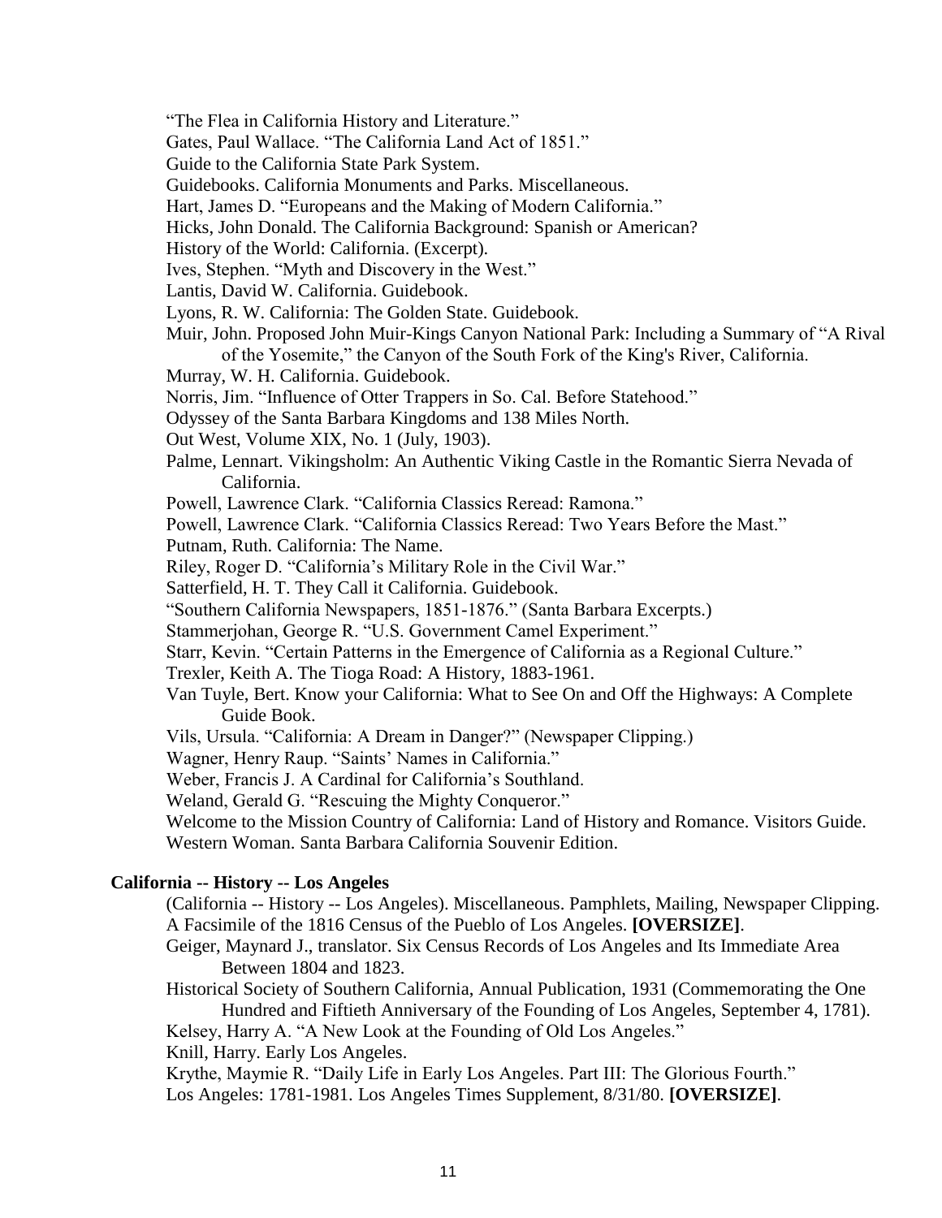"The Flea in California History and Literature."

Gates, Paul Wallace. "The California Land Act of 1851."

Guide to the California State Park System.

Guidebooks. California Monuments and Parks. Miscellaneous.

Hart, James D. "Europeans and the Making of Modern California."

Hicks, John Donald. The California Background: Spanish or American?

History of the World: California. (Excerpt).

Ives, Stephen. "Myth and Discovery in the West."

Lantis, David W. California. Guidebook.

Lyons, R. W. California: The Golden State. Guidebook.

Muir, John. Proposed John Muir-Kings Canyon National Park: Including a Summary of "A Rival of the Yosemite," the Canyon of the South Fork of the King's River, California.

Murray, W. H. California. Guidebook.

Norris, Jim. "Influence of Otter Trappers in So. Cal. Before Statehood."

Odyssey of the Santa Barbara Kingdoms and 138 Miles North.

Out West, Volume XIX, No. 1 (July, 1903).

Palme, Lennart. Vikingsholm: An Authentic Viking Castle in the Romantic Sierra Nevada of California.

Powell, Lawrence Clark. "California Classics Reread: Ramona."

Powell, Lawrence Clark. "California Classics Reread: Two Years Before the Mast."

Putnam, Ruth. California: The Name.

Riley, Roger D. "California's Military Role in the Civil War."

Satterfield, H. T. They Call it California. Guidebook.

"Southern California Newspapers, 1851-1876." (Santa Barbara Excerpts.)

Stammerjohan, George R. "U.S. Government Camel Experiment."

Starr, Kevin. "Certain Patterns in the Emergence of California as a Regional Culture."

Trexler, Keith A. The Tioga Road: A History, 1883-1961.

Van Tuyle, Bert. Know your California: What to See On and Off the Highways: A Complete Guide Book.

Vils, Ursula. "California: A Dream in Danger?" (Newspaper Clipping.)

Wagner, Henry Raup. "Saints' Names in California."

Weber, Francis J. A Cardinal for California's Southland.

Weland, Gerald G. "Rescuing the Mighty Conqueror."

Welcome to the Mission Country of California: Land of History and Romance. Visitors Guide.

Western Woman. Santa Barbara California Souvenir Edition.

**California -- History -- Los Angeles**

(California -- History -- Los Angeles). Miscellaneous. Pamphlets, Mailing, Newspaper Clipping.

A Facsimile of the 1816 Census of the Pueblo of Los Angeles. **[OVERSIZE]**.

Geiger, Maynard J., translator. Six Census Records of Los Angeles and Its Immediate Area Between 1804 and 1823.

Historical Society of Southern California, Annual Publication, 1931 (Commemorating the One Hundred and Fiftieth Anniversary of the Founding of Los Angeles, September 4, 1781).

Kelsey, Harry A. "A New Look at the Founding of Old Los Angeles."

Knill, Harry. Early Los Angeles.

Krythe, Maymie R. "Daily Life in Early Los Angeles. Part III: The Glorious Fourth."

Los Angeles: 1781-1981. Los Angeles Times Supplement, 8/31/80. **[OVERSIZE]**.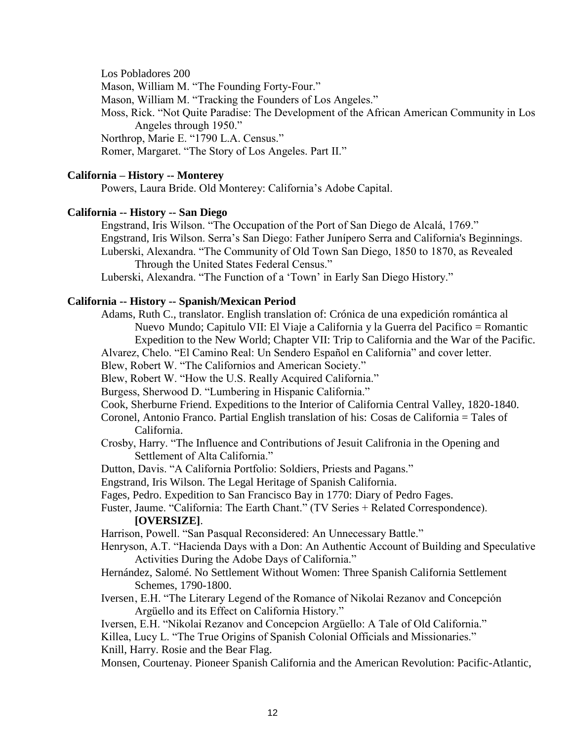Los Pobladores 200

Mason, William M. "The Founding Forty-Four."

Mason, William M. "Tracking the Founders of Los Angeles."

Moss, Rick. "Not Quite Paradise: The Development of the African American Community in Los Angeles through 1950."

Northrop, Marie E. "1790 L.A. Census."

Romer, Margaret. "The Story of Los Angeles. Part II."

**California – History -- Monterey**

Powers, Laura Bride. Old Monterey: California's Adobe Capital.

**California -- History -- San Diego**

Engstrand, Iris Wilson. "The Occupation of the Port of San Diego de Alcalá, 1769."

Engstrand, Iris Wilson. Serra's San Diego: Father Junípero Serra and California's Beginnings.

Luberski, Alexandra. "The Community of Old Town San Diego, 1850 to 1870, as Revealed Through the United States Federal Census."

Luberski, Alexandra. "The Function of a 'Town' in Early San Diego History."

**California -- History -- Spanish/Mexican Period**

Adams, Ruth C., translator. English translation of: Crónica de una expedición romántica al Nuevo Mundo; Capitulo VII: El Viaje a California y la Guerra del Pacifico = Romantic Expedition to the New World; Chapter VII: Trip to California and the War of the Pacific.

Alvarez, Chelo. "El Camino Real: Un Sendero Español en California" and cover letter.

Blew, Robert W. "The Californios and American Society."

Blew, Robert W. "How the U.S. Really Acquired California."

Burgess, Sherwood D. "Lumbering in Hispanic California."

Cook, Sherburne Friend. Expeditions to the Interior of California Central Valley, 1820-1840.

Coronel, Antonio Franco. Partial English translation of his: Cosas de California = Tales of California.

Crosby, Harry. "The Influence and Contributions of Jesuit Califronia in the Opening and Settlement of Alta California."

Dutton, Davis. "A California Portfolio: Soldiers, Priests and Pagans."

Engstrand, Iris Wilson. The Legal Heritage of Spanish California.

Fages, Pedro. Expedition to San Francisco Bay in 1770: Diary of Pedro Fages.

Fuster, Jaume. "California: The Earth Chant." (TV Series + Related Correspondence). **[OVERSIZE]**.

Harrison, Powell. "San Pasqual Reconsidered: An Unnecessary Battle."

Henryson, A.T. "Hacienda Days with a Don: An Authentic Account of Building and Speculative Activities During the Adobe Days of California."

Hernández, Salomé. No Settlement Without Women: Three Spanish California Settlement Schemes, 1790-1800.

Iversen, E.H. "The Literary Legend of the Romance of Nikolai Rezanov and Concepción Argüello and its Effect on California History."

Iversen, E.H. "Nikolai Rezanov and Concepcion Argüello: A Tale of Old California."

Killea, Lucy L. "The True Origins of Spanish Colonial Officials and Missionaries."

Knill, Harry. Rosie and the Bear Flag.

Monsen, Courtenay. Pioneer Spanish California and the American Revolution: Pacific-Atlantic,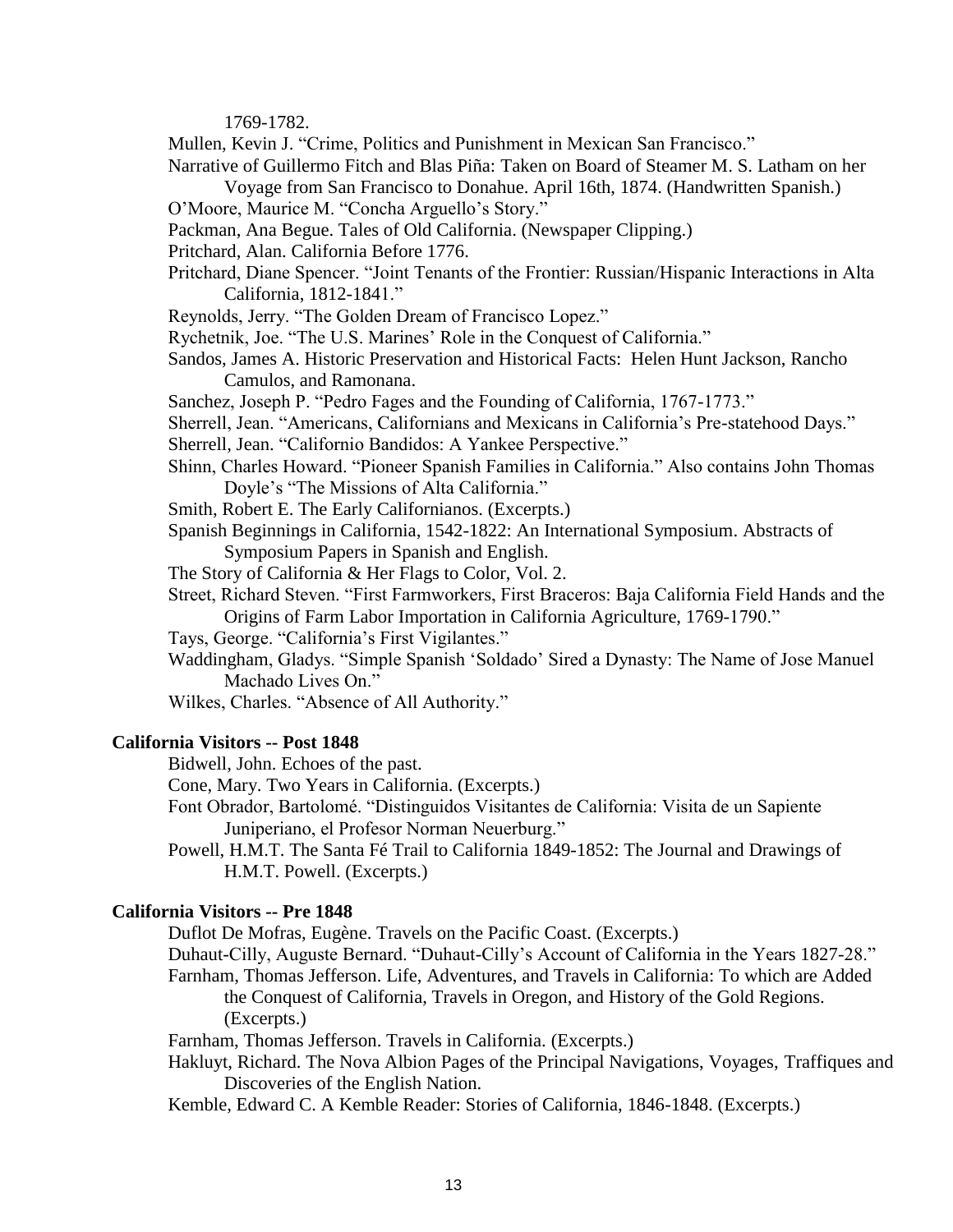1769-1782.

Mullen, Kevin J. "Crime, Politics and Punishment in Mexican San Francisco."

Narrative of Guillermo Fitch and Blas Piña: Taken on Board of Steamer M. S. Latham on her Voyage from San Francisco to Donahue. April 16th, 1874. (Handwritten Spanish.)

O'Moore, Maurice M. "Concha Arguello's Story."

Packman, Ana Begue. Tales of Old California. (Newspaper Clipping.)

Pritchard, Alan. California Before 1776.

Pritchard, Diane Spencer. "Joint Tenants of the Frontier: Russian/Hispanic Interactions in Alta California, 1812-1841."

Reynolds, Jerry. "The Golden Dream of Francisco Lopez."

Rychetnik, Joe. "The U.S. Marines' Role in the Conquest of California."

Sandos, James A. Historic Preservation and Historical Facts: Helen Hunt Jackson, Rancho Camulos, and Ramonana.

Sanchez, Joseph P. "Pedro Fages and the Founding of California, 1767-1773."

Sherrell, Jean. "Americans, Californians and Mexicans in California's Pre-statehood Days."

Sherrell, Jean. "Californio Bandidos: A Yankee Perspective."

Shinn, Charles Howard. "Pioneer Spanish Families in California." Also contains John Thomas Doyle's "The Missions of Alta California."

Smith, Robert E. The Early Californianos. (Excerpts.)

Spanish Beginnings in California, 1542-1822: An International Symposium. Abstracts of Symposium Papers in Spanish and English.

The Story of California & Her Flags to Color, Vol. 2.

Street, Richard Steven. "First Farmworkers, First Braceros: Baja California Field Hands and the Origins of Farm Labor Importation in California Agriculture, 1769-1790."

Tays, George. "California's First Vigilantes."

Waddingham, Gladys. "Simple Spanish 'Soldado' Sired a Dynasty: The Name of Jose Manuel Machado Lives On."

Wilkes, Charles. "Absence of All Authority."

**California Visitors -- Post 1848**

Bidwell, John. Echoes of the past.

Cone, Mary. Two Years in California. (Excerpts.)

Font Obrador, Bartolomé. "Distinguidos Visitantes de California: Visita de un Sapiente Juniperiano, el Profesor Norman Neuerburg."

Powell, H.M.T. The Santa Fé Trail to California 1849-1852: The Journal and Drawings of H.M.T. Powell. (Excerpts.)

**California Visitors -- Pre 1848**

Duflot De Mofras, Eugène. Travels on the Pacific Coast. (Excerpts.)

Duhaut-Cilly, Auguste Bernard. "Duhaut-Cilly's Account of California in the Years 1827-28."

Farnham, Thomas Jefferson. Life, Adventures, and Travels in California: To which are Added the Conquest of California, Travels in Oregon, and History of the Gold Regions. (Excerpts.)

Farnham, Thomas Jefferson. Travels in California. (Excerpts.)

Hakluyt, Richard. The Nova Albion Pages of the Principal Navigations, Voyages, Traffiques and Discoveries of the English Nation.

Kemble, Edward C. A Kemble Reader: Stories of California, 1846-1848. (Excerpts.)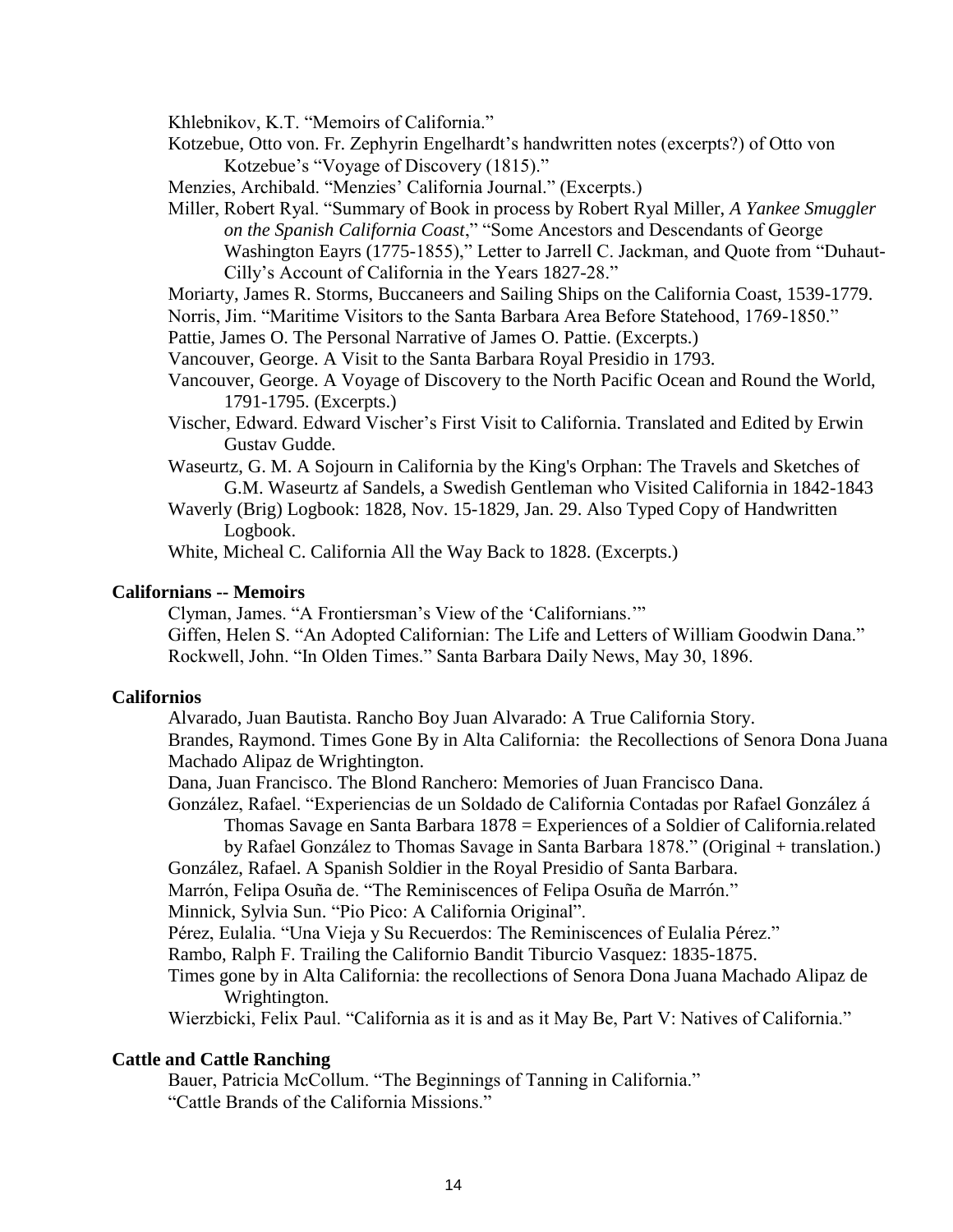Khlebnikov, K.T. “Memoirs of California.”

Kotzebue, Otto von. Fr. Zephyrin Engelhardt’s handwritten notes (excerpts?) of Otto von Kotzebue’s “Voyage of Discovery (1815).”

Menzies, Archibald. “Menzies’ California Journal.” (Excerpts.)

Miller, Robert Ryal. “Summary of Book in process by Robert Ryal Miller, *A Yankee Smuggler on the Spanish California Coast*,” “Some Ancestors and Descendants of George Washington Eayrs (1775-1855),” Letter to Jarrell C. Jackman, and Quote from “Duhaut-Cilly’s Account of California in the Years 1827-28.”

Moriarty, James R. Storms, Buccaneers and Sailing Ships on the California Coast, 1539-1779.

Norris, Jim. “Maritime Visitors to the Santa Barbara Area Before Statehood, 1769-1850.”

Pattie, James O. The Personal Narrative of James O. Pattie. (Excerpts.)

Vancouver, George. A Visit to the Santa Barbara Royal Presidio in 1793.

Vancouver, George. A Voyage of Discovery to the North Pacific Ocean and Round the World, 1791-1795. (Excerpts.)

Vischer, Edward. Edward Vischer’s First Visit to California. Translated and Edited by Erwin Gustav Gudde.

Waseurtz, G. M. A Sojourn in California by the King's Orphan: The Travels and Sketches of G.M. Waseurtz af Sandels, a Swedish Gentleman who Visited California in 1842-1843

Waverly (Brig) Logbook: 1828, Nov. 15-1829, Jan. 29. Also Typed Copy of Handwritten Logbook.

White, Micheal C. California All the Way Back to 1828. (Excerpts.)

**Californians -- Memoirs**

Clyman, James. “A Frontiersman’s View of the ‘Californians.’”

Giffen, Helen S. “An Adopted Californian: The Life and Letters of William Goodwin Dana.”

Rockwell, John. “In Olden Times.” Santa Barbara Daily News, May 30, 1896.

**Californios**

Alvarado, Juan Bautista. Rancho Boy Juan Alvarado: A True California Story.

Brandes, Raymond. Times Gone By in Alta California: the Recollections of Senora Dona Juana Machado Alipaz de Wrightington.

Dana, Juan Francisco. The Blond Ranchero: Memories of Juan Francisco Dana.

González, Rafael. “Experiencias de un Soldado de California Contadas por Rafael González á Thomas Savage en Santa Barbara 1878 = Experiences of a Soldier of California.related by Rafael González to Thomas Savage in Santa Barbara 1878.” (Original + translation.)

González, Rafael. A Spanish Soldier in the Royal Presidio of Santa Barbara.

Marrón, Felipa Osuña de. “The Reminiscences of Felipa Osuña de Marrón.”

Minnick, Sylvia Sun. “Pio Pico: A California Original”.

Pérez, Eulalia. “Una Vieja y Su Recuerdos: The Reminiscences of Eulalia Pérez.”

Rambo, Ralph F. Trailing the Californio Bandit Tiburcio Vasquez: 1835-1875.

Times gone by in Alta California: the recollections of Senora Dona Juana Machado Alipaz de Wrightington.

Wierzbicki, Felix Paul. “California as it is and as it May Be, Part V: Natives of California.”

**Cattle and Cattle Ranching**

Bauer, Patricia McCollum. “The Beginnings of Tanning in California.”

“Cattle Brands of the California Missions.”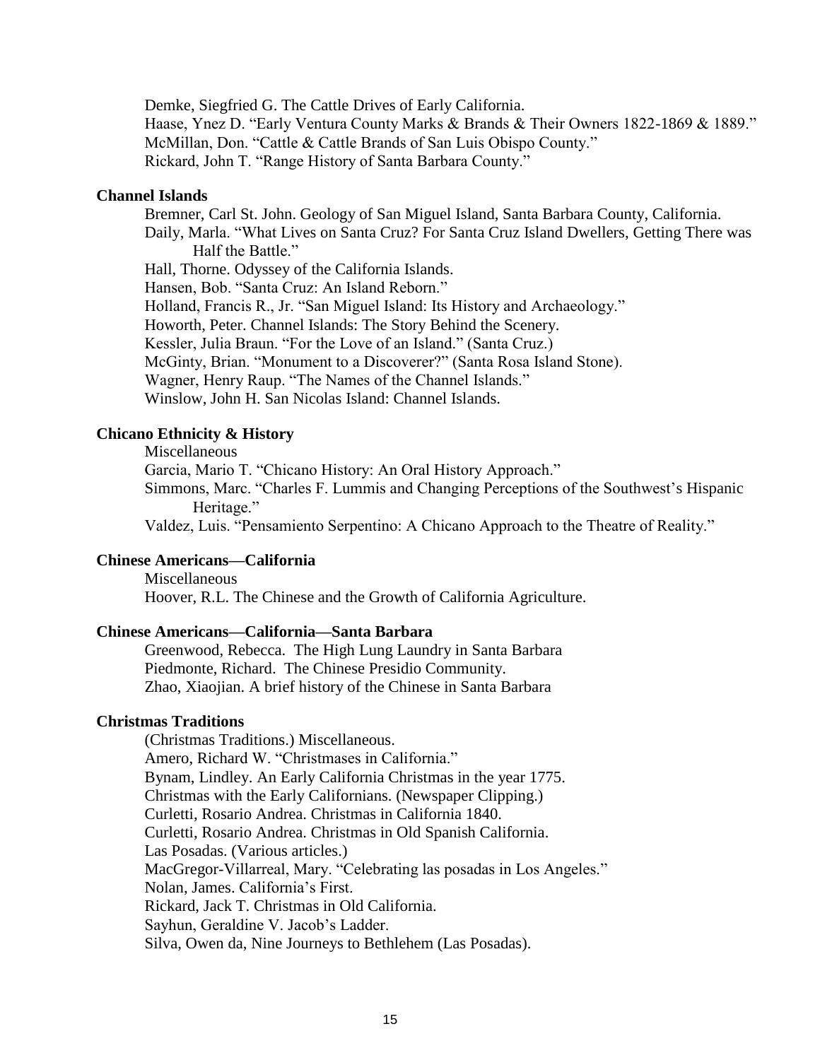Demke, Siegfried G. The Cattle Drives of Early California.
Haase, Ynez D. "Early Ventura County Marks & Brands & Their Owners 1822-1869 & 1889."
McMillan, Don. "Cattle & Cattle Brands of San Luis Obispo County."
Rickard, John T. "Range History of Santa Barbara County."

**Channel Islands**

Bremner, Carl St. John. Geology of San Miguel Island, Santa Barbara County, California.
Daily, Marla. "What Lives on Santa Cruz? For Santa Cruz Island Dwellers, Getting There was Half the Battle."
Hall, Thorne. Odyssey of the California Islands.
Hansen, Bob. "Santa Cruz: An Island Reborn."
Holland, Francis R., Jr. "San Miguel Island: Its History and Archaeology."
Howorth, Peter. Channel Islands: The Story Behind the Scenery.
Kessler, Julia Braun. "For the Love of an Island." (Santa Cruz.)
McGinty, Brian. "Monument to a Discoverer?" (Santa Rosa Island Stone).
Wagner, Henry Raup. "The Names of the Channel Islands."
Winslow, John H. San Nicolas Island: Channel Islands.

**Chicano Ethnicity & History**

Miscellaneous
Garcia, Mario T. "Chicano History: An Oral History Approach."
Simmons, Marc. "Charles F. Lummis and Changing Perceptions of the Southwest's Hispanic Heritage."
Valdez, Luis. "Pensamiento Serpentino: A Chicano Approach to the Theatre of Reality."

**Chinese Americans—California**

Miscellaneous
Hoover, R.L. The Chinese and the Growth of California Agriculture.

**Chinese Americans—California—Santa Barbara**

Greenwood, Rebecca. The High Lung Laundry in Santa Barbara
Piedmonte, Richard. The Chinese Presidio Community.
Zhao, Xiaojian. A brief history of the Chinese in Santa Barbara

**Christmas Traditions**

(Christmas Traditions.) Miscellaneous.
Amero, Richard W. "Christmases in California."
Bynam, Lindley. An Early California Christmas in the year 1775.
Christmas with the Early Californians. (Newspaper Clipping.)
Curletti, Rosario Andrea. Christmas in California 1840.
Curletti, Rosario Andrea. Christmas in Old Spanish California.
Las Posadas. (Various articles.)
MacGregor-Villarreal, Mary. "Celebrating las posadas in Los Angeles."
Nolan, James. California's First.
Rickard, Jack T. Christmas in Old California.
Sayhun, Geraldine V. Jacob's Ladder.
Silva, Owen da, Nine Journeys to Bethlehem (Las Posadas).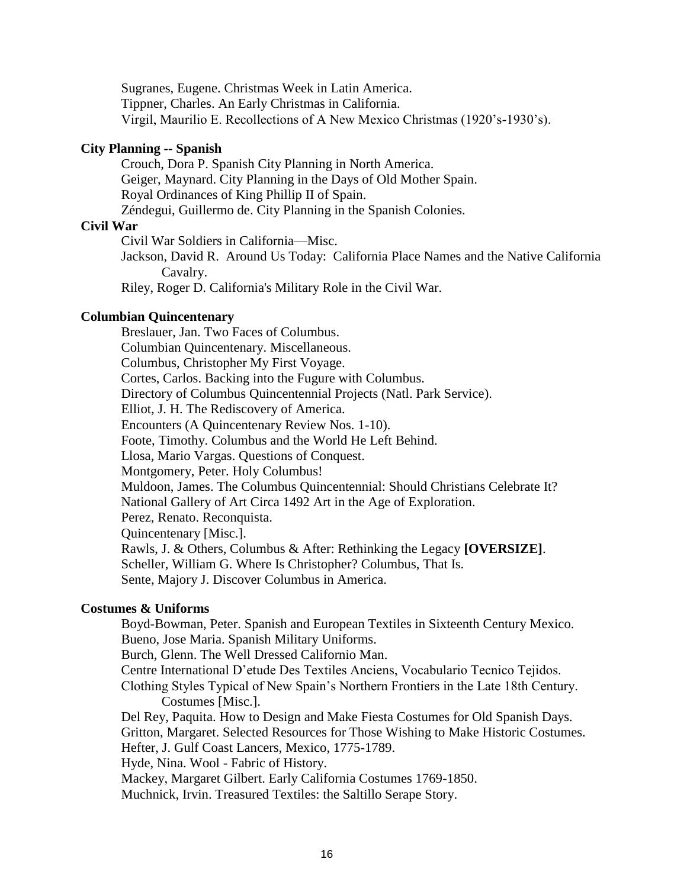Sugranes, Eugene. Christmas Week in Latin America.
Tippner, Charles. An Early Christmas in California.
Virgil, Maurilio E. Recollections of A New Mexico Christmas (1920's-1930's).

**City Planning -- Spanish**

Crouch, Dora P. Spanish City Planning in North America.
Geiger, Maynard. City Planning in the Days of Old Mother Spain.
Royal Ordinances of King Phillip II of Spain.
Zéndegui, Guillermo de. City Planning in the Spanish Colonies.

**Civil War**

Civil War Soldiers in California—Misc.
Jackson, David R. Around Us Today: California Place Names and the Native California Cavalry.
Riley, Roger D. California's Military Role in the Civil War.

**Columbian Quincentenary**

Breslauer, Jan. Two Faces of Columbus.
Columbian Quincentenary. Miscellaneous.
Columbus, Christopher My First Voyage.
Cortes, Carlos. Backing into the Fugure with Columbus.
Directory of Columbus Quincentennial Projects (Natl. Park Service).
Elliot, J. H. The Rediscovery of America.
Encounters (A Quincentenary Review Nos. 1-10).
Foote, Timothy. Columbus and the World He Left Behind.
Llosa, Mario Vargas. Questions of Conquest.
Montgomery, Peter. Holy Columbus!
Muldoon, James. The Columbus Quincentennial: Should Christians Celebrate It?
National Gallery of Art Circa 1492 Art in the Age of Exploration.
Perez, Renato. Reconquista.
Quincentenary [Misc.].
Rawls, J. & Others, Columbus & After: Rethinking the Legacy **[OVERSIZE]**.
Scheller, William G. Where Is Christopher? Columbus, That Is.
Sente, Majory J. Discover Columbus in America.

**Costumes & Uniforms**

Boyd-Bowman, Peter. Spanish and European Textiles in Sixteenth Century Mexico.
Bueno, Jose Maria. Spanish Military Uniforms.
Burch, Glenn. The Well Dressed Californio Man.
Centre International D'etude Des Textiles Anciens, Vocabulario Tecnico Tejidos.
Clothing Styles Typical of New Spain's Northern Frontiers in the Late 18th Century.
Costumes [Misc.].
Del Rey, Paquita. How to Design and Make Fiesta Costumes for Old Spanish Days.
Gritton, Margaret. Selected Resources for Those Wishing to Make Historic Costumes.
Hefter, J. Gulf Coast Lancers, Mexico, 1775-1789.
Hyde, Nina. Wool - Fabric of History.
Mackey, Margaret Gilbert. Early California Costumes 1769-1850.
Muchnick, Irvin. Treasured Textiles: the Saltillo Serape Story.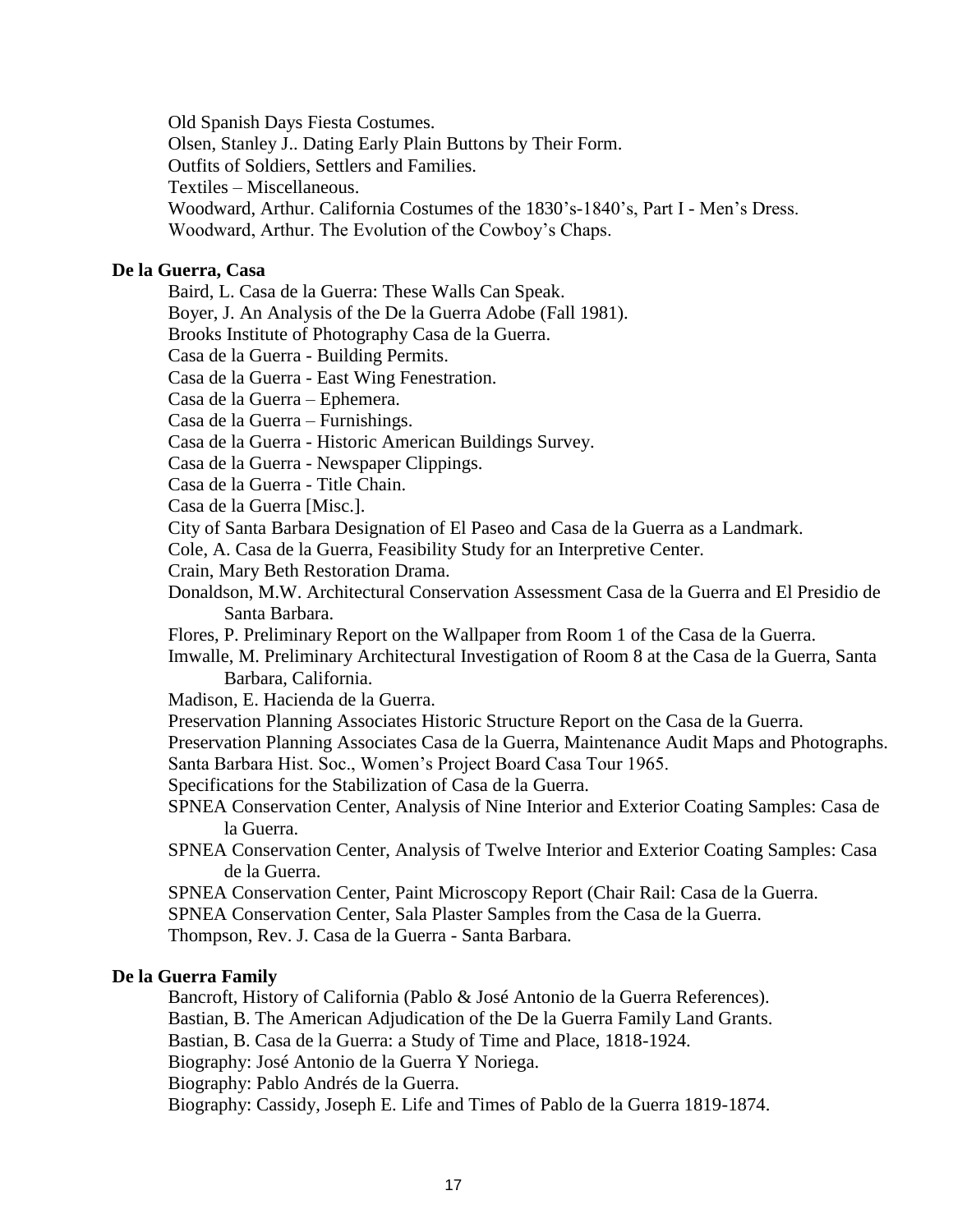Old Spanish Days Fiesta Costumes.
Olsen, Stanley J.. Dating Early Plain Buttons by Their Form.
Outfits of Soldiers, Settlers and Families.
Textiles – Miscellaneous.
Woodward, Arthur. California Costumes of the 1830's-1840's, Part I - Men's Dress.
Woodward, Arthur. The Evolution of the Cowboy's Chaps.

**De la Guerra, Casa**

Baird, L. Casa de la Guerra: These Walls Can Speak.
Boyer, J. An Analysis of the De la Guerra Adobe (Fall 1981).
Brooks Institute of Photography Casa de la Guerra.
Casa de la Guerra - Building Permits.
Casa de la Guerra - East Wing Fenestration.
Casa de la Guerra – Ephemera.
Casa de la Guerra – Furnishings.
Casa de la Guerra - Historic American Buildings Survey.
Casa de la Guerra - Newspaper Clippings.
Casa de la Guerra - Title Chain.
Casa de la Guerra [Misc.].
City of Santa Barbara Designation of El Paseo and Casa de la Guerra as a Landmark.
Cole, A. Casa de la Guerra, Feasibility Study for an Interpretive Center.
Crain, Mary Beth Restoration Drama.
Donaldson, M.W. Architectural Conservation Assessment Casa de la Guerra and El Presidio de Santa Barbara.
Flores, P. Preliminary Report on the Wallpaper from Room 1 of the Casa de la Guerra.
Imwalle, M. Preliminary Architectural Investigation of Room 8 at the Casa de la Guerra, Santa Barbara, California.
Madison, E. Hacienda de la Guerra.
Preservation Planning Associates Historic Structure Report on the Casa de la Guerra.
Preservation Planning Associates Casa de la Guerra, Maintenance Audit Maps and Photographs.
Santa Barbara Hist. Soc., Women's Project Board Casa Tour 1965.
Specifications for the Stabilization of Casa de la Guerra.
SPNEA Conservation Center, Analysis of Nine Interior and Exterior Coating Samples: Casa de la Guerra.
SPNEA Conservation Center, Analysis of Twelve Interior and Exterior Coating Samples: Casa de la Guerra.
SPNEA Conservation Center, Paint Microscopy Report (Chair Rail: Casa de la Guerra.
SPNEA Conservation Center, Sala Plaster Samples from the Casa de la Guerra.
Thompson, Rev. J. Casa de la Guerra - Santa Barbara.

**De la Guerra Family**

Bancroft, History of California (Pablo & José Antonio de la Guerra References).
Bastian, B. The American Adjudication of the De la Guerra Family Land Grants.
Bastian, B. Casa de la Guerra: a Study of Time and Place, 1818-1924.
Biography: José Antonio de la Guerra Y Noriega.
Biography: Pablo Andrés de la Guerra.
Biography: Cassidy, Joseph E. Life and Times of Pablo de la Guerra 1819-1874.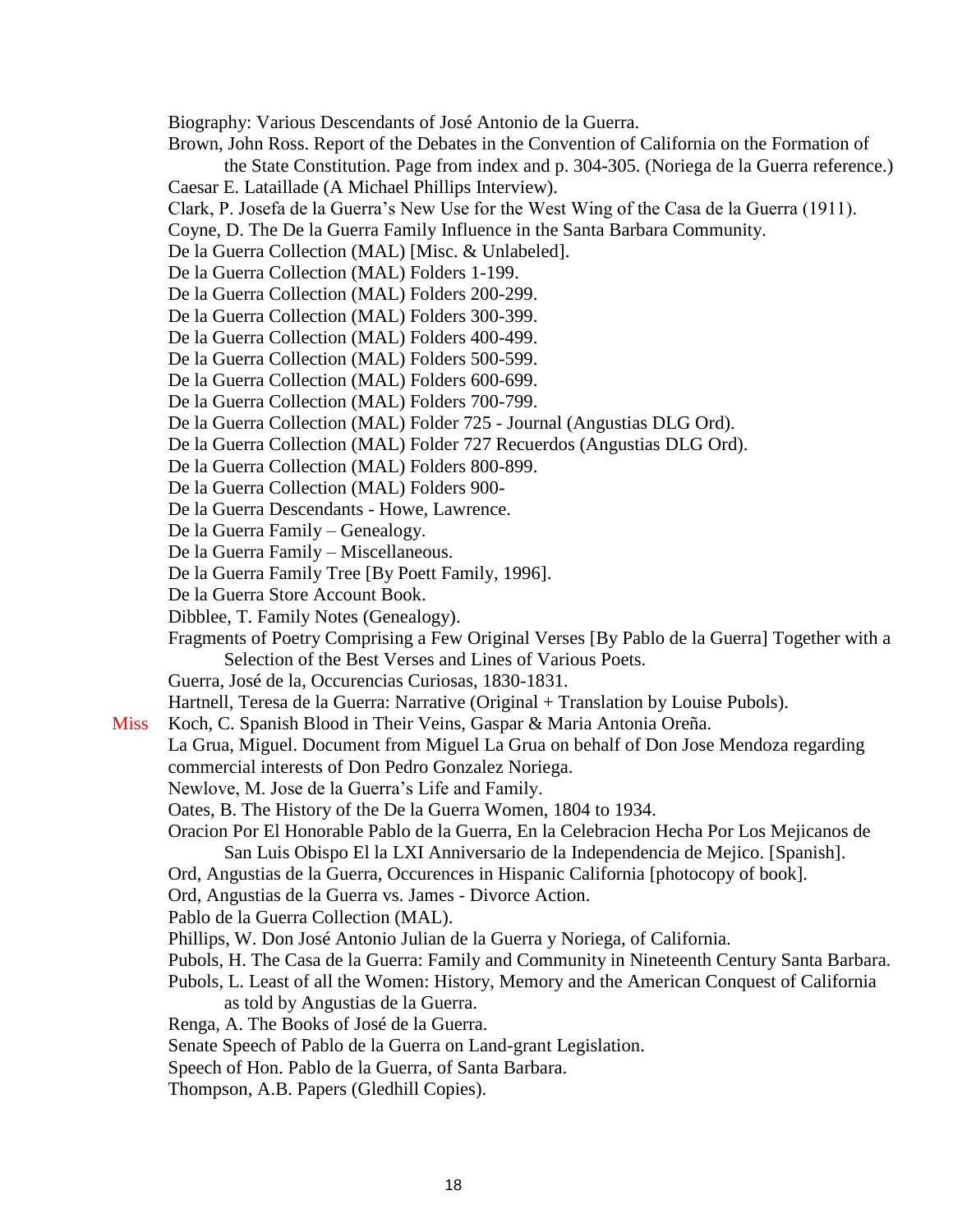Biography: Various Descendants of José Antonio de la Guerra.

Brown, John Ross. Report of the Debates in the Convention of California on the Formation of the State Constitution. Page from index and p. 304-305. (Noriega de la Guerra reference.)

Caesar E. Lataillade (A Michael Phillips Interview).

Clark, P. Josefa de la Guerra's New Use for the West Wing of the Casa de la Guerra (1911).

Coyne, D. The De la Guerra Family Influence in the Santa Barbara Community.

De la Guerra Collection (MAL) [Misc. & Unlabeled].

De la Guerra Collection (MAL) Folders 1-199.

De la Guerra Collection (MAL) Folders 200-299.

De la Guerra Collection (MAL) Folders 300-399.

De la Guerra Collection (MAL) Folders 400-499.

De la Guerra Collection (MAL) Folders 500-599.

De la Guerra Collection (MAL) Folders 600-699.

De la Guerra Collection (MAL) Folders 700-799.

De la Guerra Collection (MAL) Folder 725 - Journal (Angustias DLG Ord).

De la Guerra Collection (MAL) Folder 727 Recuerdos (Angustias DLG Ord).

De la Guerra Collection (MAL) Folders 800-899.

De la Guerra Collection (MAL) Folders 900-

De la Guerra Descendants - Howe, Lawrence.

De la Guerra Family – Genealogy.

De la Guerra Family – Miscellaneous.

De la Guerra Family Tree [By Poett Family, 1996].

De la Guerra Store Account Book.

Dibblee, T. Family Notes (Genealogy).

Fragments of Poetry Comprising a Few Original Verses [By Pablo de la Guerra] Together with a Selection of the Best Verses and Lines of Various Poets.

Guerra, José de la, Occurencias Curiosas, 1830-1831.

Hartnell, Teresa de la Guerra: Narrative (Original + Translation by Louise Pubols).

Miss Koch, C. Spanish Blood in Their Veins, Gaspar & Maria Antonia Oreña.

La Grua, Miguel. Document from Miguel La Grua on behalf of Don Jose Mendoza regarding commercial interests of Don Pedro Gonzalez Noriega.

Newlove, M. Jose de la Guerra's Life and Family.

Oates, B. The History of the De la Guerra Women, 1804 to 1934.

Oracion Por El Honorable Pablo de la Guerra, En la Celebracion Hecha Por Los Mejicanos de San Luis Obispo El la LXI Anniversario de la Independencia de Mejico. [Spanish].

Ord, Angustias de la Guerra, Occurences in Hispanic California [photocopy of book].

Ord, Angustias de la Guerra vs. James - Divorce Action.

Pablo de la Guerra Collection (MAL).

Phillips, W. Don José Antonio Julian de la Guerra y Noriega, of California.

Pubols, H. The Casa de la Guerra: Family and Community in Nineteenth Century Santa Barbara.

Pubols, L. Least of all the Women: History, Memory and the American Conquest of California as told by Angustias de la Guerra.

Renga, A. The Books of José de la Guerra.

Senate Speech of Pablo de la Guerra on Land-grant Legislation.

Speech of Hon. Pablo de la Guerra, of Santa Barbara.

Thompson, A.B. Papers (Gledhill Copies).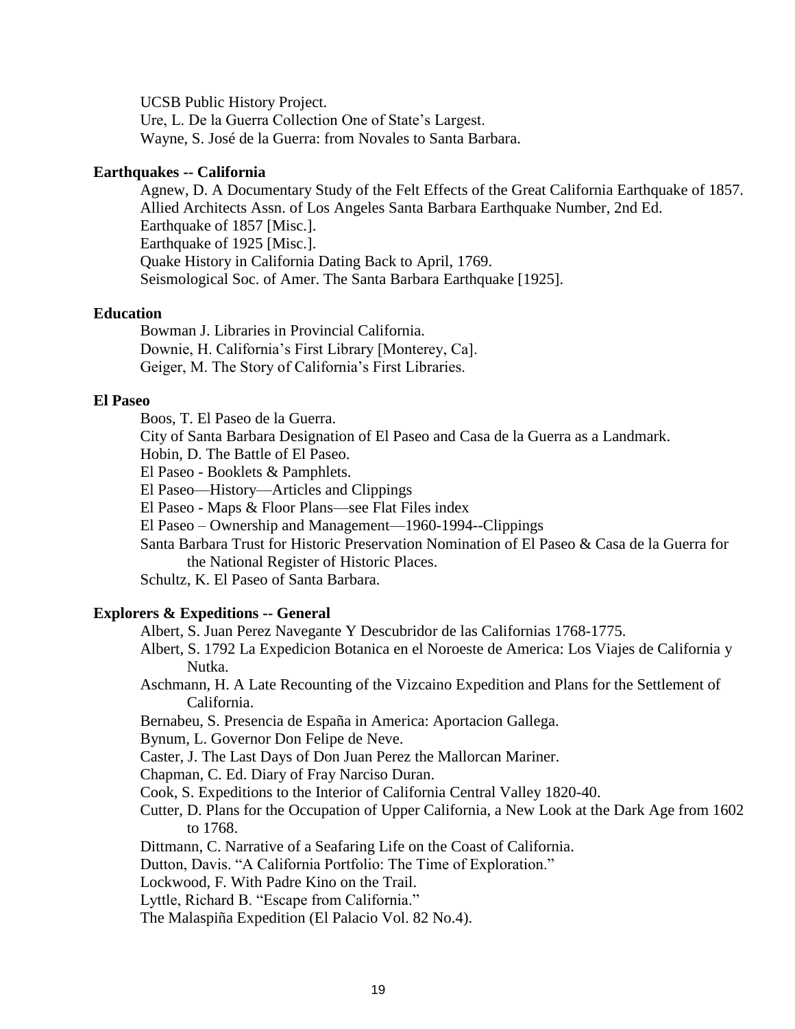UCSB Public History Project.

Ure, L. De la Guerra Collection One of State's Largest.

Wayne, S. José de la Guerra: from Novales to Santa Barbara.

**Earthquakes -- California**

Agnew, D. A Documentary Study of the Felt Effects of the Great California Earthquake of 1857.

Allied Architects Assn. of Los Angeles Santa Barbara Earthquake Number, 2nd Ed.

Earthquake of 1857 [Misc.].

Earthquake of 1925 [Misc.].

Quake History in California Dating Back to April, 1769.

Seismological Soc. of Amer. The Santa Barbara Earthquake [1925].

**Education**

Bowman J. Libraries in Provincial California.

Downie, H. California's First Library [Monterey, Ca].

Geiger, M. The Story of California's First Libraries.

**El Paseo**

Boos, T. El Paseo de la Guerra.

City of Santa Barbara Designation of El Paseo and Casa de la Guerra as a Landmark.

Hobin, D. The Battle of El Paseo.

El Paseo - Booklets & Pamphlets.

El Paseo—History—Articles and Clippings

El Paseo - Maps & Floor Plans—see Flat Files index

El Paseo – Ownership and Management—1960-1994--Clippings

Santa Barbara Trust for Historic Preservation Nomination of El Paseo & Casa de la Guerra for the National Register of Historic Places.

Schultz, K. El Paseo of Santa Barbara.

**Explorers & Expeditions -- General**

Albert, S. Juan Perez Navegante Y Descubridor de las Californias 1768-1775.

Albert, S. 1792 La Expedicion Botanica en el Noroeste de America: Los Viajes de California y Nutka.

Aschmann, H. A Late Recounting of the Vizcaino Expedition and Plans for the Settlement of California.

Bernabeu, S. Presencia de España in America: Aportacion Gallega.

Bynum, L. Governor Don Felipe de Neve.

Caster, J. The Last Days of Don Juan Perez the Mallorcan Mariner.

Chapman, C. Ed. Diary of Fray Narciso Duran.

Cook, S. Expeditions to the Interior of California Central Valley 1820-40.

Cutter, D. Plans for the Occupation of Upper California, a New Look at the Dark Age from 1602 to 1768.

Dittmann, C. Narrative of a Seafaring Life on the Coast of California.

Dutton, Davis. "A California Portfolio: The Time of Exploration."

Lockwood, F. With Padre Kino on the Trail.

Lyttle, Richard B. "Escape from California."

The Malaspiña Expedition (El Palacio Vol. 82 No.4).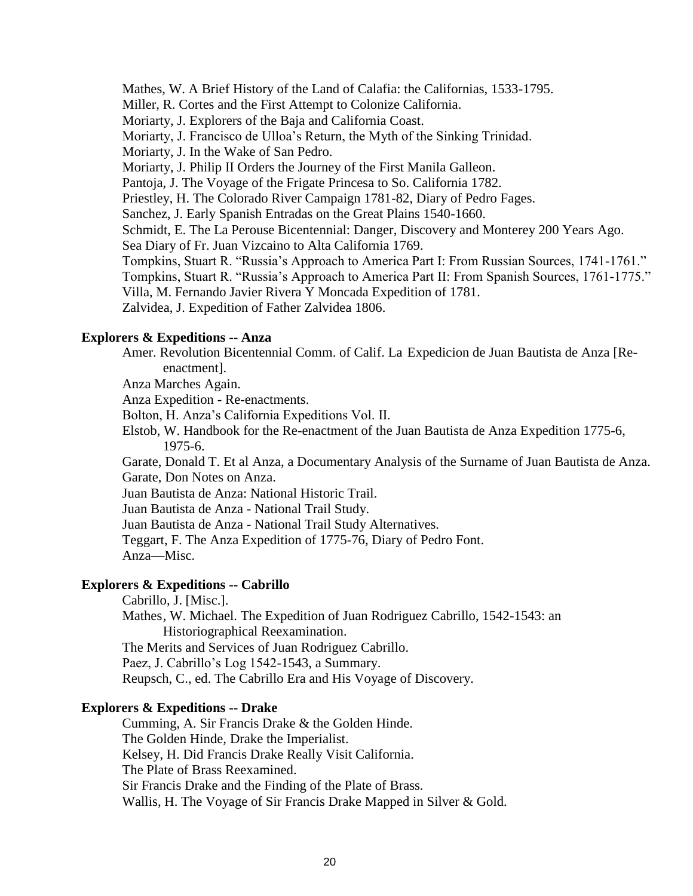Mathes, W. A Brief History of the Land of Calafia: the Californias, 1533-1795.
Miller, R. Cortes and the First Attempt to Colonize California.
Moriarty, J. Explorers of the Baja and California Coast.
Moriarty, J. Francisco de Ulloa's Return, the Myth of the Sinking Trinidad.
Moriarty, J. In the Wake of San Pedro.
Moriarty, J. Philip II Orders the Journey of the First Manila Galleon.
Pantoja, J. The Voyage of the Frigate Princesa to So. California 1782.
Priestley, H. The Colorado River Campaign 1781-82, Diary of Pedro Fages.
Sanchez, J. Early Spanish Entradas on the Great Plains 1540-1660.
Schmidt, E. The La Perouse Bicentennial: Danger, Discovery and Monterey 200 Years Ago.
Sea Diary of Fr. Juan Vizcaino to Alta California 1769.
Tompkins, Stuart R. "Russia's Approach to America Part I: From Russian Sources, 1741-1761."
Tompkins, Stuart R. "Russia's Approach to America Part II: From Spanish Sources, 1761-1775."
Villa, M. Fernando Javier Rivera Y Moncada Expedition of 1781.
Zalvidea, J. Expedition of Father Zalvidea 1806.

**Explorers & Expeditions -- Anza**

Amer. Revolution Bicentennial Comm. of Calif. La Expedicion de Juan Bautista de Anza [Re-enactment].
Anza Marches Again.
Anza Expedition - Re-enactments.
Bolton, H. Anza's California Expeditions Vol. II.
Elstob, W. Handbook for the Re-enactment of the Juan Bautista de Anza Expedition 1775-6, 1975-6.
Garate, Donald T. Et al Anza, a Documentary Analysis of the Surname of Juan Bautista de Anza.
Garate, Don Notes on Anza.
Juan Bautista de Anza: National Historic Trail.
Juan Bautista de Anza - National Trail Study.
Juan Bautista de Anza - National Trail Study Alternatives.
Teggart, F. The Anza Expedition of 1775-76, Diary of Pedro Font.
Anza—Misc.

**Explorers & Expeditions -- Cabrillo**

Cabrillo, J. [Misc.].
Mathes, W. Michael. The Expedition of Juan Rodriguez Cabrillo, 1542-1543: an Historiographical Reexamination.
The Merits and Services of Juan Rodriguez Cabrillo.
Paez, J. Cabrillo's Log 1542-1543, a Summary.
Reupsch, C., ed. The Cabrillo Era and His Voyage of Discovery.

**Explorers & Expeditions -- Drake**

Cumming, A. Sir Francis Drake & the Golden Hinde.
The Golden Hinde, Drake the Imperialist.
Kelsey, H. Did Francis Drake Really Visit California.
The Plate of Brass Reexamined.
Sir Francis Drake and the Finding of the Plate of Brass.
Wallis, H. The Voyage of Sir Francis Drake Mapped in Silver & Gold.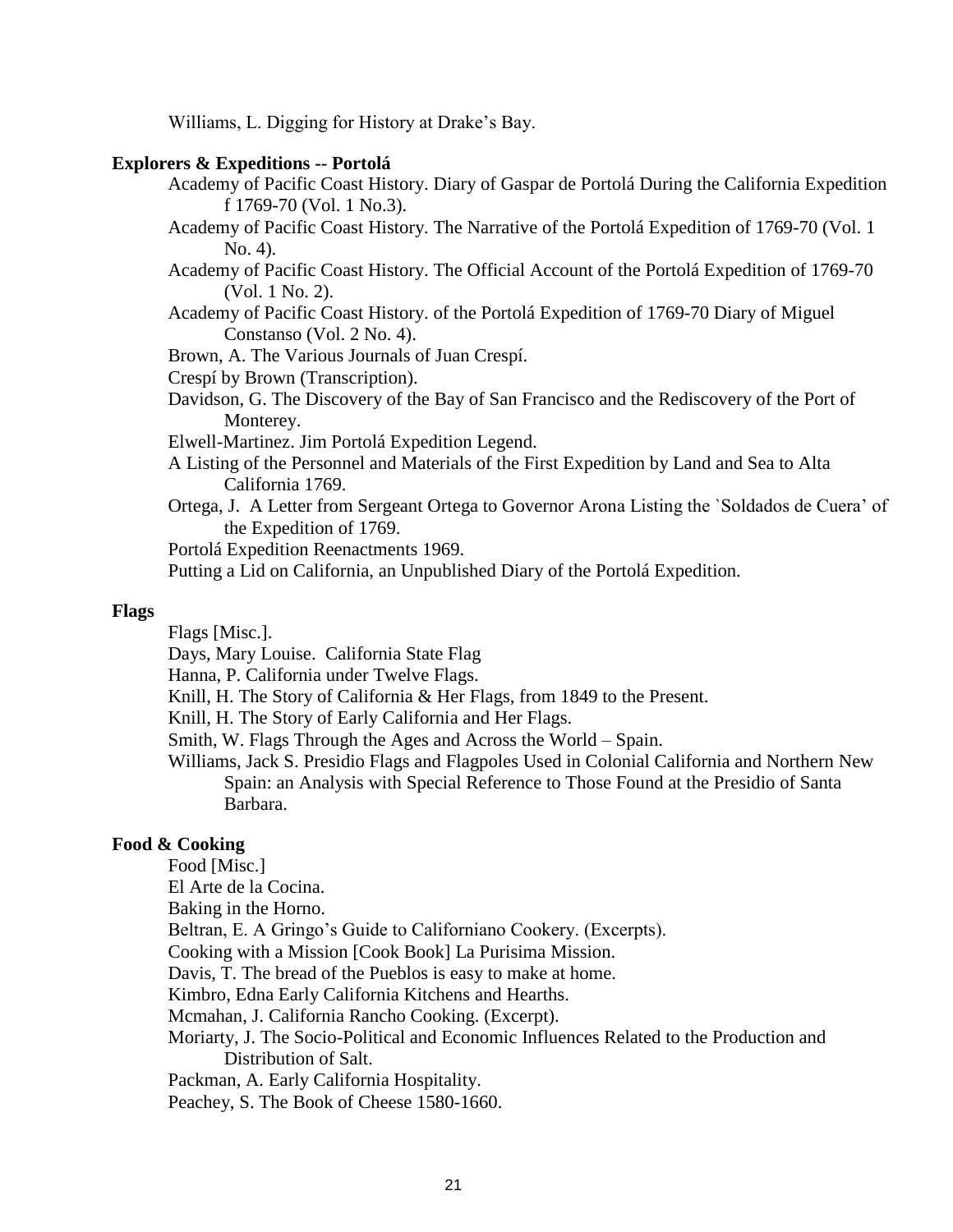Williams, L. Digging for History at Drake's Bay.

**Explorers & Expeditions -- Portolá**

Academy of Pacific Coast History. Diary of Gaspar de Portolá During the California Expedition f 1769-70 (Vol. 1 No.3).

Academy of Pacific Coast History. The Narrative of the Portolá Expedition of 1769-70 (Vol. 1 No. 4).

Academy of Pacific Coast History. The Official Account of the Portolá Expedition of 1769-70 (Vol. 1 No. 2).

Academy of Pacific Coast History. of the Portolá Expedition of 1769-70 Diary of Miguel Constanso (Vol. 2 No. 4).

Brown, A. The Various Journals of Juan Crespí.

Crespí by Brown (Transcription).

Davidson, G. The Discovery of the Bay of San Francisco and the Rediscovery of the Port of Monterey.

Elwell-Martinez. Jim Portolá Expedition Legend.

A Listing of the Personnel and Materials of the First Expedition by Land and Sea to Alta California 1769.

Ortega, J. A Letter from Sergeant Ortega to Governor Arona Listing the `Soldados de Cuera' of the Expedition of 1769.

Portolá Expedition Reenactments 1969.

Putting a Lid on California, an Unpublished Diary of the Portolá Expedition.

**Flags**

Flags [Misc.].

Days, Mary Louise. California State Flag

Hanna, P. California under Twelve Flags.

Knill, H. The Story of California & Her Flags, from 1849 to the Present.

Knill, H. The Story of Early California and Her Flags.

Smith, W. Flags Through the Ages and Across the World – Spain.

Williams, Jack S. Presidio Flags and Flagpoles Used in Colonial California and Northern New Spain: an Analysis with Special Reference to Those Found at the Presidio of Santa Barbara.

**Food & Cooking**

Food [Misc.]

El Arte de la Cocina.

Baking in the Horno.

Beltran, E. A Gringo's Guide to Californiano Cookery. (Excerpts).

Cooking with a Mission [Cook Book] La Purisima Mission.

Davis, T. The bread of the Pueblos is easy to make at home.

Kimbro, Edna Early California Kitchens and Hearths.

Mcmahan, J. California Rancho Cooking. (Excerpt).

Moriarty, J. The Socio-Political and Economic Influences Related to the Production and Distribution of Salt.

Packman, A. Early California Hospitality.

Peachey, S. The Book of Cheese 1580-1660.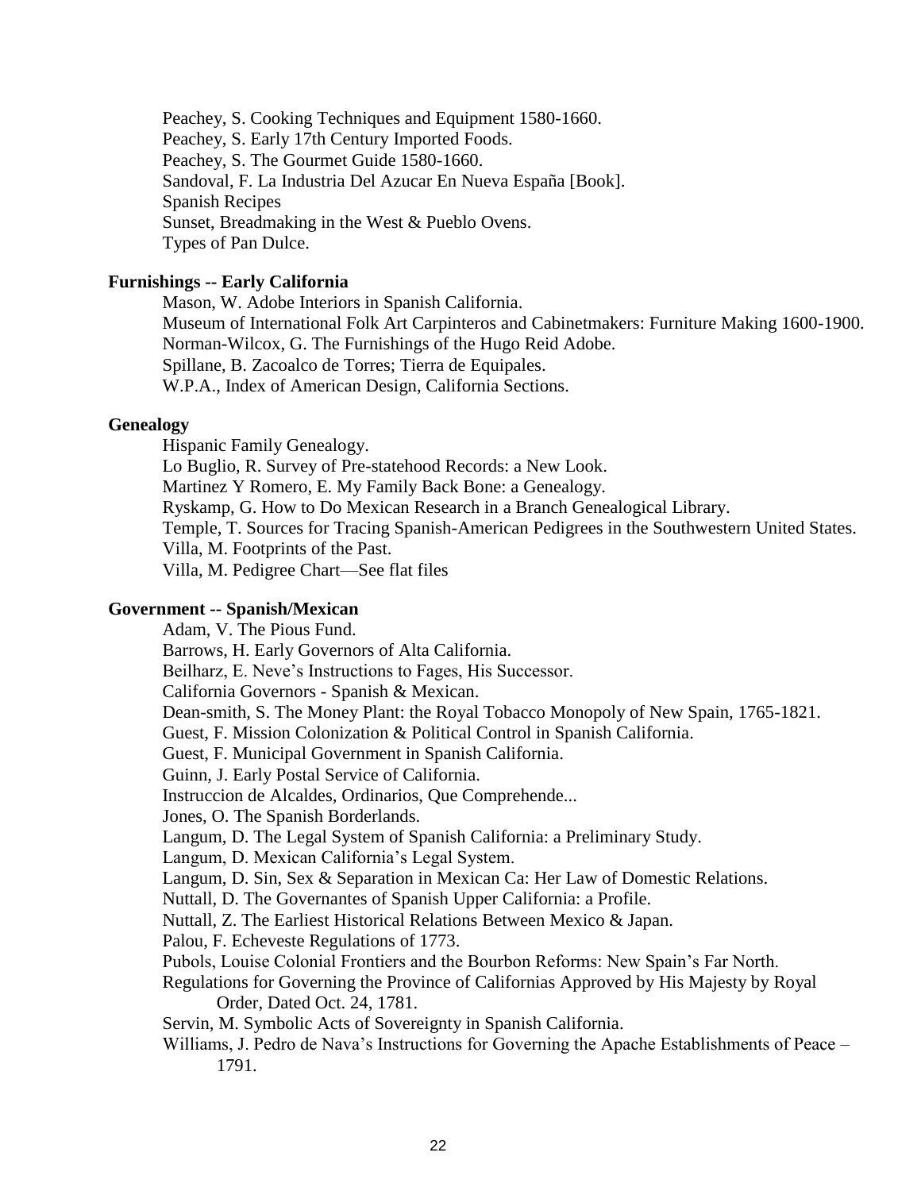Peachey, S. Cooking Techniques and Equipment 1580-1660.
Peachey, S. Early 17th Century Imported Foods.
Peachey, S. The Gourmet Guide 1580-1660.
Sandoval, F. La Industria Del Azucar En Nueva España [Book].
Spanish Recipes
Sunset, Breadmaking in the West & Pueblo Ovens.
Types of Pan Dulce.

**Furnishings -- Early California**

Mason, W. Adobe Interiors in Spanish California.
Museum of International Folk Art Carpinteros and Cabinetmakers: Furniture Making 1600-1900.
Norman-Wilcox, G. The Furnishings of the Hugo Reid Adobe.
Spillane, B. Zacoalco de Torres; Tierra de Equipales.
W.P.A., Index of American Design, California Sections.

**Genealogy**

Hispanic Family Genealogy.
Lo Buglio, R. Survey of Pre-statehood Records: a New Look.
Martinez Y Romero, E. My Family Back Bone: a Genealogy.
Ryskamp, G. How to Do Mexican Research in a Branch Genealogical Library.
Temple, T. Sources for Tracing Spanish-American Pedigrees in the Southwestern United States.
Villa, M. Footprints of the Past.
Villa, M. Pedigree Chart—See flat files

**Government -- Spanish/Mexican**

Adam, V. The Pious Fund.
Barrows, H. Early Governors of Alta California.
Beilharz, E. Neve's Instructions to Fages, His Successor.
California Governors - Spanish & Mexican.
Dean-smith, S. The Money Plant: the Royal Tobacco Monopoly of New Spain, 1765-1821.
Guest, F. Mission Colonization & Political Control in Spanish California.
Guest, F. Municipal Government in Spanish California.
Guinn, J. Early Postal Service of California.
Instruccion de Alcaldes, Ordinarios, Que Comprehende...
Jones, O. The Spanish Borderlands.
Langum, D. The Legal System of Spanish California: a Preliminary Study.
Langum, D. Mexican California's Legal System.
Langum, D. Sin, Sex & Separation in Mexican Ca: Her Law of Domestic Relations.
Nuttall, D. The Governantes of Spanish Upper California: a Profile.
Nuttall, Z. The Earliest Historical Relations Between Mexico & Japan.
Palou, F. Echeveste Regulations of 1773.
Pubols, Louise Colonial Frontiers and the Bourbon Reforms: New Spain's Far North.
Regulations for Governing the Province of Californias Approved by His Majesty by Royal Order, Dated Oct. 24, 1781.
Servin, M. Symbolic Acts of Sovereignty in Spanish California.
Williams, J. Pedro de Nava's Instructions for Governing the Apache Establishments of Peace – 1791.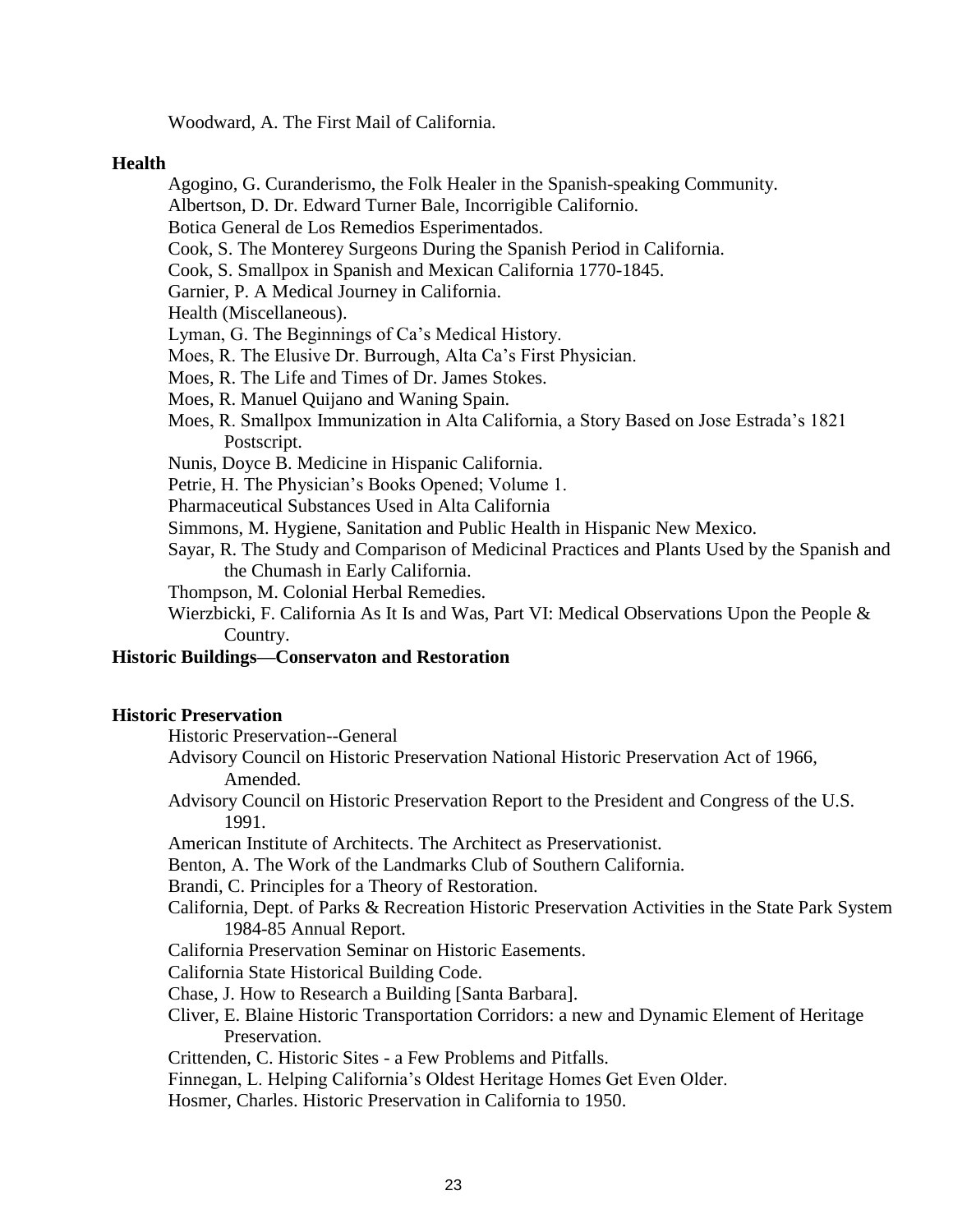Woodward, A. The First Mail of California.

**Health**

Agogino, G. Curanderismo, the Folk Healer in the Spanish-speaking Community.
Albertson, D. Dr. Edward Turner Bale, Incorrigible Californio.
Botica General de Los Remedios Esperimentados.
Cook, S. The Monterey Surgeons During the Spanish Period in California.
Cook, S. Smallpox in Spanish and Mexican California 1770-1845.
Garnier, P. A Medical Journey in California.
Health (Miscellaneous).
Lyman, G. The Beginnings of Ca's Medical History.
Moes, R. The Elusive Dr. Burrough, Alta Ca's First Physician.
Moes, R. The Life and Times of Dr. James Stokes.
Moes, R. Manuel Quijano and Waning Spain.
Moes, R. Smallpox Immunization in Alta California, a Story Based on Jose Estrada's 1821 Postscript.
Nunis, Doyce B. Medicine in Hispanic California.
Petrie, H. The Physician's Books Opened; Volume 1.
Pharmaceutical Substances Used in Alta California
Simmons, M. Hygiene, Sanitation and Public Health in Hispanic New Mexico.
Sayar, R. The Study and Comparison of Medicinal Practices and Plants Used by the Spanish and the Chumash in Early California.
Thompson, M. Colonial Herbal Remedies.
Wierzbicki, F. California As It Is and Was, Part VI: Medical Observations Upon the People & Country.

**Historic Buildings—Conservaton and Restoration**

**Historic Preservation**

Historic Preservation--General
Advisory Council on Historic Preservation National Historic Preservation Act of 1966, Amended.
Advisory Council on Historic Preservation Report to the President and Congress of the U.S. 1991.
American Institute of Architects. The Architect as Preservationist.
Benton, A. The Work of the Landmarks Club of Southern California.
Brandi, C. Principles for a Theory of Restoration.
California, Dept. of Parks & Recreation Historic Preservation Activities in the State Park System 1984-85 Annual Report.
California Preservation Seminar on Historic Easements.
California State Historical Building Code.
Chase, J. How to Research a Building [Santa Barbara].
Cliver, E. Blaine Historic Transportation Corridors: a new and Dynamic Element of Heritage Preservation.
Crittenden, C. Historic Sites - a Few Problems and Pitfalls.
Finnegan, L. Helping California's Oldest Heritage Homes Get Even Older.
Hosmer, Charles. Historic Preservation in California to 1950.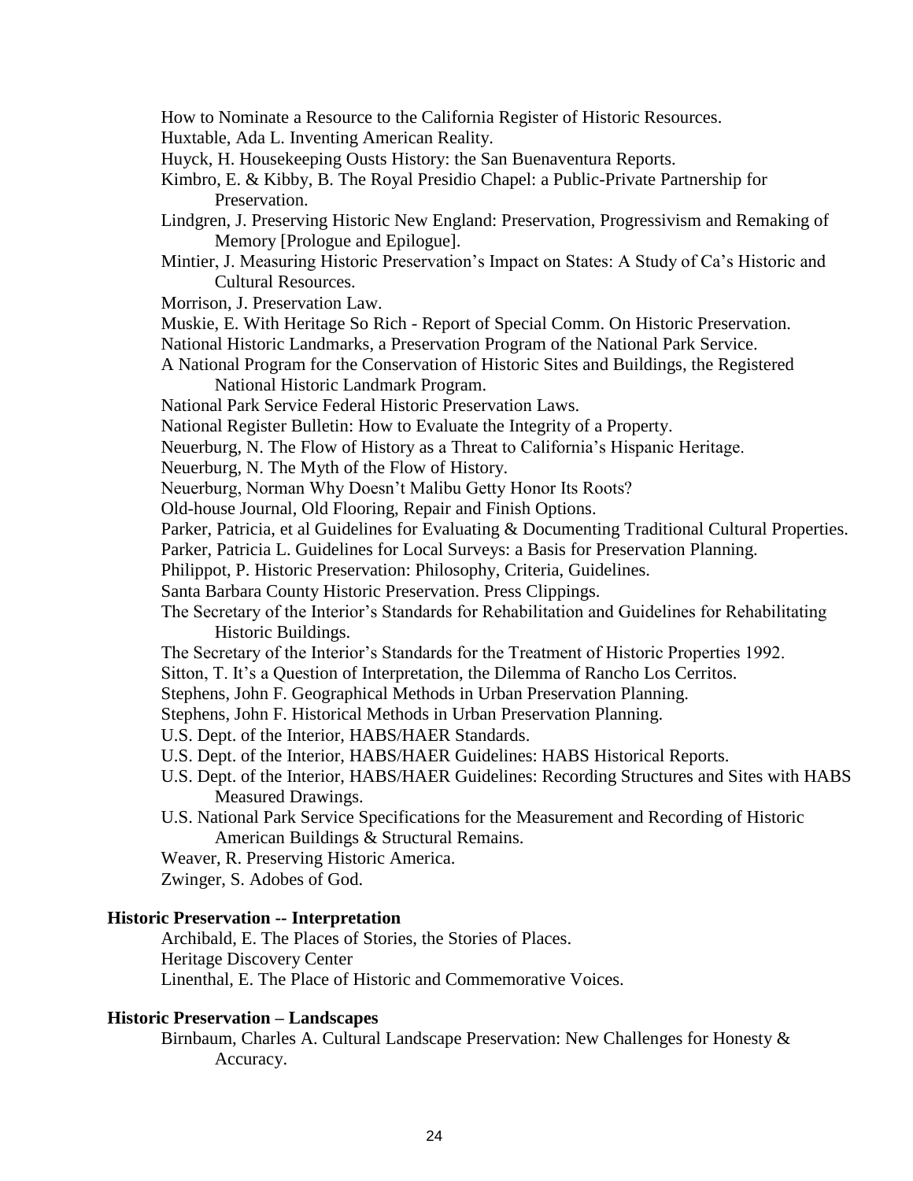How to Nominate a Resource to the California Register of Historic Resources.

Huxtable, Ada L. Inventing American Reality.

Huyck, H. Housekeeping Ousts History: the San Buenaventura Reports.

Kimbro, E. & Kibby, B. The Royal Presidio Chapel: a Public-Private Partnership for Preservation.

Lindgren, J. Preserving Historic New England: Preservation, Progressivism and Remaking of Memory [Prologue and Epilogue].

Mintier, J. Measuring Historic Preservation's Impact on States: A Study of Ca's Historic and Cultural Resources.

Morrison, J. Preservation Law.

Muskie, E. With Heritage So Rich - Report of Special Comm. On Historic Preservation.

National Historic Landmarks, a Preservation Program of the National Park Service.

A National Program for the Conservation of Historic Sites and Buildings, the Registered National Historic Landmark Program.

National Park Service Federal Historic Preservation Laws.

National Register Bulletin: How to Evaluate the Integrity of a Property.

Neuerburg, N. The Flow of History as a Threat to California's Hispanic Heritage.

Neuerburg, N. The Myth of the Flow of History.

Neuerburg, Norman Why Doesn't Malibu Getty Honor Its Roots?

Old-house Journal, Old Flooring, Repair and Finish Options.

Parker, Patricia, et al Guidelines for Evaluating & Documenting Traditional Cultural Properties.

Parker, Patricia L. Guidelines for Local Surveys: a Basis for Preservation Planning.

Philippot, P. Historic Preservation: Philosophy, Criteria, Guidelines.

Santa Barbara County Historic Preservation. Press Clippings.

The Secretary of the Interior's Standards for Rehabilitation and Guidelines for Rehabilitating Historic Buildings.

The Secretary of the Interior's Standards for the Treatment of Historic Properties 1992.

Sitton, T. It's a Question of Interpretation, the Dilemma of Rancho Los Cerritos.

Stephens, John F. Geographical Methods in Urban Preservation Planning.

Stephens, John F. Historical Methods in Urban Preservation Planning.

U.S. Dept. of the Interior, HABS/HAER Standards.

U.S. Dept. of the Interior, HABS/HAER Guidelines: HABS Historical Reports.

U.S. Dept. of the Interior, HABS/HAER Guidelines: Recording Structures and Sites with HABS Measured Drawings.

U.S. National Park Service Specifications for the Measurement and Recording of Historic American Buildings & Structural Remains.

Weaver, R. Preserving Historic America.

Zwinger, S. Adobes of God.

**Historic Preservation -- Interpretation**

Archibald, E. The Places of Stories, the Stories of Places.

Heritage Discovery Center

Linenthal, E. The Place of Historic and Commemorative Voices.

**Historic Preservation – Landscapes**

Birnbaum, Charles A. Cultural Landscape Preservation: New Challenges for Honesty & Accuracy.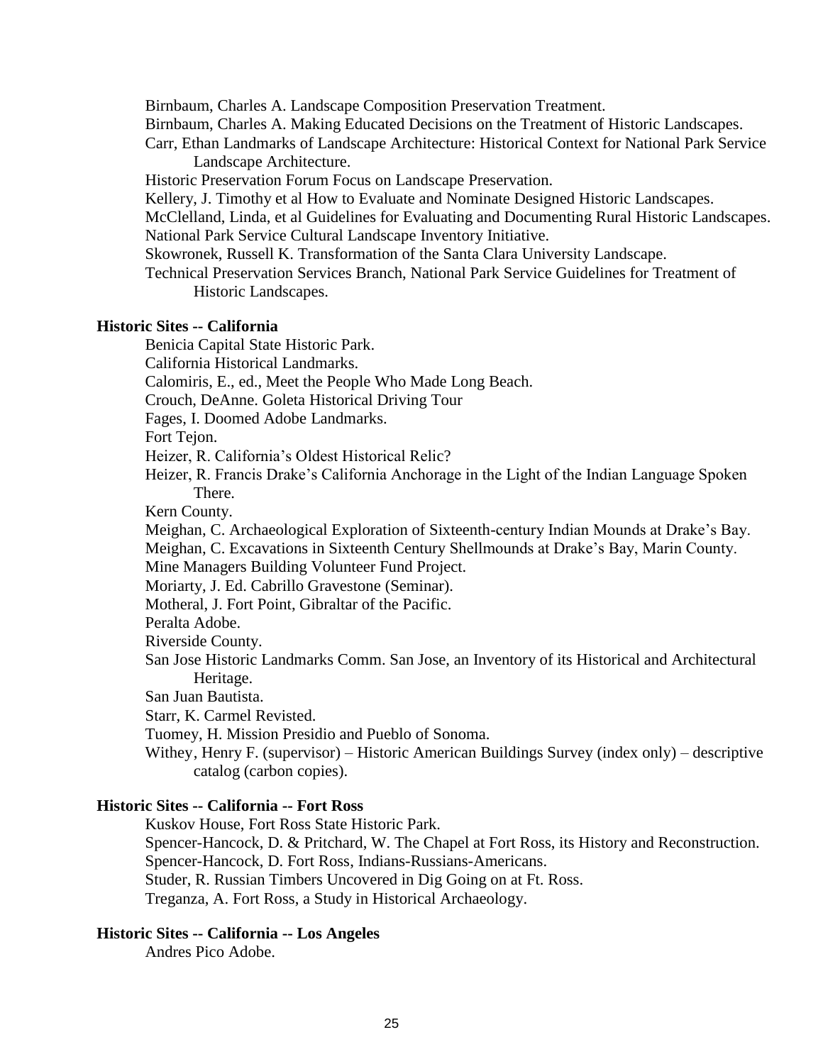Birnbaum, Charles A. Landscape Composition Preservation Treatment.

Birnbaum, Charles A. Making Educated Decisions on the Treatment of Historic Landscapes.

Carr, Ethan Landmarks of Landscape Architecture: Historical Context for National Park Service Landscape Architecture.

Historic Preservation Forum Focus on Landscape Preservation.

Kellery, J. Timothy et al How to Evaluate and Nominate Designed Historic Landscapes.

McClelland, Linda, et al Guidelines for Evaluating and Documenting Rural Historic Landscapes.

National Park Service Cultural Landscape Inventory Initiative.

Skowronek, Russell K. Transformation of the Santa Clara University Landscape.

Technical Preservation Services Branch, National Park Service Guidelines for Treatment of Historic Landscapes.

**Historic Sites -- California**

Benicia Capital State Historic Park.

California Historical Landmarks.

Calomiris, E., ed., Meet the People Who Made Long Beach.

Crouch, DeAnne. Goleta Historical Driving Tour

Fages, I. Doomed Adobe Landmarks.

Fort Tejon.

Heizer, R. California's Oldest Historical Relic?

Heizer, R. Francis Drake's California Anchorage in the Light of the Indian Language Spoken There.

Kern County.

Meighan, C. Archaeological Exploration of Sixteenth-century Indian Mounds at Drake's Bay.

Meighan, C. Excavations in Sixteenth Century Shellmounds at Drake's Bay, Marin County.

Mine Managers Building Volunteer Fund Project.

Moriarty, J. Ed. Cabrillo Gravestone (Seminar).

Motheral, J. Fort Point, Gibraltar of the Pacific.

Peralta Adobe.

Riverside County.

San Jose Historic Landmarks Comm. San Jose, an Inventory of its Historical and Architectural Heritage.

San Juan Bautista.

Starr, K. Carmel Revisted.

Tuomey, H. Mission Presidio and Pueblo of Sonoma.

Withey, Henry F. (supervisor) – Historic American Buildings Survey (index only) – descriptive catalog (carbon copies).

**Historic Sites -- California -- Fort Ross**

Kuskov House, Fort Ross State Historic Park.

Spencer-Hancock, D. & Pritchard, W. The Chapel at Fort Ross, its History and Reconstruction.

Spencer-Hancock, D. Fort Ross, Indians-Russians-Americans.

Studer, R. Russian Timbers Uncovered in Dig Going on at Ft. Ross.

Treganza, A. Fort Ross, a Study in Historical Archaeology.

**Historic Sites -- California -- Los Angeles**

Andres Pico Adobe.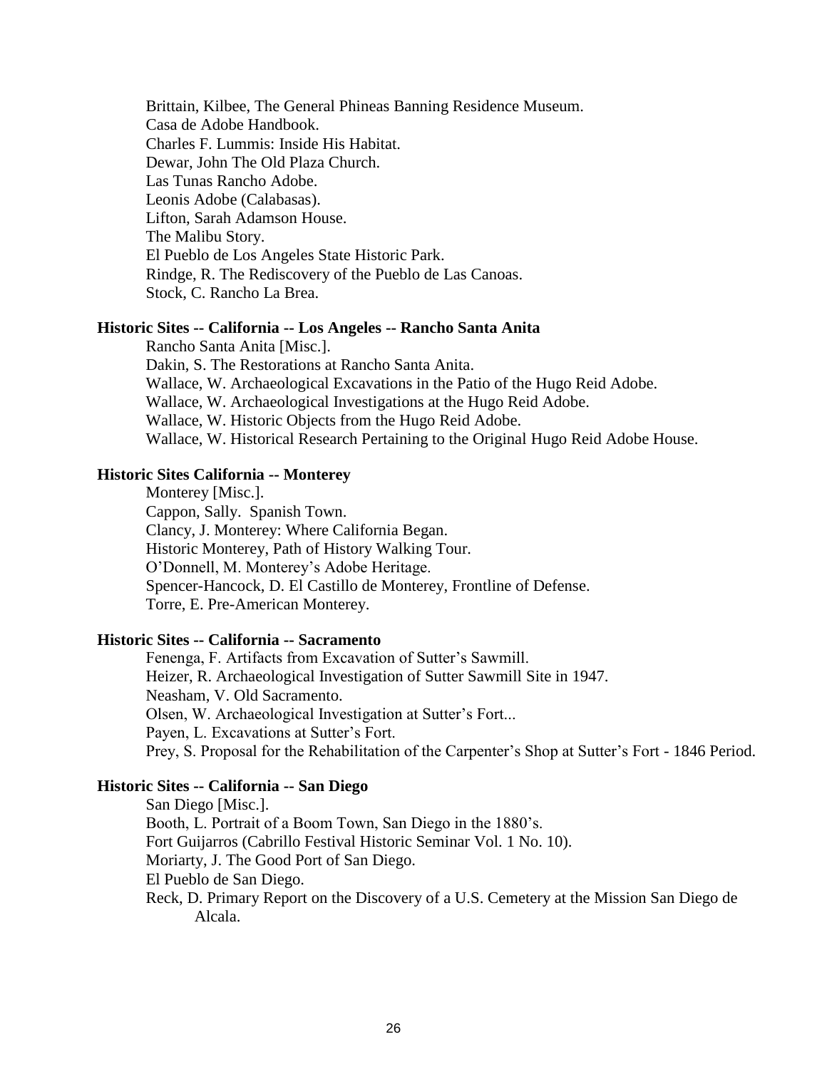Brittain, Kilbee, The General Phineas Banning Residence Museum.
Casa de Adobe Handbook.
Charles F. Lummis: Inside His Habitat.
Dewar, John The Old Plaza Church.
Las Tunas Rancho Adobe.
Leonis Adobe (Calabasas).
Lifton, Sarah Adamson House.
The Malibu Story.
El Pueblo de Los Angeles State Historic Park.
Rindge, R. The Rediscovery of the Pueblo de Las Canoas.
Stock, C. Rancho La Brea.

**Historic Sites -- California -- Los Angeles -- Rancho Santa Anita**

Rancho Santa Anita [Misc.].
Dakin, S. The Restorations at Rancho Santa Anita.
Wallace, W. Archaeological Excavations in the Patio of the Hugo Reid Adobe.
Wallace, W. Archaeological Investigations at the Hugo Reid Adobe.
Wallace, W. Historic Objects from the Hugo Reid Adobe.
Wallace, W. Historical Research Pertaining to the Original Hugo Reid Adobe House.

**Historic Sites California -- Monterey**

Monterey [Misc.].
Cappon, Sally. Spanish Town.
Clancy, J. Monterey: Where California Began.
Historic Monterey, Path of History Walking Tour.
O'Donnell, M. Monterey's Adobe Heritage.
Spencer-Hancock, D. El Castillo de Monterey, Frontline of Defense.
Torre, E. Pre-American Monterey.

**Historic Sites -- California -- Sacramento**

Fenenga, F. Artifacts from Excavation of Sutter's Sawmill.
Heizer, R. Archaeological Investigation of Sutter Sawmill Site in 1947.
Neasham, V. Old Sacramento.
Olsen, W. Archaeological Investigation at Sutter's Fort...
Payen, L. Excavations at Sutter's Fort.
Prey, S. Proposal for the Rehabilitation of the Carpenter's Shop at Sutter's Fort - 1846 Period.

**Historic Sites -- California -- San Diego**

San Diego [Misc.].
Booth, L. Portrait of a Boom Town, San Diego in the 1880's.
Fort Guijarros (Cabrillo Festival Historic Seminar Vol. 1 No. 10).
Moriarty, J. The Good Port of San Diego.
El Pueblo de San Diego.
Reck, D. Primary Report on the Discovery of a U.S. Cemetery at the Mission San Diego de Alcala.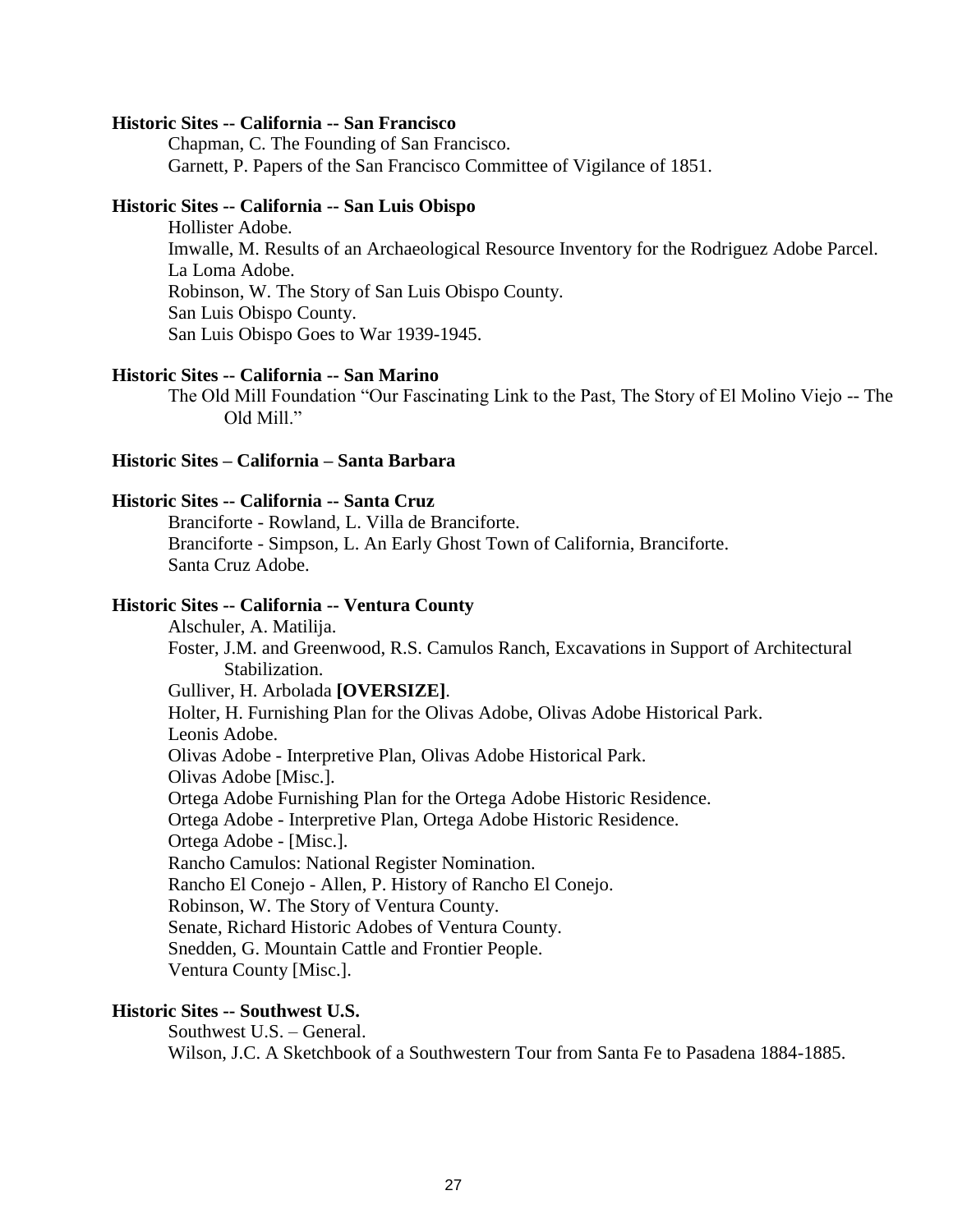**Historic Sites -- California -- San Francisco**

Chapman, C. The Founding of San Francisco.
Garnett, P. Papers of the San Francisco Committee of Vigilance of 1851.

**Historic Sites -- California -- San Luis Obispo**

Hollister Adobe.
Imwalle, M. Results of an Archaeological Resource Inventory for the Rodriguez Adobe Parcel.
La Loma Adobe.
Robinson, W. The Story of San Luis Obispo County.
San Luis Obispo County.
San Luis Obispo Goes to War 1939-1945.

**Historic Sites -- California -- San Marino**

The Old Mill Foundation "Our Fascinating Link to the Past, The Story of El Molino Viejo -- The Old Mill."

**Historic Sites – California – Santa Barbara**

**Historic Sites -- California -- Santa Cruz**

Branciforte - Rowland, L. Villa de Branciforte.
Branciforte - Simpson, L. An Early Ghost Town of California, Branciforte.
Santa Cruz Adobe.

**Historic Sites -- California -- Ventura County**

Alschuler, A. Matilija.
Foster, J.M. and Greenwood, R.S. Camulos Ranch, Excavations in Support of Architectural Stabilization.
Gulliver, H. Arbolada **[OVERSIZE]**.
Holter, H. Furnishing Plan for the Olivas Adobe, Olivas Adobe Historical Park.
Leonis Adobe.
Olivas Adobe - Interpretive Plan, Olivas Adobe Historical Park.
Olivas Adobe [Misc.].
Ortega Adobe Furnishing Plan for the Ortega Adobe Historic Residence.
Ortega Adobe - Interpretive Plan, Ortega Adobe Historic Residence.
Ortega Adobe - [Misc.].
Rancho Camulos: National Register Nomination.
Rancho El Conejo - Allen, P. History of Rancho El Conejo.
Robinson, W. The Story of Ventura County.
Senate, Richard Historic Adobes of Ventura County.
Snedden, G. Mountain Cattle and Frontier People.
Ventura County [Misc.].

**Historic Sites -- Southwest U.S.**

Southwest U.S. – General.
Wilson, J.C. A Sketchbook of a Southwestern Tour from Santa Fe to Pasadena 1884-1885.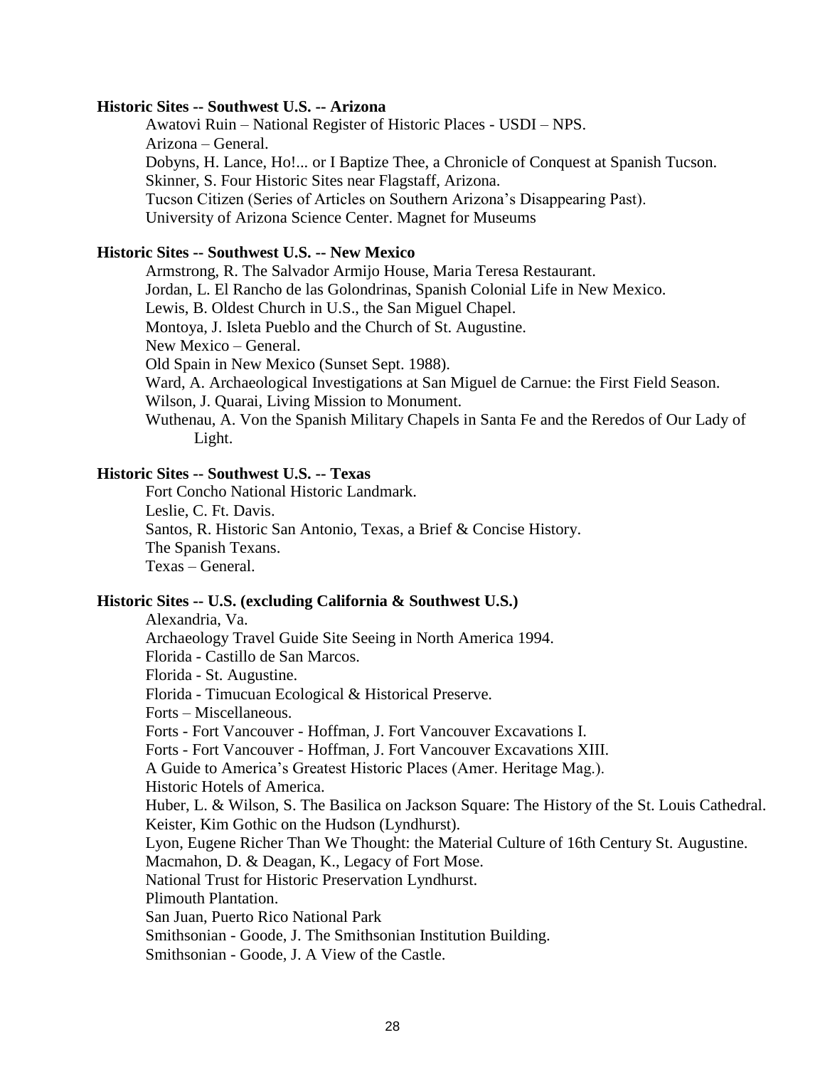**Historic Sites -- Southwest U.S. -- Arizona**

Awatovi Ruin – National Register of Historic Places - USDI – NPS.
Arizona – General.
Dobyns, H. Lance, Ho!... or I Baptize Thee, a Chronicle of Conquest at Spanish Tucson.
Skinner, S. Four Historic Sites near Flagstaff, Arizona.
Tucson Citizen (Series of Articles on Southern Arizona's Disappearing Past).
University of Arizona Science Center. Magnet for Museums

**Historic Sites -- Southwest U.S. -- New Mexico**

Armstrong, R. The Salvador Armijo House, Maria Teresa Restaurant.
Jordan, L. El Rancho de las Golondrinas, Spanish Colonial Life in New Mexico.
Lewis, B. Oldest Church in U.S., the San Miguel Chapel.
Montoya, J. Isleta Pueblo and the Church of St. Augustine.
New Mexico – General.
Old Spain in New Mexico (Sunset Sept. 1988).
Ward, A. Archaeological Investigations at San Miguel de Carnue: the First Field Season.
Wilson, J. Quarai, Living Mission to Monument.
Wuthenau, A. Von the Spanish Military Chapels in Santa Fe and the Reredos of Our Lady of Light.

**Historic Sites -- Southwest U.S. -- Texas**

Fort Concho National Historic Landmark.
Leslie, C. Ft. Davis.
Santos, R. Historic San Antonio, Texas, a Brief & Concise History.
The Spanish Texans.
Texas – General.

**Historic Sites -- U.S. (excluding California & Southwest U.S.)**

Alexandria, Va.
Archaeology Travel Guide Site Seeing in North America 1994.
Florida - Castillo de San Marcos.
Florida - St. Augustine.
Florida - Timucuan Ecological & Historical Preserve.
Forts – Miscellaneous.
Forts - Fort Vancouver - Hoffman, J. Fort Vancouver Excavations I.
Forts - Fort Vancouver - Hoffman, J. Fort Vancouver Excavations XIII.
A Guide to America's Greatest Historic Places (Amer. Heritage Mag.).
Historic Hotels of America.
Huber, L. & Wilson, S. The Basilica on Jackson Square: The History of the St. Louis Cathedral.
Keister, Kim Gothic on the Hudson (Lyndhurst).
Lyon, Eugene Richer Than We Thought: the Material Culture of 16th Century St. Augustine.
Macmahon, D. & Deagan, K., Legacy of Fort Mose.
National Trust for Historic Preservation Lyndhurst.
Plimouth Plantation.
San Juan, Puerto Rico National Park
Smithsonian - Goode, J. The Smithsonian Institution Building.
Smithsonian - Goode, J. A View of the Castle.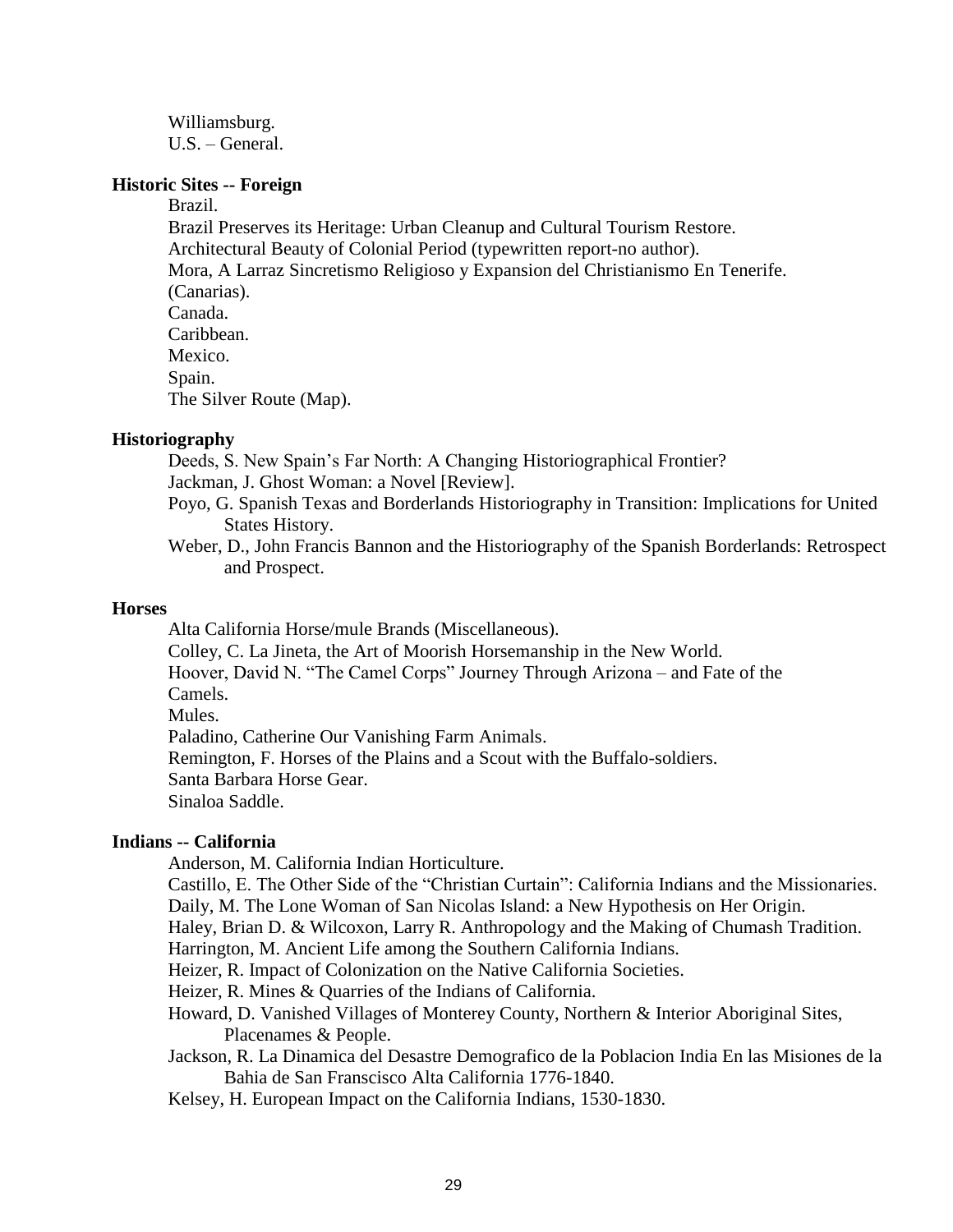Williamsburg.
U.S. – General.

**Historic Sites -- Foreign**

Brazil.
Brazil Preserves its Heritage: Urban Cleanup and Cultural Tourism Restore.
Architectural Beauty of Colonial Period (typewritten report-no author).
Mora, A Larraz Sincretismo Religioso y Expansion del Christianismo En Tenerife.
(Canarias).
Canada.
Caribbean.
Mexico.
Spain.
The Silver Route (Map).

**Historiography**

Deeds, S. New Spain's Far North: A Changing Historiographical Frontier?
Jackman, J. Ghost Woman: a Novel [Review].
Poyo, G. Spanish Texas and Borderlands Historiography in Transition: Implications for United States History.
Weber, D., John Francis Bannon and the Historiography of the Spanish Borderlands: Retrospect and Prospect.

**Horses**

Alta California Horse/mule Brands (Miscellaneous).
Colley, C. La Jineta, the Art of Moorish Horsemanship in the New World.
Hoover, David N. "The Camel Corps" Journey Through Arizona – and Fate of the
Camels.
Mules.
Paladino, Catherine Our Vanishing Farm Animals.
Remington, F. Horses of the Plains and a Scout with the Buffalo-soldiers.
Santa Barbara Horse Gear.
Sinaloa Saddle.

**Indians -- California**

Anderson, M. California Indian Horticulture.
Castillo, E. The Other Side of the "Christian Curtain": California Indians and the Missionaries.
Daily, M. The Lone Woman of San Nicolas Island: a New Hypothesis on Her Origin.
Haley, Brian D. & Wilcoxon, Larry R. Anthropology and the Making of Chumash Tradition.
Harrington, M. Ancient Life among the Southern California Indians.
Heizer, R. Impact of Colonization on the Native California Societies.
Heizer, R. Mines & Quarries of the Indians of California.
Howard, D. Vanished Villages of Monterey County, Northern & Interior Aboriginal Sites, Placenames & People.
Jackson, R. La Dinamica del Desastre Demografico de la Poblacion India En las Misiones de la Bahia de San Franscisco Alta California 1776-1840.
Kelsey, H. European Impact on the California Indians, 1530-1830.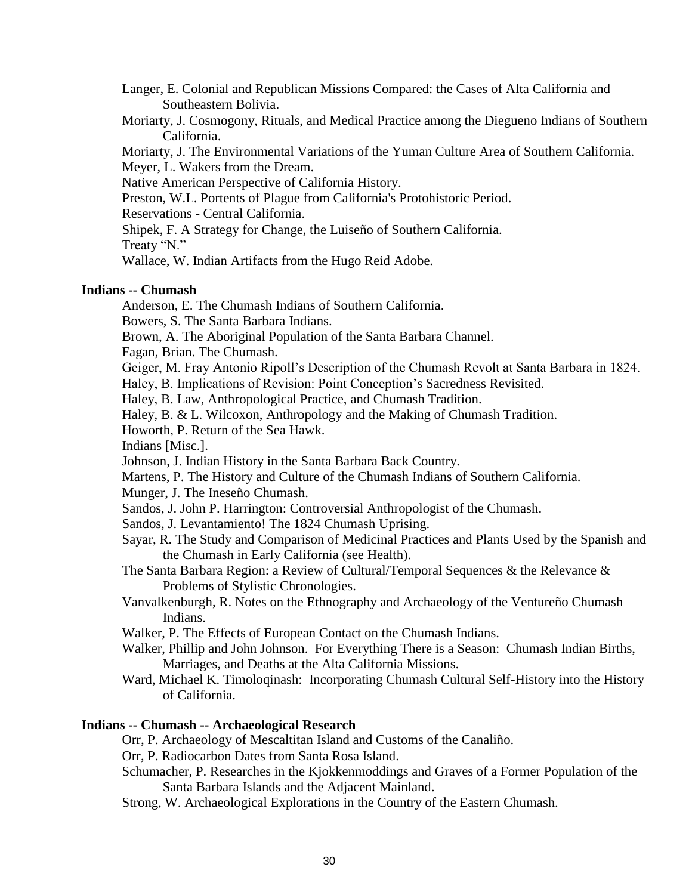Langer, E. Colonial and Republican Missions Compared: the Cases of Alta California and Southeastern Bolivia.

Moriarty, J. Cosmogony, Rituals, and Medical Practice among the Diegueno Indians of Southern California.

Moriarty, J. The Environmental Variations of the Yuman Culture Area of Southern California.

Meyer, L. Wakers from the Dream.

Native American Perspective of California History.

Preston, W.L. Portents of Plague from California's Protohistoric Period.

Reservations - Central California.

Shipek, F. A Strategy for Change, the Luiseño of Southern California.

Treaty "N."

Wallace, W. Indian Artifacts from the Hugo Reid Adobe.

**Indians -- Chumash**

Anderson, E. The Chumash Indians of Southern California.

Bowers, S. The Santa Barbara Indians.

Brown, A. The Aboriginal Population of the Santa Barbara Channel.

Fagan, Brian. The Chumash.

Geiger, M. Fray Antonio Ripoll's Description of the Chumash Revolt at Santa Barbara in 1824.

Haley, B. Implications of Revision: Point Conception's Sacredness Revisited.

Haley, B. Law, Anthropological Practice, and Chumash Tradition.

Haley, B. & L. Wilcoxon, Anthropology and the Making of Chumash Tradition.

Howorth, P. Return of the Sea Hawk.

Indians [Misc.].

Johnson, J. Indian History in the Santa Barbara Back Country.

Martens, P. The History and Culture of the Chumash Indians of Southern California.

Munger, J. The Ineseño Chumash.

Sandos, J. John P. Harrington: Controversial Anthropologist of the Chumash.

Sandos, J. Levantamiento! The 1824 Chumash Uprising.

Sayar, R. The Study and Comparison of Medicinal Practices and Plants Used by the Spanish and the Chumash in Early California (see Health).

The Santa Barbara Region: a Review of Cultural/Temporal Sequences & the Relevance & Problems of Stylistic Chronologies.

Vanvalkenburgh, R. Notes on the Ethnography and Archaeology of the Ventureño Chumash Indians.

Walker, P. The Effects of European Contact on the Chumash Indians.

Walker, Phillip and John Johnson. For Everything There is a Season: Chumash Indian Births, Marriages, and Deaths at the Alta California Missions.

Ward, Michael K. Timoloqinash: Incorporating Chumash Cultural Self-History into the History of California.

**Indians -- Chumash -- Archaeological Research**

Orr, P. Archaeology of Mescaltitan Island and Customs of the Canaliño.

Orr, P. Radiocarbon Dates from Santa Rosa Island.

Schumacher, P. Researches in the Kjokkenmoddings and Graves of a Former Population of the Santa Barbara Islands and the Adjacent Mainland.

Strong, W. Archaeological Explorations in the Country of the Eastern Chumash.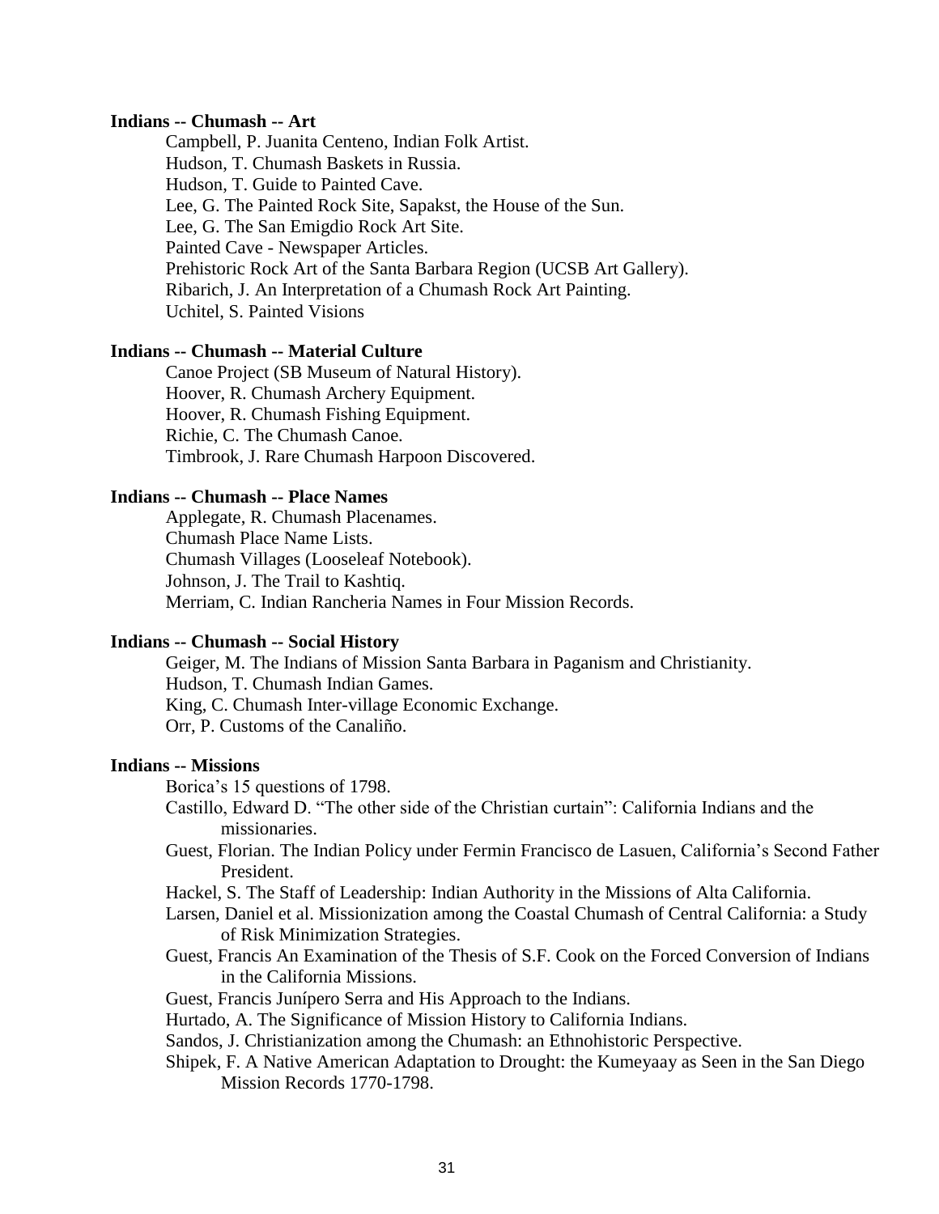**Indians -- Chumash -- Art**

Campbell, P. Juanita Centeno, Indian Folk Artist.
Hudson, T. Chumash Baskets in Russia.
Hudson, T. Guide to Painted Cave.
Lee, G. The Painted Rock Site, Sapakst, the House of the Sun.
Lee, G. The San Emigdio Rock Art Site.
Painted Cave - Newspaper Articles.
Prehistoric Rock Art of the Santa Barbara Region (UCSB Art Gallery).
Ribarich, J. An Interpretation of a Chumash Rock Art Painting.
Uchitel, S. Painted Visions

**Indians -- Chumash -- Material Culture**

Canoe Project (SB Museum of Natural History).
Hoover, R. Chumash Archery Equipment.
Hoover, R. Chumash Fishing Equipment.
Richie, C. The Chumash Canoe.
Timbrook, J. Rare Chumash Harpoon Discovered.

**Indians -- Chumash -- Place Names**

Applegate, R. Chumash Placenames.
Chumash Place Name Lists.
Chumash Villages (Looseleaf Notebook).
Johnson, J. The Trail to Kashtiq.
Merriam, C. Indian Rancheria Names in Four Mission Records.

**Indians -- Chumash -- Social History**

Geiger, M. The Indians of Mission Santa Barbara in Paganism and Christianity.
Hudson, T. Chumash Indian Games.
King, C. Chumash Inter-village Economic Exchange.
Orr, P. Customs of the Canaliño.

**Indians -- Missions**

Borica's 15 questions of 1798.
Castillo, Edward D. "The other side of the Christian curtain": California Indians and the missionaries.
Guest, Florian. The Indian Policy under Fermin Francisco de Lasuen, California's Second Father President.
Hackel, S. The Staff of Leadership: Indian Authority in the Missions of Alta California.
Larsen, Daniel et al. Missionization among the Coastal Chumash of Central California: a Study of Risk Minimization Strategies.
Guest, Francis An Examination of the Thesis of S.F. Cook on the Forced Conversion of Indians in the California Missions.
Guest, Francis Junípero Serra and His Approach to the Indians.
Hurtado, A. The Significance of Mission History to California Indians.
Sandos, J. Christianization among the Chumash: an Ethnohistoric Perspective.
Shipek, F. A Native American Adaptation to Drought: the Kumeyaay as Seen in the San Diego Mission Records 1770-1798.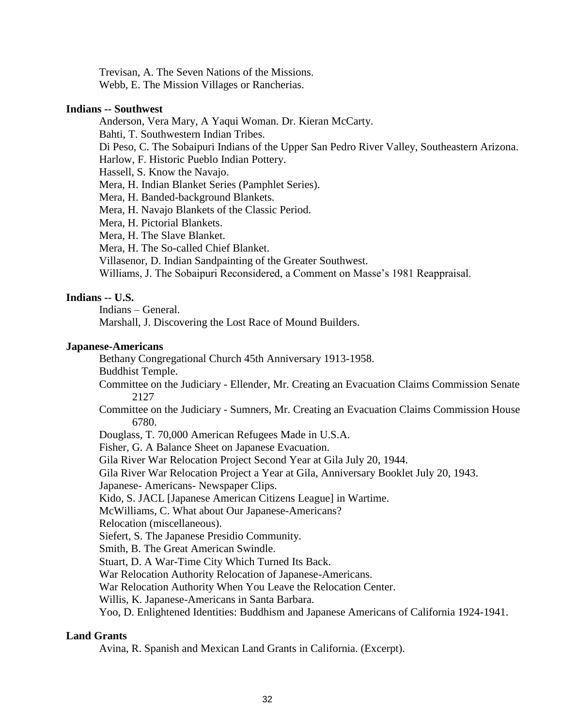Trevisan, A. The Seven Nations of the Missions.
Webb, E. The Mission Villages or Rancherias.

**Indians -- Southwest**

Anderson, Vera Mary, A Yaqui Woman. Dr. Kieran McCarty.
Bahti, T. Southwestern Indian Tribes.
Di Peso, C. The Sobaipuri Indians of the Upper San Pedro River Valley, Southeastern Arizona.
Harlow, F. Historic Pueblo Indian Pottery.
Hassell, S. Know the Navajo.
Mera, H. Indian Blanket Series (Pamphlet Series).
Mera, H. Banded-background Blankets.
Mera, H. Navajo Blankets of the Classic Period.
Mera, H. Pictorial Blankets.
Mera, H. The Slave Blanket.
Mera, H. The So-called Chief Blanket.
Villasenor, D. Indian Sandpainting of the Greater Southwest.
Williams, J. The Sobaipuri Reconsidered, a Comment on Masse's 1981 Reappraisal.

**Indians -- U.S.**

Indians – General.
Marshall, J. Discovering the Lost Race of Mound Builders.

**Japanese-Americans**

Bethany Congregational Church 45th Anniversary 1913-1958.
Buddhist Temple.
Committee on the Judiciary - Ellender, Mr. Creating an Evacuation Claims Commission Senate 2127
Committee on the Judiciary - Sumners, Mr. Creating an Evacuation Claims Commission House 6780.
Douglass, T. 70,000 American Refugees Made in U.S.A.
Fisher, G. A Balance Sheet on Japanese Evacuation.
Gila River War Relocation Project Second Year at Gila July 20, 1944.
Gila River War Relocation Project a Year at Gila, Anniversary Booklet July 20, 1943.
Japanese- Americans- Newspaper Clips.
Kido, S. JACL [Japanese American Citizens League] in Wartime.
McWilliams, C. What about Our Japanese-Americans?
Relocation (miscellaneous).
Siefert, S. The Japanese Presidio Community.
Smith, B. The Great American Swindle.
Stuart, D. A War-Time City Which Turned Its Back.
War Relocation Authority Relocation of Japanese-Americans.
War Relocation Authority When You Leave the Relocation Center.
Willis, K. Japanese-Americans in Santa Barbara.
Yoo, D. Enlightened Identities: Buddhism and Japanese Americans of California 1924-1941.

**Land Grants**

Avina, R. Spanish and Mexican Land Grants in California. (Excerpt).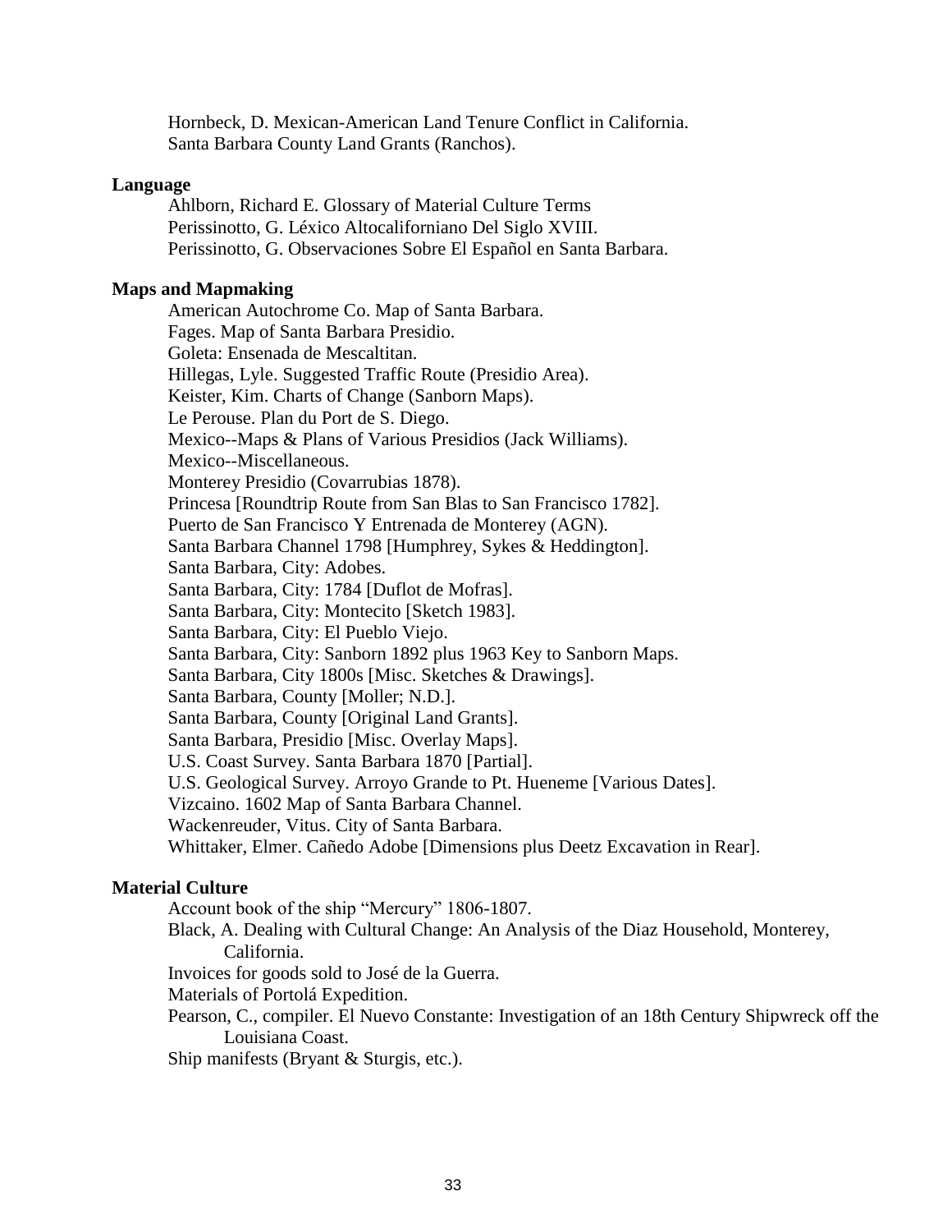Hornbeck, D. Mexican-American Land Tenure Conflict in California.
Santa Barbara County Land Grants (Ranchos).

**Language**

Ahlborn, Richard E. Glossary of Material Culture Terms
Perissinotto, G. Léxico Altocaliforniano Del Siglo XVIII.
Perissinotto, G. Observaciones Sobre El Español en Santa Barbara.

**Maps and Mapmaking**

American Autochrome Co. Map of Santa Barbara.
Fages. Map of Santa Barbara Presidio.
Goleta: Ensenada de Mescaltitan.
Hillegas, Lyle. Suggested Traffic Route (Presidio Area).
Keister, Kim. Charts of Change (Sanborn Maps).
Le Perouse. Plan du Port de S. Diego.
Mexico--Maps & Plans of Various Presidios (Jack Williams).
Mexico--Miscellaneous.
Monterey Presidio (Covarrubias 1878).
Princesa [Roundtrip Route from San Blas to San Francisco 1782].
Puerto de San Francisco Y Entrenada de Monterey (AGN).
Santa Barbara Channel 1798 [Humphrey, Sykes & Heddington].
Santa Barbara, City: Adobes.
Santa Barbara, City: 1784 [Duflot de Mofras].
Santa Barbara, City: Montecito [Sketch 1983].
Santa Barbara, City: El Pueblo Viejo.
Santa Barbara, City: Sanborn 1892 plus 1963 Key to Sanborn Maps.
Santa Barbara, City 1800s [Misc. Sketches & Drawings].
Santa Barbara, County [Moller; N.D.].
Santa Barbara, County [Original Land Grants].
Santa Barbara, Presidio [Misc. Overlay Maps].
U.S. Coast Survey. Santa Barbara 1870 [Partial].
U.S. Geological Survey. Arroyo Grande to Pt. Hueneme [Various Dates].
Vizcaino. 1602 Map of Santa Barbara Channel.
Wackenreuder, Vitus. City of Santa Barbara.
Whittaker, Elmer. Cañedo Adobe [Dimensions plus Deetz Excavation in Rear].

**Material Culture**

Account book of the ship "Mercury" 1806-1807.
Black, A. Dealing with Cultural Change: An Analysis of the Diaz Household, Monterey, California.
Invoices for goods sold to José de la Guerra.
Materials of Portolá Expedition.
Pearson, C., compiler. El Nuevo Constante: Investigation of an 18th Century Shipwreck off the Louisiana Coast.
Ship manifests (Bryant & Sturgis, etc.).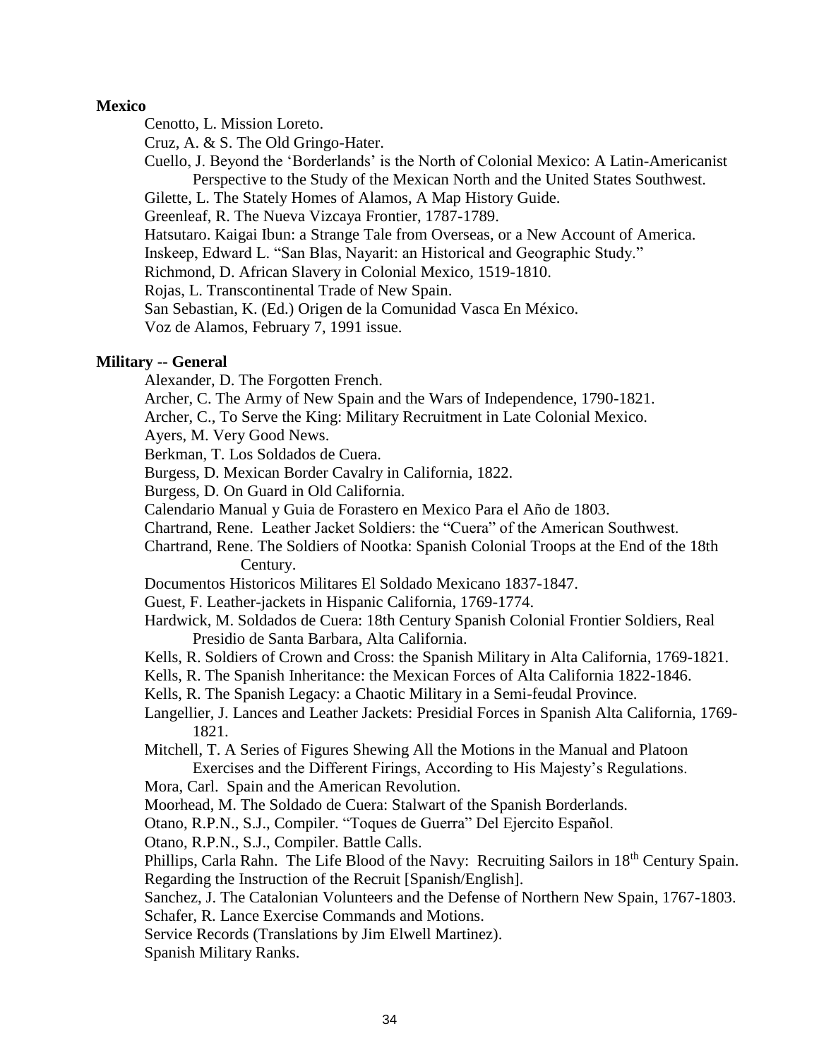**Mexico**

Cenotto, L. Mission Loreto.

Cruz, A. & S. The Old Gringo-Hater.

Cuello, J. Beyond the 'Borderlands' is the North of Colonial Mexico: A Latin-Americanist Perspective to the Study of the Mexican North and the United States Southwest.

Gilette, L. The Stately Homes of Alamos, A Map History Guide.

Greenleaf, R. The Nueva Vizcaya Frontier, 1787-1789.

Hatsutaro. Kaigai Ibun: a Strange Tale from Overseas, or a New Account of America.

Inskeep, Edward L. "San Blas, Nayarit: an Historical and Geographic Study."

Richmond, D. African Slavery in Colonial Mexico, 1519-1810.

Rojas, L. Transcontinental Trade of New Spain.

San Sebastian, K. (Ed.) Origen de la Comunidad Vasca En México.

Voz de Alamos, February 7, 1991 issue.

**Military -- General**

Alexander, D. The Forgotten French.

Archer, C. The Army of New Spain and the Wars of Independence, 1790-1821.

Archer, C., To Serve the King: Military Recruitment in Late Colonial Mexico.

Ayers, M. Very Good News.

Berkman, T. Los Soldados de Cuera.

Burgess, D. Mexican Border Cavalry in California, 1822.

Burgess, D. On Guard in Old California.

Calendario Manual y Guia de Forastero en Mexico Para el Año de 1803.

Chartrand, Rene. Leather Jacket Soldiers: the "Cuera" of the American Southwest.

Chartrand, Rene. The Soldiers of Nootka: Spanish Colonial Troops at the End of the 18th Century.

Documentos Historicos Militares El Soldado Mexicano 1837-1847.

Guest, F. Leather-jackets in Hispanic California, 1769-1774.

Hardwick, M. Soldados de Cuera: 18th Century Spanish Colonial Frontier Soldiers, Real Presidio de Santa Barbara, Alta California.

Kells, R. Soldiers of Crown and Cross: the Spanish Military in Alta California, 1769-1821.

Kells, R. The Spanish Inheritance: the Mexican Forces of Alta California 1822-1846.

Kells, R. The Spanish Legacy: a Chaotic Military in a Semi-feudal Province.

Langellier, J. Lances and Leather Jackets: Presidial Forces in Spanish Alta California, 1769-1821.

Mitchell, T. A Series of Figures Shewing All the Motions in the Manual and Platoon Exercises and the Different Firings, According to His Majesty's Regulations.

Mora, Carl. Spain and the American Revolution.

Moorhead, M. The Soldado de Cuera: Stalwart of the Spanish Borderlands.

Otano, R.P.N., S.J., Compiler. "Toques de Guerra" Del Ejercito Español.

Otano, R.P.N., S.J., Compiler. Battle Calls.

Phillips, Carla Rahn. The Life Blood of the Navy: Recruiting Sailors in 18th Century Spain.

Regarding the Instruction of the Recruit [Spanish/English].

Sanchez, J. The Catalonian Volunteers and the Defense of Northern New Spain, 1767-1803.

Schafer, R. Lance Exercise Commands and Motions.

Service Records (Translations by Jim Elwell Martinez).

Spanish Military Ranks.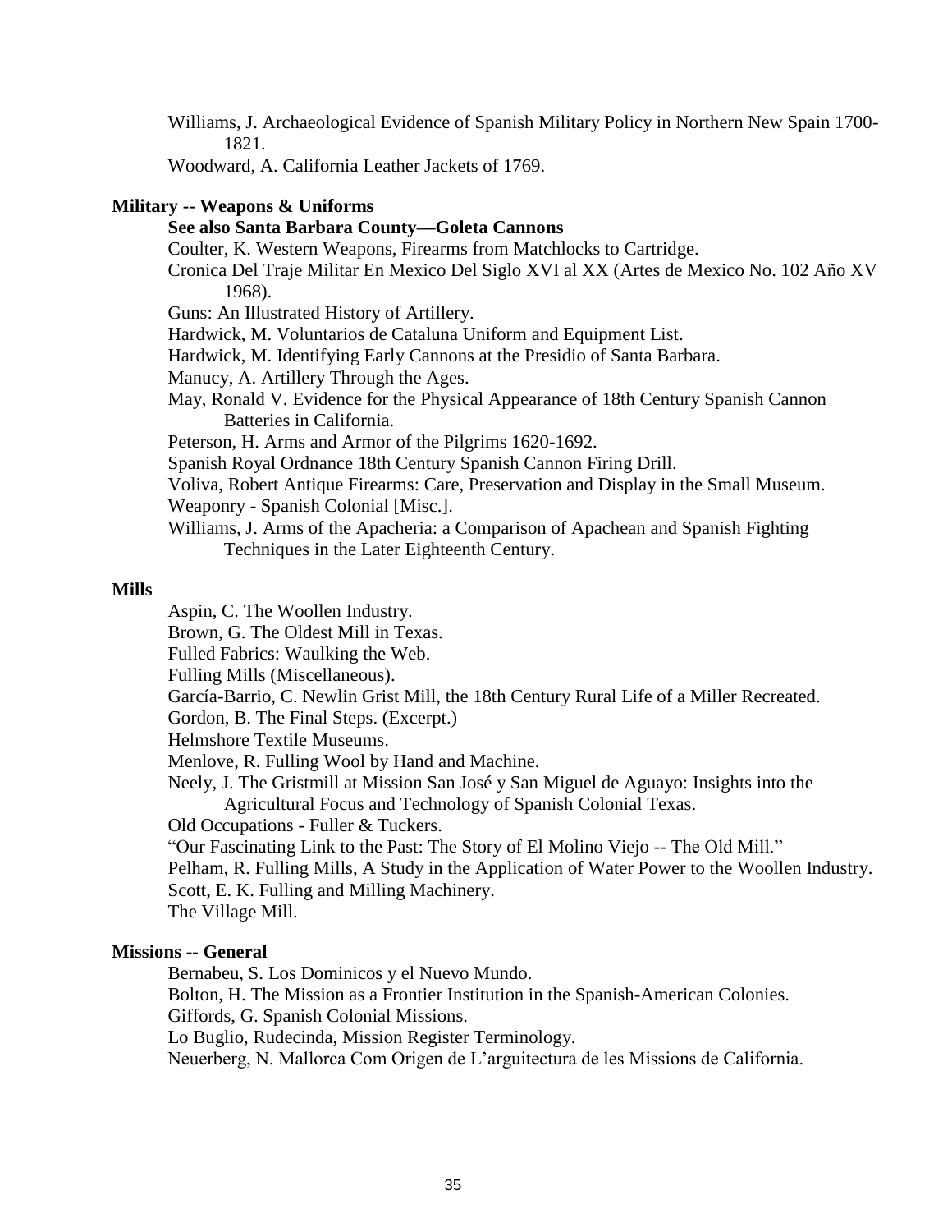Williams, J. Archaeological Evidence of Spanish Military Policy in Northern New Spain 1700-1821.

Woodward, A. California Leather Jackets of 1769.

**Military -- Weapons & Uniforms**

**See also Santa Barbara County—Goleta Cannons**

Coulter, K. Western Weapons, Firearms from Matchlocks to Cartridge.

Cronica Del Traje Militar En Mexico Del Siglo XVI al XX (Artes de Mexico No. 102 Año XV 1968).

Guns: An Illustrated History of Artillery.

Hardwick, M. Voluntarios de Cataluna Uniform and Equipment List.

Hardwick, M. Identifying Early Cannons at the Presidio of Santa Barbara.

Manucy, A. Artillery Through the Ages.

May, Ronald V. Evidence for the Physical Appearance of 18th Century Spanish Cannon Batteries in California.

Peterson, H. Arms and Armor of the Pilgrims 1620-1692.

Spanish Royal Ordnance 18th Century Spanish Cannon Firing Drill.

Voliva, Robert Antique Firearms: Care, Preservation and Display in the Small Museum.

Weaponry - Spanish Colonial [Misc.].

Williams, J. Arms of the Apacheria: a Comparison of Apachean and Spanish Fighting Techniques in the Later Eighteenth Century.

**Mills**

Aspin, C. The Woollen Industry.

Brown, G. The Oldest Mill in Texas.

Fulled Fabrics: Waulking the Web.

Fulling Mills (Miscellaneous).

García-Barrio, C. Newlin Grist Mill, the 18th Century Rural Life of a Miller Recreated.

Gordon, B. The Final Steps. (Excerpt.)

Helmshore Textile Museums.

Menlove, R. Fulling Wool by Hand and Machine.

Neely, J. The Gristmill at Mission San José y San Miguel de Aguayo: Insights into the Agricultural Focus and Technology of Spanish Colonial Texas.

Old Occupations - Fuller & Tuckers.

"Our Fascinating Link to the Past: The Story of El Molino Viejo -- The Old Mill."

Pelham, R. Fulling Mills, A Study in the Application of Water Power to the Woollen Industry.

Scott, E. K. Fulling and Milling Machinery.

The Village Mill.

**Missions -- General**

Bernabeu, S. Los Dominicos y el Nuevo Mundo.

Bolton, H. The Mission as a Frontier Institution in the Spanish-American Colonies.

Giffords, G. Spanish Colonial Missions.

Lo Buglio, Rudecinda, Mission Register Terminology.

Neuerberg, N. Mallorca Com Origen de L'arguitectura de les Missions de California.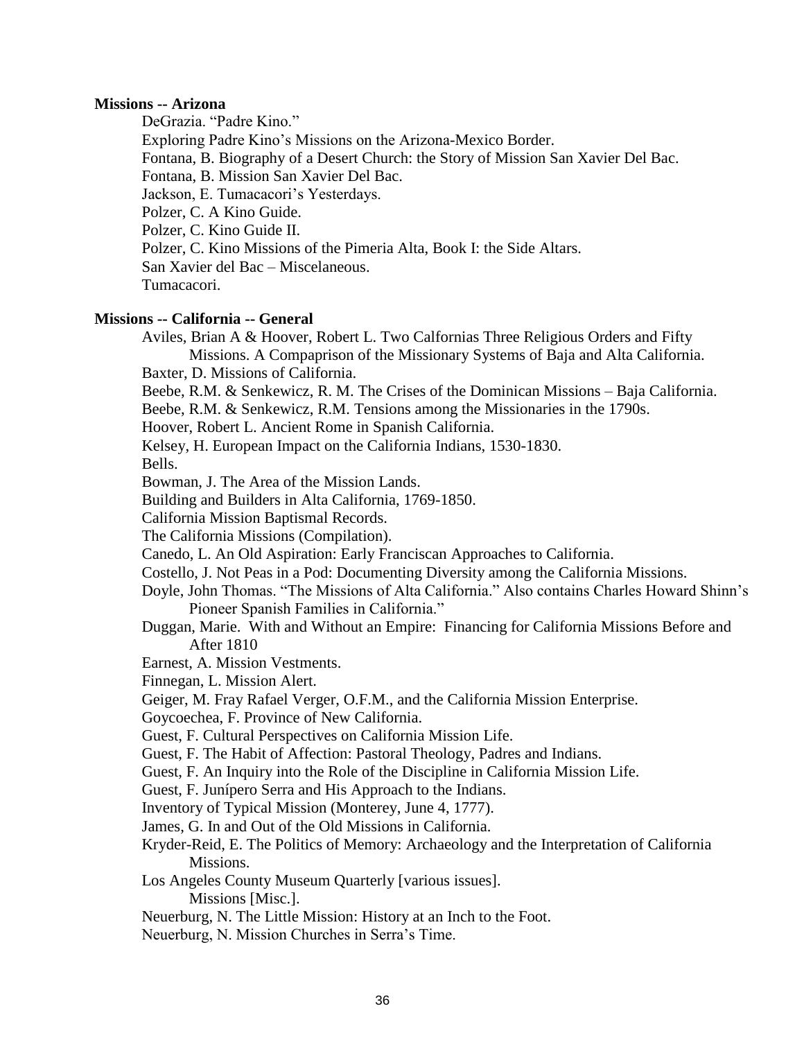**Missions -- Arizona**

DeGrazia. "Padre Kino."
Exploring Padre Kino's Missions on the Arizona-Mexico Border.
Fontana, B. Biography of a Desert Church: the Story of Mission San Xavier Del Bac.
Fontana, B. Mission San Xavier Del Bac.
Jackson, E. Tumacacori's Yesterdays.
Polzer, C. A Kino Guide.
Polzer, C. Kino Guide II.
Polzer, C. Kino Missions of the Pimeria Alta, Book I: the Side Altars.
San Xavier del Bac – Miscelaneous.
Tumacacori.

**Missions -- California -- General**

Aviles, Brian A & Hoover, Robert L. Two Calfornias Three Religious Orders and Fifty Missions. A Compaprison of the Missionary Systems of Baja and Alta California.
Baxter, D. Missions of California.
Beebe, R.M. & Senkewicz, R. M. The Crises of the Dominican Missions – Baja California.
Beebe, R.M. & Senkewicz, R.M. Tensions among the Missionaries in the 1790s.
Hoover, Robert L. Ancient Rome in Spanish California.
Kelsey, H. European Impact on the California Indians, 1530-1830.
Bells.
Bowman, J. The Area of the Mission Lands.
Building and Builders in Alta California, 1769-1850.
California Mission Baptismal Records.
The California Missions (Compilation).
Canedo, L. An Old Aspiration: Early Franciscan Approaches to California.
Costello, J. Not Peas in a Pod: Documenting Diversity among the California Missions.
Doyle, John Thomas. "The Missions of Alta California." Also contains Charles Howard Shinn's Pioneer Spanish Families in California."
Duggan, Marie. With and Without an Empire: Financing for California Missions Before and After 1810
Earnest, A. Mission Vestments.
Finnegan, L. Mission Alert.
Geiger, M. Fray Rafael Verger, O.F.M., and the California Mission Enterprise.
Goycoechea, F. Province of New California.
Guest, F. Cultural Perspectives on California Mission Life.
Guest, F. The Habit of Affection: Pastoral Theology, Padres and Indians.
Guest, F. An Inquiry into the Role of the Discipline in California Mission Life.
Guest, F. Junípero Serra and His Approach to the Indians.
Inventory of Typical Mission (Monterey, June 4, 1777).
James, G. In and Out of the Old Missions in California.
Kryder-Reid, E. The Politics of Memory: Archaeology and the Interpretation of California Missions.
Los Angeles County Museum Quarterly [various issues].
Missions [Misc.].
Neuerburg, N. The Little Mission: History at an Inch to the Foot.
Neuerburg, N. Mission Churches in Serra's Time.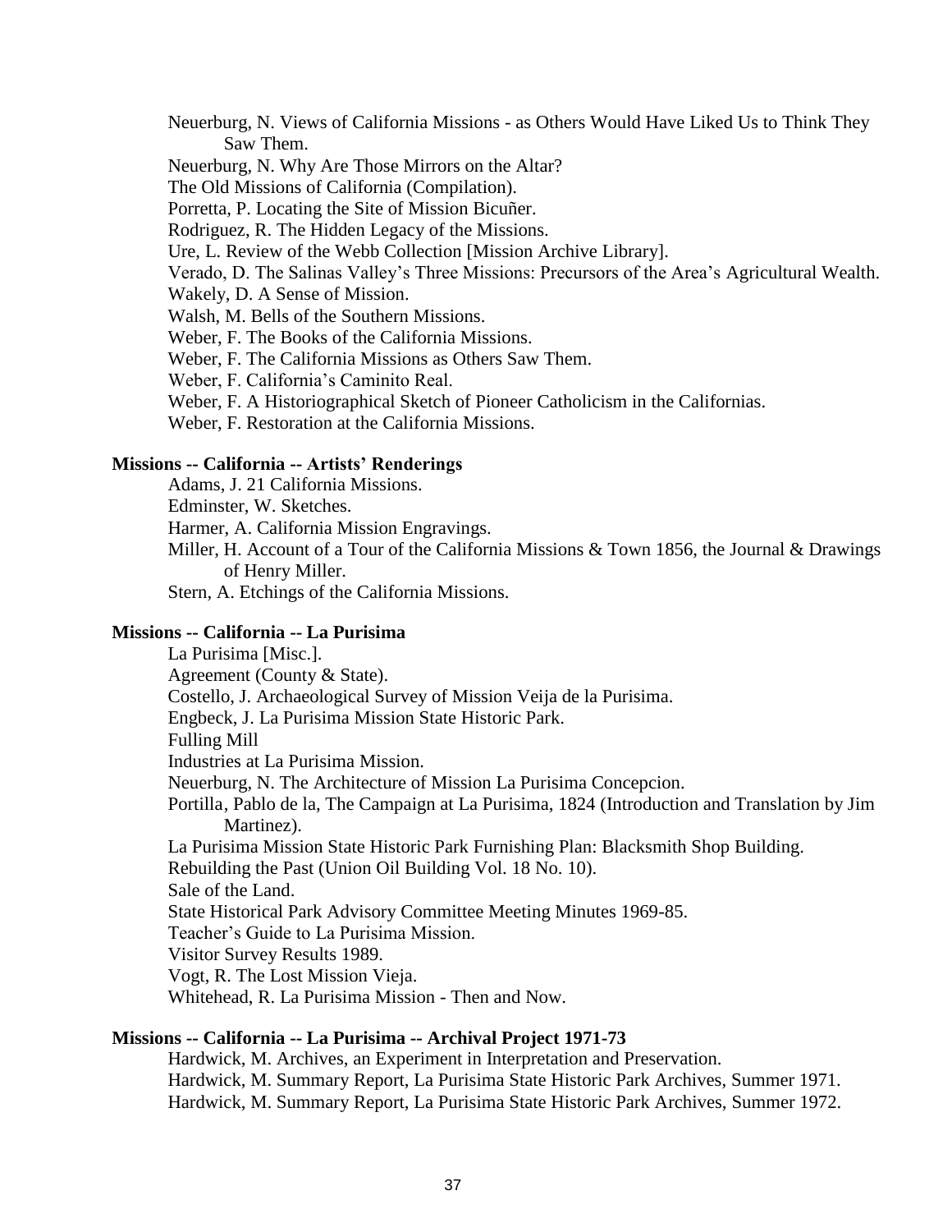Neuerburg, N. Views of California Missions - as Others Would Have Liked Us to Think They Saw Them.
Neuerburg, N. Why Are Those Mirrors on the Altar?
The Old Missions of California (Compilation).
Porretta, P. Locating the Site of Mission Bicuñer.
Rodriguez, R. The Hidden Legacy of the Missions.
Ure, L. Review of the Webb Collection [Mission Archive Library].
Verado, D. The Salinas Valley's Three Missions: Precursors of the Area's Agricultural Wealth.
Wakely, D. A Sense of Mission.
Walsh, M. Bells of the Southern Missions.
Weber, F. The Books of the California Missions.
Weber, F. The California Missions as Others Saw Them.
Weber, F. California's Caminito Real.
Weber, F. A Historiographical Sketch of Pioneer Catholicism in the Californias.
Weber, F. Restoration at the California Missions.

**Missions -- California -- Artists' Renderings**

Adams, J. 21 California Missions.
Edminster, W. Sketches.
Harmer, A. California Mission Engravings.
Miller, H. Account of a Tour of the California Missions & Town 1856, the Journal & Drawings of Henry Miller.
Stern, A. Etchings of the California Missions.

**Missions -- California -- La Purisima**

La Purisima [Misc.].
Agreement (County & State).
Costello, J. Archaeological Survey of Mission Veija de la Purisima.
Engbeck, J. La Purisima Mission State Historic Park.
Fulling Mill
Industries at La Purisima Mission.
Neuerburg, N. The Architecture of Mission La Purisima Concepcion.
Portilla, Pablo de la, The Campaign at La Purisima, 1824 (Introduction and Translation by Jim Martinez).
La Purisima Mission State Historic Park Furnishing Plan: Blacksmith Shop Building.
Rebuilding the Past (Union Oil Building Vol. 18 No. 10).
Sale of the Land.
State Historical Park Advisory Committee Meeting Minutes 1969-85.
Teacher's Guide to La Purisima Mission.
Visitor Survey Results 1989.
Vogt, R. The Lost Mission Vieja.
Whitehead, R. La Purisima Mission - Then and Now.

**Missions -- California -- La Purisima -- Archival Project 1971-73**

Hardwick, M. Archives, an Experiment in Interpretation and Preservation.
Hardwick, M. Summary Report, La Purisima State Historic Park Archives, Summer 1971.
Hardwick, M. Summary Report, La Purisima State Historic Park Archives, Summer 1972.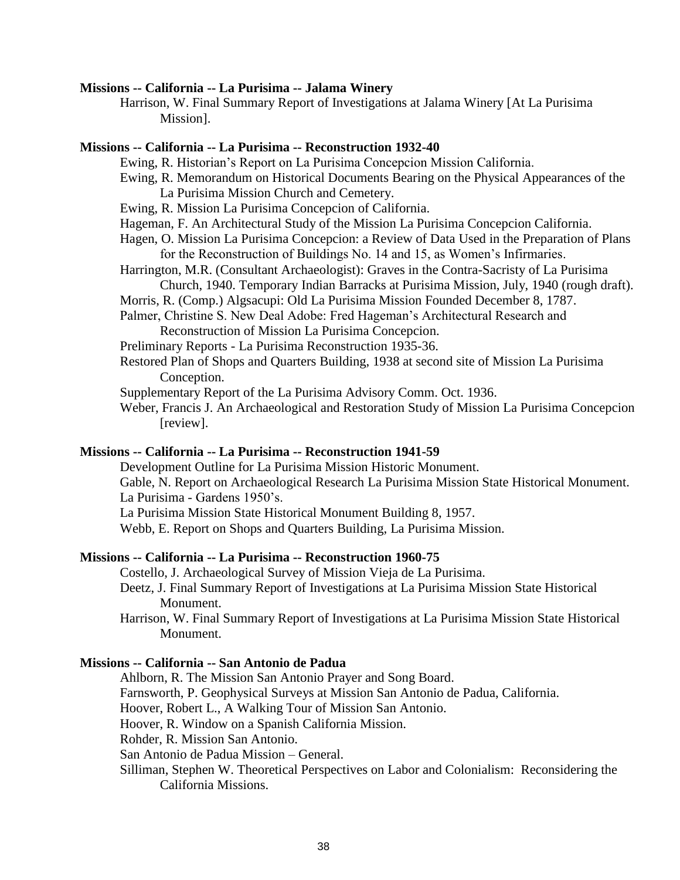**Missions -- California -- La Purisima -- Jalama Winery**

Harrison, W. Final Summary Report of Investigations at Jalama Winery [At La Purisima Mission].

**Missions -- California -- La Purisima -- Reconstruction 1932-40**

Ewing, R. Historian's Report on La Purisima Concepcion Mission California.

Ewing, R. Memorandum on Historical Documents Bearing on the Physical Appearances of the La Purisima Mission Church and Cemetery.

Ewing, R. Mission La Purisima Concepcion of California.

Hageman, F. An Architectural Study of the Mission La Purisima Concepcion California.

Hagen, O. Mission La Purisima Concepcion: a Review of Data Used in the Preparation of Plans for the Reconstruction of Buildings No. 14 and 15, as Women's Infirmaries.

Harrington, M.R. (Consultant Archaeologist): Graves in the Contra-Sacristy of La Purisima Church, 1940. Temporary Indian Barracks at Purisima Mission, July, 1940 (rough draft).

Morris, R. (Comp.) Algsacupi: Old La Purisima Mission Founded December 8, 1787.

Palmer, Christine S. New Deal Adobe: Fred Hageman's Architectural Research and Reconstruction of Mission La Purisima Concepcion.

Preliminary Reports - La Purisima Reconstruction 1935-36.

Restored Plan of Shops and Quarters Building, 1938 at second site of Mission La Purisima Conception.

Supplementary Report of the La Purisima Advisory Comm. Oct. 1936.

Weber, Francis J. An Archaeological and Restoration Study of Mission La Purisima Concepcion [review].

**Missions -- California -- La Purisima -- Reconstruction 1941-59**

Development Outline for La Purisima Mission Historic Monument.

Gable, N. Report on Archaeological Research La Purisima Mission State Historical Monument.

La Purisima - Gardens 1950's.

La Purisima Mission State Historical Monument Building 8, 1957.

Webb, E. Report on Shops and Quarters Building, La Purisima Mission.

**Missions -- California -- La Purisima -- Reconstruction 1960-75**

Costello, J. Archaeological Survey of Mission Vieja de La Purisima.

Deetz, J. Final Summary Report of Investigations at La Purisima Mission State Historical Monument.

Harrison, W. Final Summary Report of Investigations at La Purisima Mission State Historical Monument.

**Missions -- California -- San Antonio de Padua**

Ahlborn, R. The Mission San Antonio Prayer and Song Board.

Farnsworth, P. Geophysical Surveys at Mission San Antonio de Padua, California.

Hoover, Robert L., A Walking Tour of Mission San Antonio.

Hoover, R. Window on a Spanish California Mission.

Rohder, R. Mission San Antonio.

San Antonio de Padua Mission – General.

Silliman, Stephen W. Theoretical Perspectives on Labor and Colonialism: Reconsidering the California Missions.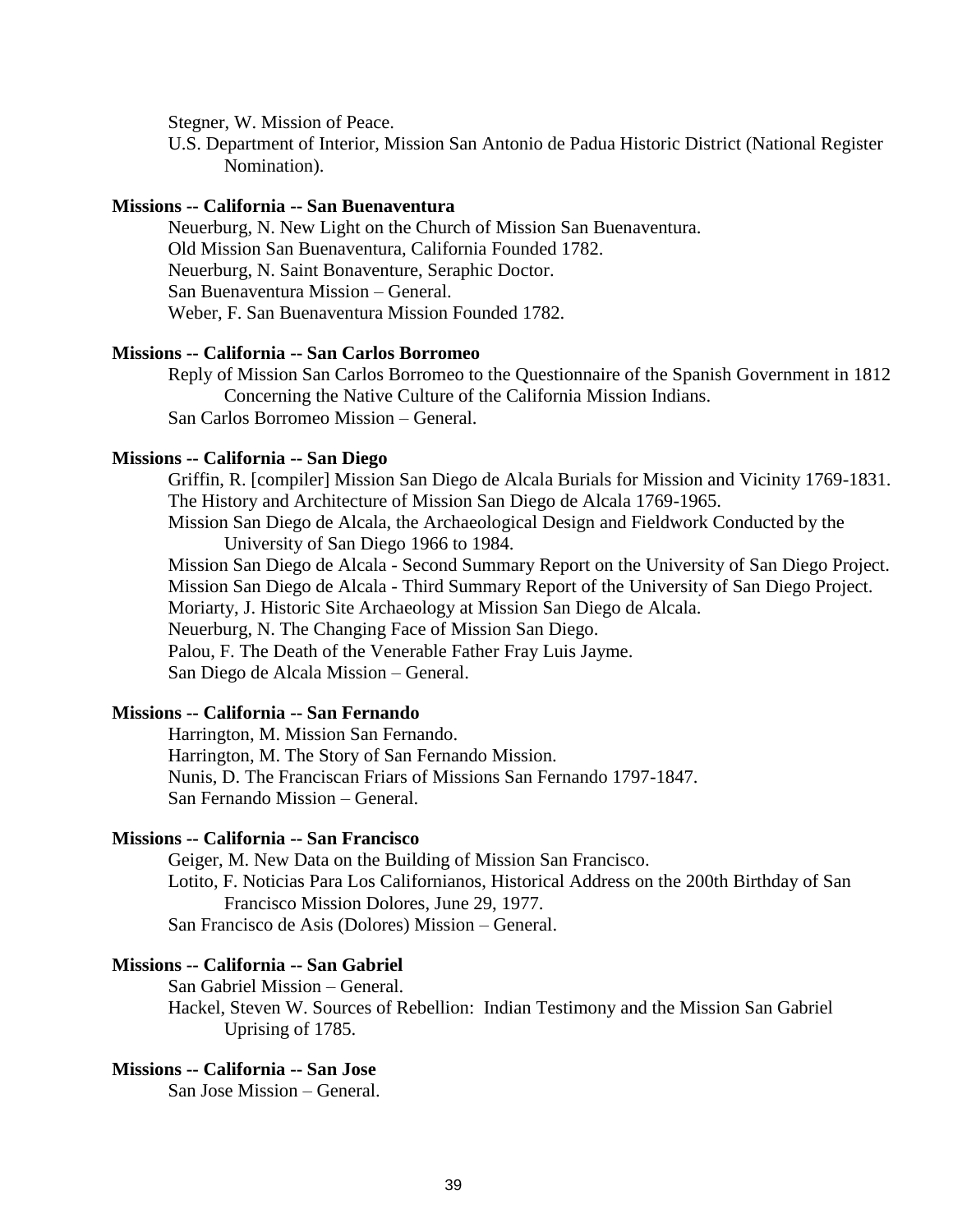Stegner, W. Mission of Peace.

U.S. Department of Interior, Mission San Antonio de Padua Historic District (National Register Nomination).

**Missions -- California -- San Buenaventura**

Neuerburg, N. New Light on the Church of Mission San Buenaventura.

Old Mission San Buenaventura, California Founded 1782.

Neuerburg, N. Saint Bonaventure, Seraphic Doctor.

San Buenaventura Mission – General.

Weber, F. San Buenaventura Mission Founded 1782.

**Missions -- California -- San Carlos Borromeo**

Reply of Mission San Carlos Borromeo to the Questionnaire of the Spanish Government in 1812 Concerning the Native Culture of the California Mission Indians.

San Carlos Borromeo Mission – General.

**Missions -- California -- San Diego**

Griffin, R. [compiler] Mission San Diego de Alcala Burials for Mission and Vicinity 1769-1831.

The History and Architecture of Mission San Diego de Alcala 1769-1965.

Mission San Diego de Alcala, the Archaeological Design and Fieldwork Conducted by the University of San Diego 1966 to 1984.

Mission San Diego de Alcala - Second Summary Report on the University of San Diego Project.

Mission San Diego de Alcala - Third Summary Report of the University of San Diego Project.

Moriarty, J. Historic Site Archaeology at Mission San Diego de Alcala.

Neuerburg, N. The Changing Face of Mission San Diego.

Palou, F. The Death of the Venerable Father Fray Luis Jayme.

San Diego de Alcala Mission – General.

**Missions -- California -- San Fernando**

Harrington, M. Mission San Fernando.

Harrington, M. The Story of San Fernando Mission.

Nunis, D. The Franciscan Friars of Missions San Fernando 1797-1847.

San Fernando Mission – General.

**Missions -- California -- San Francisco**

Geiger, M. New Data on the Building of Mission San Francisco.

Lotito, F. Noticias Para Los Californianos, Historical Address on the 200th Birthday of San Francisco Mission Dolores, June 29, 1977.

San Francisco de Asis (Dolores) Mission – General.

**Missions -- California -- San Gabriel**

San Gabriel Mission – General.

Hackel, Steven W. Sources of Rebellion: Indian Testimony and the Mission San Gabriel Uprising of 1785.

**Missions -- California -- San Jose**

San Jose Mission – General.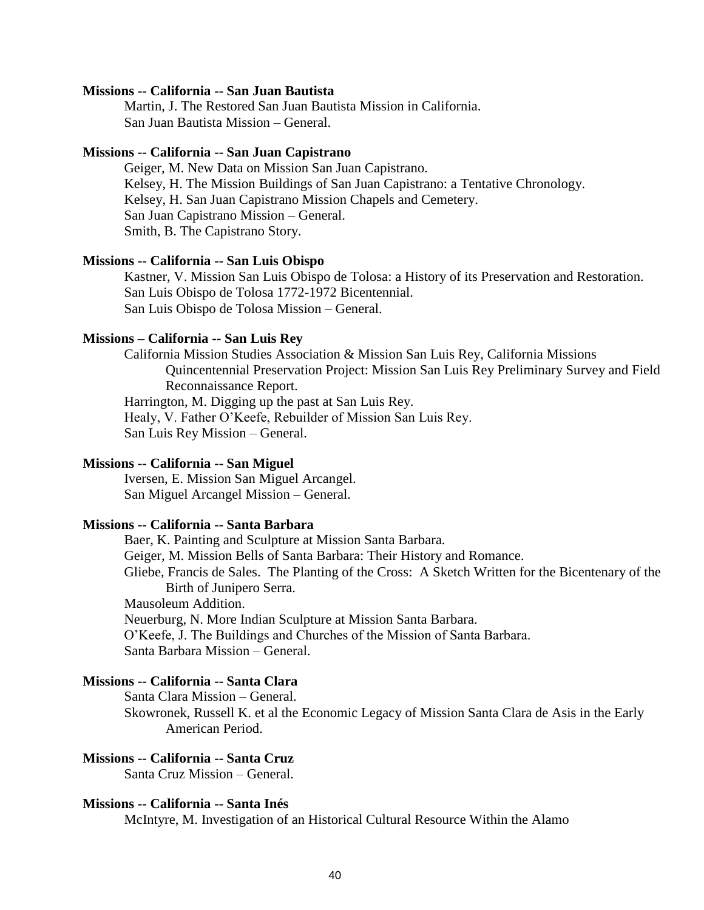**Missions -- California -- San Juan Bautista**

Martin, J. The Restored San Juan Bautista Mission in California.
San Juan Bautista Mission – General.

**Missions -- California -- San Juan Capistrano**

Geiger, M. New Data on Mission San Juan Capistrano.
Kelsey, H. The Mission Buildings of San Juan Capistrano: a Tentative Chronology.
Kelsey, H. San Juan Capistrano Mission Chapels and Cemetery.
San Juan Capistrano Mission – General.
Smith, B. The Capistrano Story.

**Missions -- California -- San Luis Obispo**

Kastner, V. Mission San Luis Obispo de Tolosa: a History of its Preservation and Restoration.
San Luis Obispo de Tolosa 1772-1972 Bicentennial.
San Luis Obispo de Tolosa Mission – General.

**Missions – California -- San Luis Rey**

California Mission Studies Association & Mission San Luis Rey, California Missions Quincentennial Preservation Project: Mission San Luis Rey Preliminary Survey and Field Reconnaissance Report.
Harrington, M. Digging up the past at San Luis Rey.
Healy, V. Father O'Keefe, Rebuilder of Mission San Luis Rey.
San Luis Rey Mission – General.

**Missions -- California -- San Miguel**

Iversen, E. Mission San Miguel Arcangel.
San Miguel Arcangel Mission – General.

**Missions -- California -- Santa Barbara**

Baer, K. Painting and Sculpture at Mission Santa Barbara.
Geiger, M. Mission Bells of Santa Barbara: Their History and Romance.
Gliebe, Francis de Sales. The Planting of the Cross: A Sketch Written for the Bicentenary of the Birth of Junipero Serra.
Mausoleum Addition.
Neuerburg, N. More Indian Sculpture at Mission Santa Barbara.
O'Keefe, J. The Buildings and Churches of the Mission of Santa Barbara.
Santa Barbara Mission – General.

**Missions -- California -- Santa Clara**

Santa Clara Mission – General.
Skowronek, Russell K. et al the Economic Legacy of Mission Santa Clara de Asis in the Early American Period.

**Missions -- California -- Santa Cruz**

Santa Cruz Mission – General.

**Missions -- California -- Santa Inés**

McIntyre, M. Investigation of an Historical Cultural Resource Within the Alamo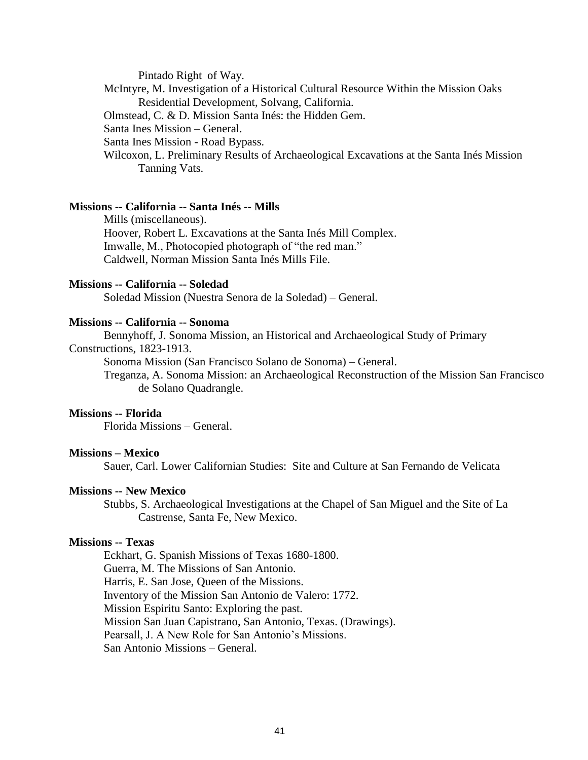Pintado Right of Way.

McIntyre, M. Investigation of a Historical Cultural Resource Within the Mission Oaks Residential Development, Solvang, California.

Olmstead, C. & D. Mission Santa Inés: the Hidden Gem.

Santa Ines Mission – General.

Santa Ines Mission - Road Bypass.

Wilcoxon, L. Preliminary Results of Archaeological Excavations at the Santa Inés Mission Tanning Vats.

**Missions -- California -- Santa Inés -- Mills**

Mills (miscellaneous).

Hoover, Robert L. Excavations at the Santa Inés Mill Complex.

Imwalle, M., Photocopied photograph of "the red man."

Caldwell, Norman Mission Santa Inés Mills File.

**Missions -- California -- Soledad**

Soledad Mission (Nuestra Senora de la Soledad) – General.

**Missions -- California -- Sonoma**

Bennyhoff, J. Sonoma Mission, an Historical and Archaeological Study of Primary Constructions, 1823-1913.

Sonoma Mission (San Francisco Solano de Sonoma) – General.

Treganza, A. Sonoma Mission: an Archaeological Reconstruction of the Mission San Francisco de Solano Quadrangle.

**Missions -- Florida**

Florida Missions – General.

**Missions – Mexico**

Sauer, Carl. Lower Californian Studies: Site and Culture at San Fernando de Velicata

**Missions -- New Mexico**

Stubbs, S. Archaeological Investigations at the Chapel of San Miguel and the Site of La Castrense, Santa Fe, New Mexico.

**Missions -- Texas**

Eckhart, G. Spanish Missions of Texas 1680-1800.

Guerra, M. The Missions of San Antonio.

Harris, E. San Jose, Queen of the Missions.

Inventory of the Mission San Antonio de Valero: 1772.

Mission Espiritu Santo: Exploring the past.

Mission San Juan Capistrano, San Antonio, Texas. (Drawings).

Pearsall, J. A New Role for San Antonio's Missions.

San Antonio Missions – General.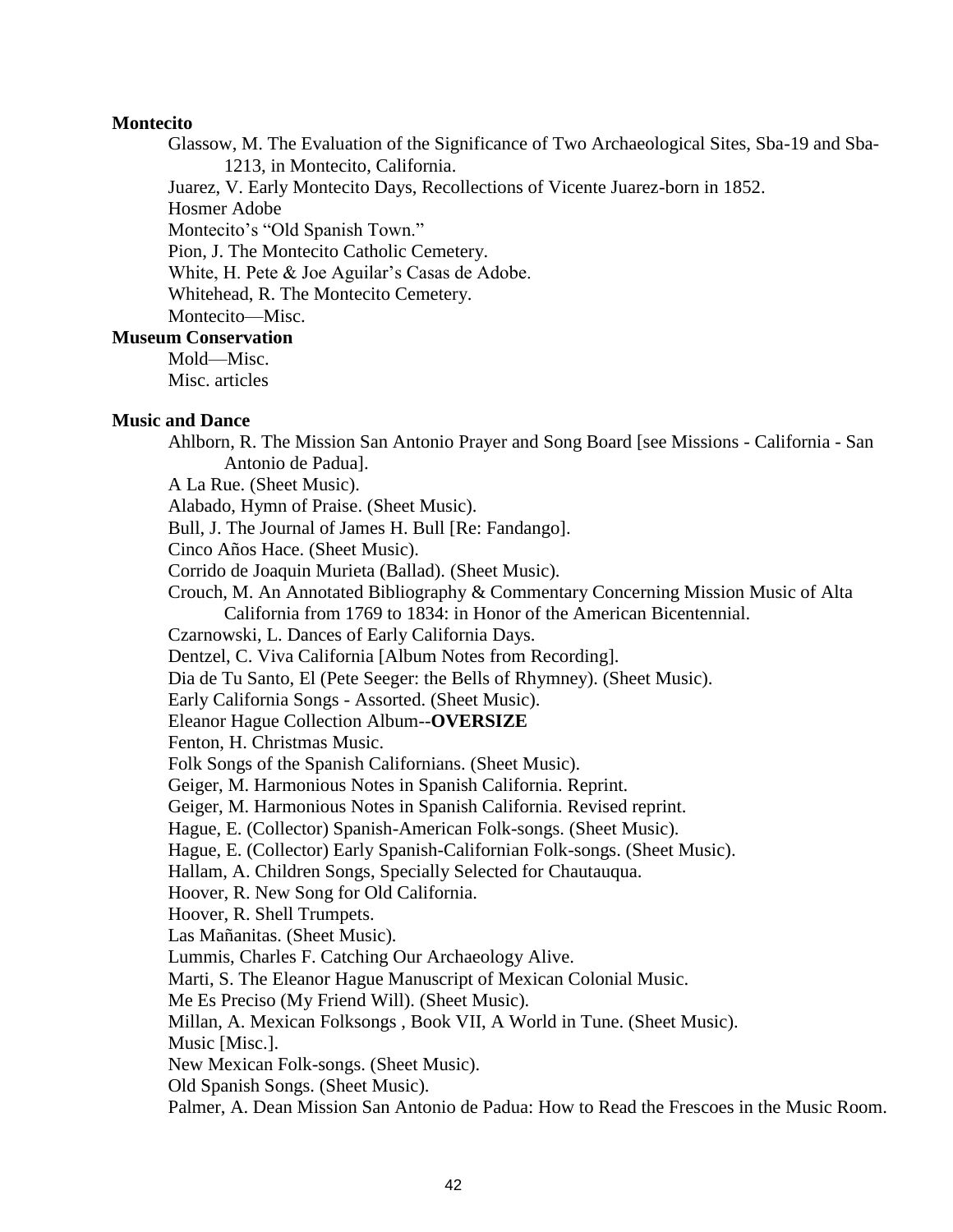**Montecito**

Glassow, M. The Evaluation of the Significance of Two Archaeological Sites, Sba-19 and Sba-1213, in Montecito, California.
Juarez, V. Early Montecito Days, Recollections of Vicente Juarez-born in 1852.
Hosmer Adobe
Montecito's "Old Spanish Town."
Pion, J. The Montecito Catholic Cemetery.
White, H. Pete & Joe Aguilar's Casas de Adobe.
Whitehead, R. The Montecito Cemetery.
Montecito—Misc.

**Museum Conservation**

Mold—Misc.
Misc. articles

**Music and Dance**

Ahlborn, R. The Mission San Antonio Prayer and Song Board [see Missions - California - San Antonio de Padua].
A La Rue. (Sheet Music).
Alabado, Hymn of Praise. (Sheet Music).
Bull, J. The Journal of James H. Bull [Re: Fandango].
Cinco Años Hace. (Sheet Music).
Corrido de Joaquin Murieta (Ballad). (Sheet Music).
Crouch, M. An Annotated Bibliography & Commentary Concerning Mission Music of Alta California from 1769 to 1834: in Honor of the American Bicentennial.
Czarnowski, L. Dances of Early California Days.
Dentzel, C. Viva California [Album Notes from Recording].
Dia de Tu Santo, El (Pete Seeger: the Bells of Rhymney). (Sheet Music).
Early California Songs - Assorted. (Sheet Music).
Eleanor Hague Collection Album--**OVERSIZE**
Fenton, H. Christmas Music.
Folk Songs of the Spanish Californians. (Sheet Music).
Geiger, M. Harmonious Notes in Spanish California. Reprint.
Geiger, M. Harmonious Notes in Spanish California. Revised reprint.
Hague, E. (Collector) Spanish-American Folk-songs. (Sheet Music).
Hague, E. (Collector) Early Spanish-Californian Folk-songs. (Sheet Music).
Hallam, A. Children Songs, Specially Selected for Chautauqua.
Hoover, R. New Song for Old California.
Hoover, R. Shell Trumpets.
Las Mañanitas. (Sheet Music).
Lummis, Charles F. Catching Our Archaeology Alive.
Marti, S. The Eleanor Hague Manuscript of Mexican Colonial Music.
Me Es Preciso (My Friend Will). (Sheet Music).
Millan, A. Mexican Folksongs , Book VII, A World in Tune. (Sheet Music).
Music [Misc.].
New Mexican Folk-songs. (Sheet Music).
Old Spanish Songs. (Sheet Music).
Palmer, A. Dean Mission San Antonio de Padua: How to Read the Frescoes in the Music Room.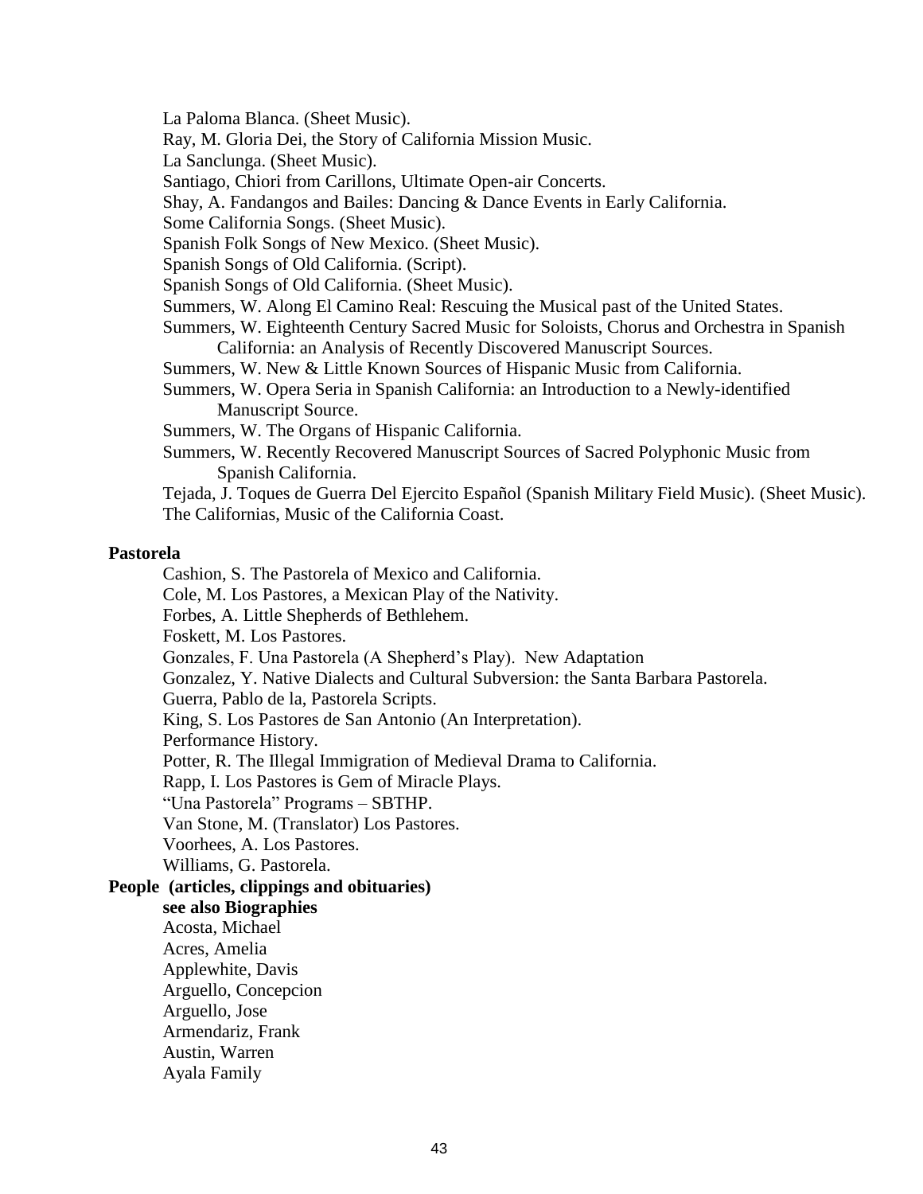La Paloma Blanca. (Sheet Music).
Ray, M. Gloria Dei, the Story of California Mission Music.
La Sanclunga. (Sheet Music).
Santiago, Chiori from Carillons, Ultimate Open-air Concerts.
Shay, A. Fandangos and Bailes: Dancing & Dance Events in Early California.
Some California Songs. (Sheet Music).
Spanish Folk Songs of New Mexico. (Sheet Music).
Spanish Songs of Old California. (Script).
Spanish Songs of Old California. (Sheet Music).
Summers, W. Along El Camino Real: Rescuing the Musical past of the United States.
Summers, W. Eighteenth Century Sacred Music for Soloists, Chorus and Orchestra in Spanish California: an Analysis of Recently Discovered Manuscript Sources.
Summers, W. New & Little Known Sources of Hispanic Music from California.
Summers, W. Opera Seria in Spanish California: an Introduction to a Newly-identified Manuscript Source.
Summers, W. The Organs of Hispanic California.
Summers, W. Recently Recovered Manuscript Sources of Sacred Polyphonic Music from Spanish California.
Tejada, J. Toques de Guerra Del Ejercito Español (Spanish Military Field Music). (Sheet Music).
The Californias, Music of the California Coast.

**Pastorela**

Cashion, S. The Pastorela of Mexico and California.
Cole, M. Los Pastores, a Mexican Play of the Nativity.
Forbes, A. Little Shepherds of Bethlehem.
Foskett, M. Los Pastores.
Gonzales, F. Una Pastorela (A Shepherd's Play). New Adaptation
Gonzalez, Y. Native Dialects and Cultural Subversion: the Santa Barbara Pastorela.
Guerra, Pablo de la, Pastorela Scripts.
King, S. Los Pastores de San Antonio (An Interpretation).
Performance History.
Potter, R. The Illegal Immigration of Medieval Drama to California.
Rapp, I. Los Pastores is Gem of Miracle Plays.
"Una Pastorela" Programs – SBTHP.
Van Stone, M. (Translator) Los Pastores.
Voorhees, A. Los Pastores.
Williams, G. Pastorela.

**People (articles, clippings and obituaries)**

**see also Biographies**

Acosta, Michael
Acres, Amelia
Applewhite, Davis
Arguello, Concepcion
Arguello, Jose
Armendariz, Frank
Austin, Warren
Ayala Family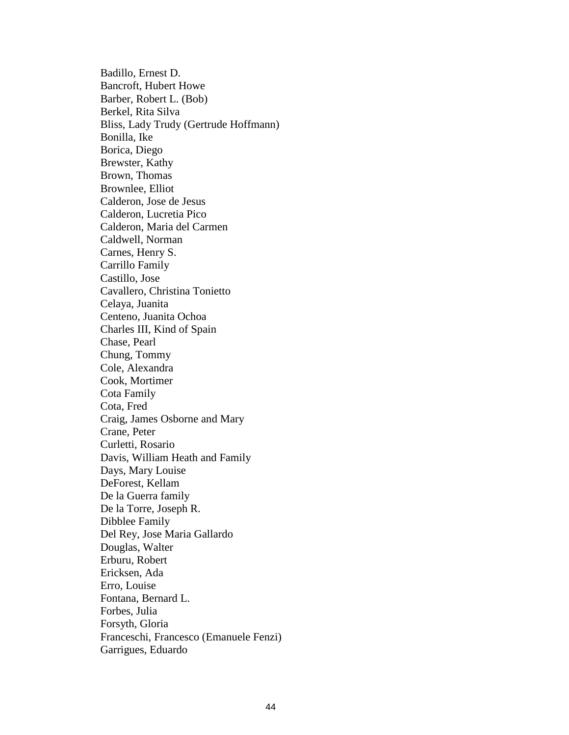Badillo, Ernest D.
Bancroft, Hubert Howe
Barber, Robert L. (Bob)
Berkel, Rita Silva
Bliss, Lady Trudy (Gertrude Hoffmann)
Bonilla, Ike
Borica, Diego
Brewster, Kathy
Brown, Thomas
Brownlee, Elliot
Calderon, Jose de Jesus
Calderon, Lucretia Pico
Calderon, Maria del Carmen
Caldwell, Norman
Carnes, Henry S.
Carrillo Family
Castillo, Jose
Cavallero, Christina Tonietto
Celaya, Juanita
Centeno, Juanita Ochoa
Charles III, Kind of Spain
Chase, Pearl
Chung, Tommy
Cole, Alexandra
Cook, Mortimer
Cota Family
Cota, Fred
Craig, James Osborne and Mary
Crane, Peter
Curletti, Rosario
Davis, William Heath and Family
Days, Mary Louise
DeForest, Kellam
De la Guerra family
De la Torre, Joseph R.
Dibblee Family
Del Rey, Jose Maria Gallardo
Douglas, Walter
Erburu, Robert
Ericksen, Ada
Erro, Louise
Fontana, Bernard L.
Forbes, Julia
Forsyth, Gloria
Franceschi, Francesco (Emanuele Fenzi)
Garrigues, Eduardo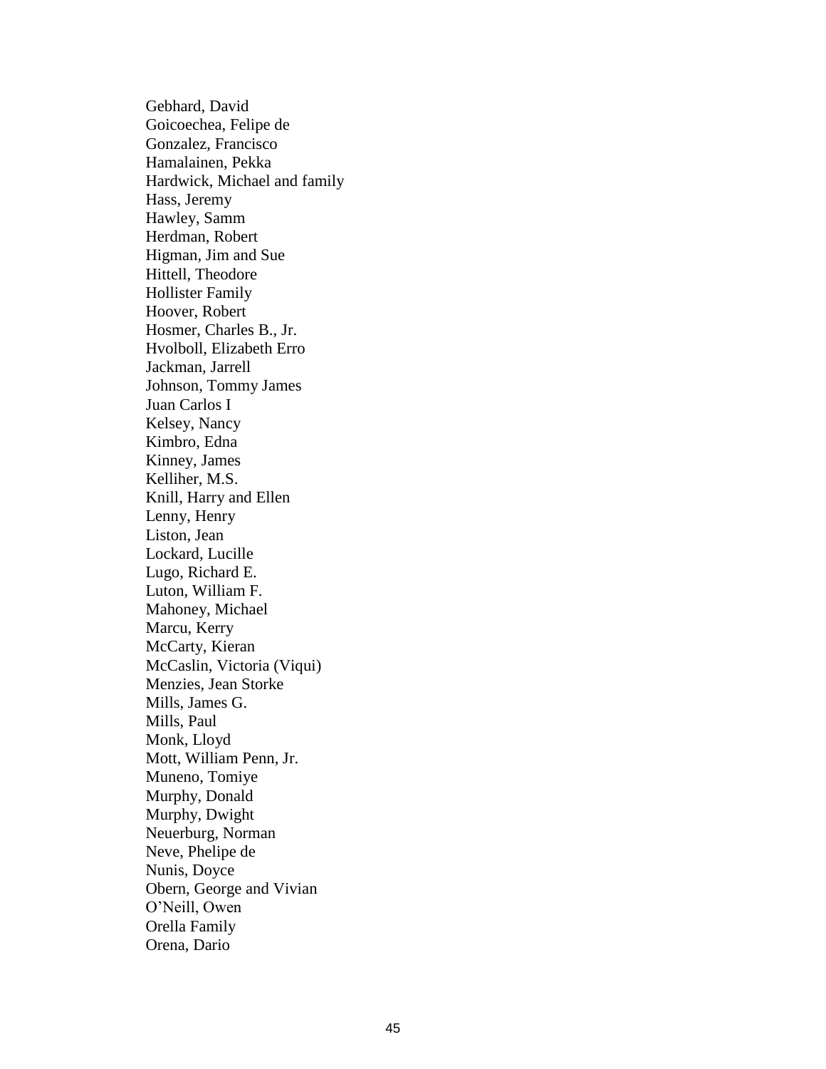Gebhard, David
Goicoechea, Felipe de
Gonzalez, Francisco
Hamalainen, Pekka
Hardwick, Michael and family
Hass, Jeremy
Hawley, Samm
Herdman, Robert
Higman, Jim and Sue
Hittell, Theodore
Hollister Family
Hoover, Robert
Hosmer, Charles B., Jr.
Hvolboll, Elizabeth Erro
Jackman, Jarrell
Johnson, Tommy James
Juan Carlos I
Kelsey, Nancy
Kimbro, Edna
Kinney, James
Kelliher, M.S.
Knill, Harry and Ellen
Lenny, Henry
Liston, Jean
Lockard, Lucille
Lugo, Richard E.
Luton, William F.
Mahoney, Michael
Marcu, Kerry
McCarty, Kieran
McCaslin, Victoria (Viqui)
Menzies, Jean Storke
Mills, James G.
Mills, Paul
Monk, Lloyd
Mott, William Penn, Jr.
Muneno, Tomiye
Murphy, Donald
Murphy, Dwight
Neuerburg, Norman
Neve, Phelipe de
Nunis, Doyce
Obern, George and Vivian
O'Neill, Owen
Orella Family
Orena, Dario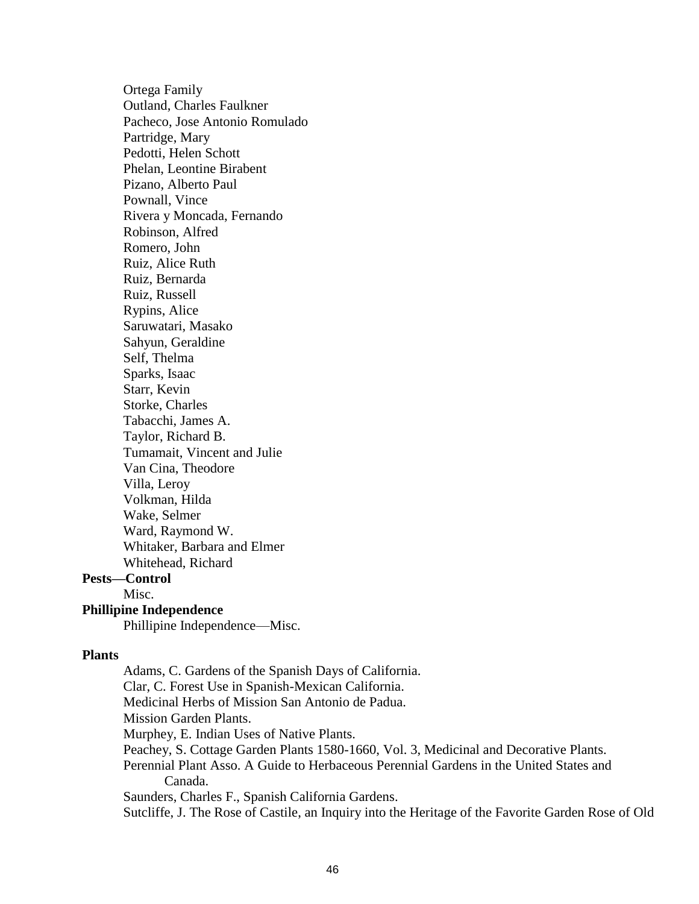Ortega Family
Outland, Charles Faulkner
Pacheco, Jose Antonio Romulado
Partridge, Mary
Pedotti, Helen Schott
Phelan, Leontine Birabent
Pizano, Alberto Paul
Pownall, Vince
Rivera y Moncada, Fernando
Robinson, Alfred
Romero, John
Ruiz, Alice Ruth
Ruiz, Bernarda
Ruiz, Russell
Rypins, Alice
Saruwatari, Masako
Sahyun, Geraldine
Self, Thelma
Sparks, Isaac
Starr, Kevin
Storke, Charles
Tabacchi, James A.
Taylor, Richard B.
Tumamait, Vincent and Julie
Van Cina, Theodore
Villa, Leroy
Volkman, Hilda
Wake, Selmer
Ward, Raymond W.
Whitaker, Barbara and Elmer
Whitehead, Richard

**Pests—Control**

Misc.

**Phillipine Independence**

Phillipine Independence—Misc.

**Plants**

Adams, C. Gardens of the Spanish Days of California.
Clar, C. Forest Use in Spanish-Mexican California.
Medicinal Herbs of Mission San Antonio de Padua.
Mission Garden Plants.
Murphey, E. Indian Uses of Native Plants.
Peachey, S. Cottage Garden Plants 1580-1660, Vol. 3, Medicinal and Decorative Plants.
Perennial Plant Asso. A Guide to Herbaceous Perennial Gardens in the United States and Canada.
Saunders, Charles F., Spanish California Gardens.
Sutcliffe, J. The Rose of Castile, an Inquiry into the Heritage of the Favorite Garden Rose of Old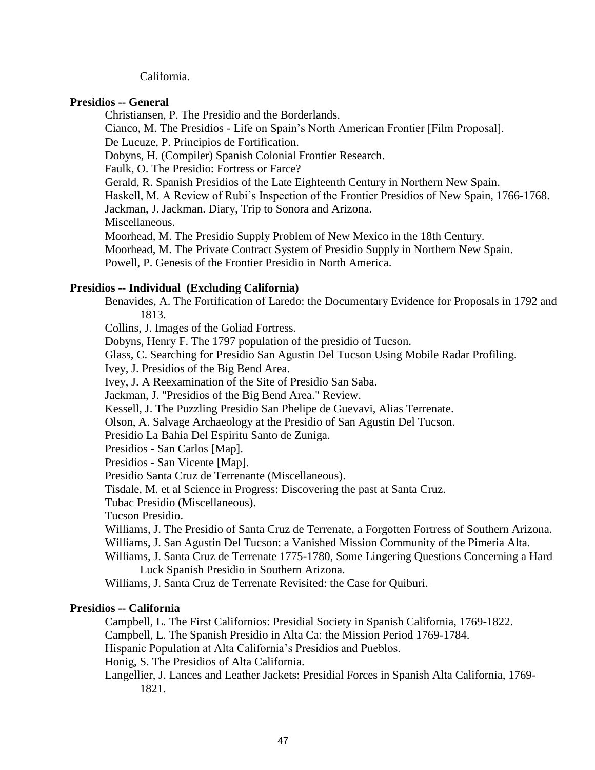California.

**Presidios -- General**

Christiansen, P. The Presidio and the Borderlands.
Cianco, M. The Presidios - Life on Spain's North American Frontier [Film Proposal].
De Lucuze, P. Principios de Fortification.
Dobyns, H. (Compiler) Spanish Colonial Frontier Research.
Faulk, O. The Presidio: Fortress or Farce?
Gerald, R. Spanish Presidios of the Late Eighteenth Century in Northern New Spain.
Haskell, M. A Review of Rubi's Inspection of the Frontier Presidios of New Spain, 1766-1768.
Jackman, J. Jackman. Diary, Trip to Sonora and Arizona.
Miscellaneous.
Moorhead, M. The Presidio Supply Problem of New Mexico in the 18th Century.
Moorhead, M. The Private Contract System of Presidio Supply in Northern New Spain.
Powell, P. Genesis of the Frontier Presidio in North America.

**Presidios -- Individual (Excluding California)**

Benavides, A. The Fortification of Laredo: the Documentary Evidence for Proposals in 1792 and 1813.
Collins, J. Images of the Goliad Fortress.
Dobyns, Henry F. The 1797 population of the presidio of Tucson.
Glass, C. Searching for Presidio San Agustin Del Tucson Using Mobile Radar Profiling.
Ivey, J. Presidios of the Big Bend Area.
Ivey, J. A Reexamination of the Site of Presidio San Saba.
Jackman, J. "Presidios of the Big Bend Area." Review.
Kessell, J. The Puzzling Presidio San Phelipe de Guevavi, Alias Terrenate.
Olson, A. Salvage Archaeology at the Presidio of San Agustin Del Tucson.
Presidio La Bahia Del Espiritu Santo de Zuniga.
Presidios - San Carlos [Map].
Presidios - San Vicente [Map].
Presidio Santa Cruz de Terrenante (Miscellaneous).
Tisdale, M. et al Science in Progress: Discovering the past at Santa Cruz.
Tubac Presidio (Miscellaneous).
Tucson Presidio.
Williams, J. The Presidio of Santa Cruz de Terrenate, a Forgotten Fortress of Southern Arizona.
Williams, J. San Agustin Del Tucson: a Vanished Mission Community of the Pimeria Alta.
Williams, J. Santa Cruz de Terrenate 1775-1780, Some Lingering Questions Concerning a Hard Luck Spanish Presidio in Southern Arizona.
Williams, J. Santa Cruz de Terrenate Revisited: the Case for Quiburi.

**Presidios -- California**

Campbell, L. The First Californios: Presidial Society in Spanish California, 1769-1822.
Campbell, L. The Spanish Presidio in Alta Ca: the Mission Period 1769-1784.
Hispanic Population at Alta California's Presidios and Pueblos.
Honig, S. The Presidios of Alta California.
Langellier, J. Lances and Leather Jackets: Presidial Forces in Spanish Alta California, 1769-1821.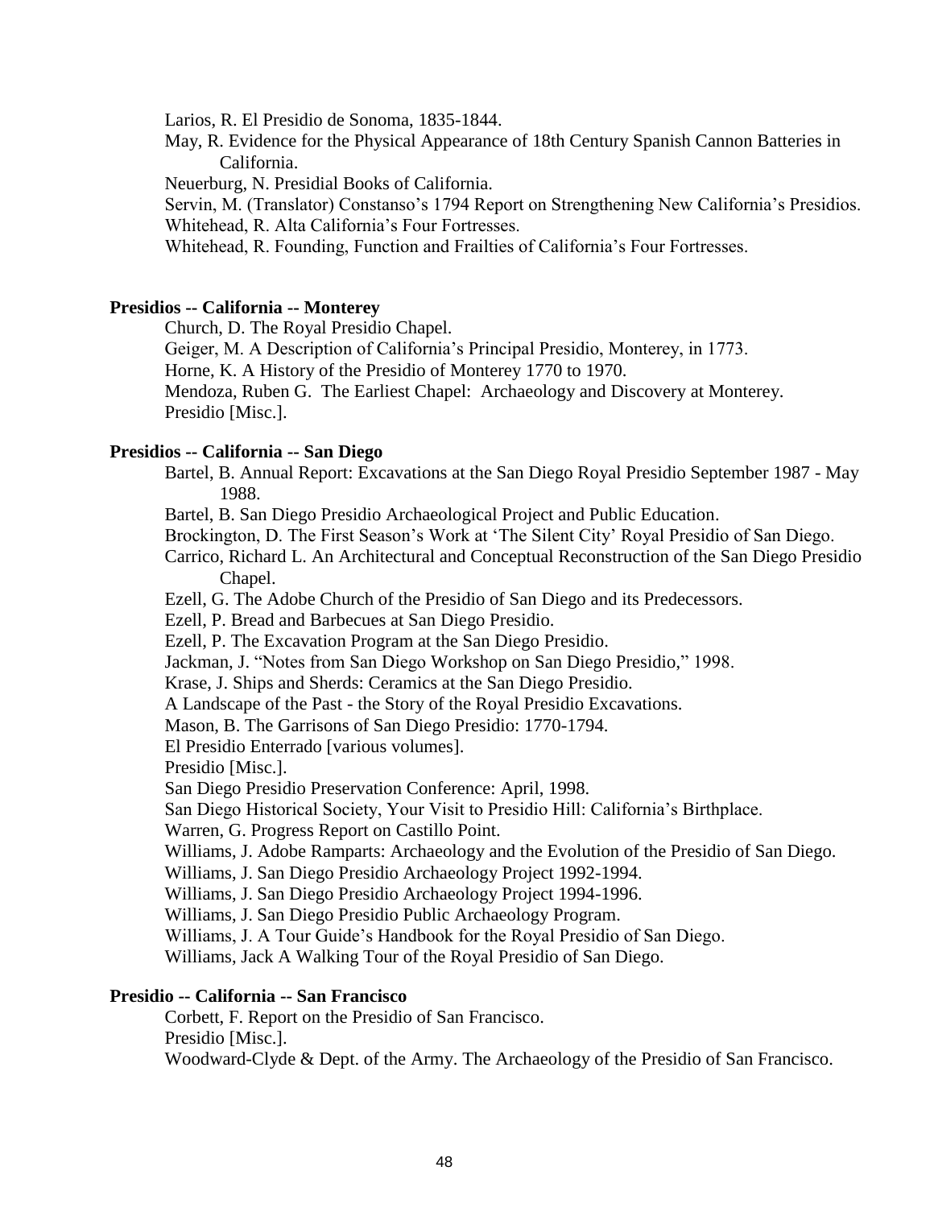Larios, R. El Presidio de Sonoma, 1835-1844.

May, R. Evidence for the Physical Appearance of 18th Century Spanish Cannon Batteries in California.

Neuerburg, N. Presidial Books of California.

Servin, M. (Translator) Constanso's 1794 Report on Strengthening New California's Presidios.

Whitehead, R. Alta California's Four Fortresses.

Whitehead, R. Founding, Function and Frailties of California's Four Fortresses.

**Presidios -- California -- Monterey**

Church, D. The Royal Presidio Chapel.

Geiger, M. A Description of California's Principal Presidio, Monterey, in 1773.

Horne, K. A History of the Presidio of Monterey 1770 to 1970.

Mendoza, Ruben G. The Earliest Chapel: Archaeology and Discovery at Monterey.

Presidio [Misc.].

**Presidios -- California -- San Diego**

Bartel, B. Annual Report: Excavations at the San Diego Royal Presidio September 1987 - May 1988.

Bartel, B. San Diego Presidio Archaeological Project and Public Education.

Brockington, D. The First Season's Work at 'The Silent City' Royal Presidio of San Diego.

Carrico, Richard L. An Architectural and Conceptual Reconstruction of the San Diego Presidio Chapel.

Ezell, G. The Adobe Church of the Presidio of San Diego and its Predecessors.

Ezell, P. Bread and Barbecues at San Diego Presidio.

Ezell, P. The Excavation Program at the San Diego Presidio.

Jackman, J. "Notes from San Diego Workshop on San Diego Presidio," 1998.

Krase, J. Ships and Sherds: Ceramics at the San Diego Presidio.

A Landscape of the Past - the Story of the Royal Presidio Excavations.

Mason, B. The Garrisons of San Diego Presidio: 1770-1794.

El Presidio Enterrado [various volumes].

Presidio [Misc.].

San Diego Presidio Preservation Conference: April, 1998.

San Diego Historical Society, Your Visit to Presidio Hill: California's Birthplace.

Warren, G. Progress Report on Castillo Point.

Williams, J. Adobe Ramparts: Archaeology and the Evolution of the Presidio of San Diego.

Williams, J. San Diego Presidio Archaeology Project 1992-1994.

Williams, J. San Diego Presidio Archaeology Project 1994-1996.

Williams, J. San Diego Presidio Public Archaeology Program.

Williams, J. A Tour Guide's Handbook for the Royal Presidio of San Diego.

Williams, Jack A Walking Tour of the Royal Presidio of San Diego.

**Presidio -- California -- San Francisco**

Corbett, F. Report on the Presidio of San Francisco.

Presidio [Misc.].

Woodward-Clyde & Dept. of the Army. The Archaeology of the Presidio of San Francisco.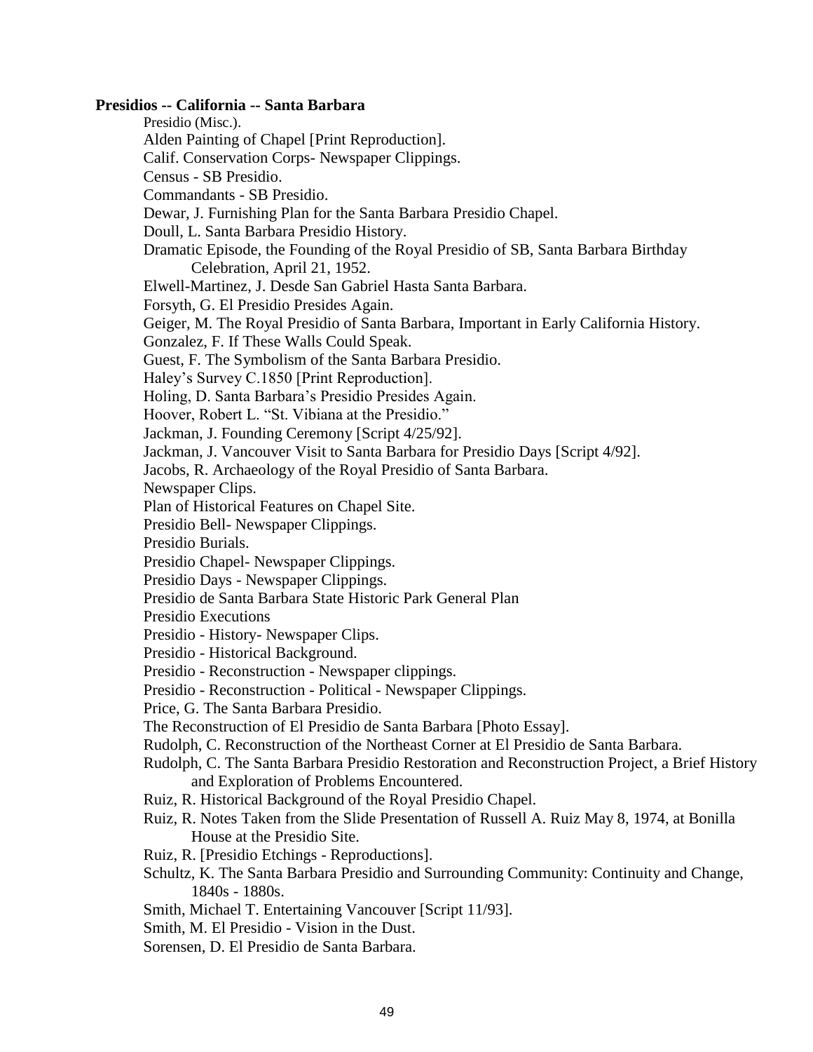**Presidios -- California -- Santa Barbara**

Presidio (Misc.).

Alden Painting of Chapel [Print Reproduction].

Calif. Conservation Corps- Newspaper Clippings.

Census - SB Presidio.

Commandants - SB Presidio.

Dewar, J. Furnishing Plan for the Santa Barbara Presidio Chapel.

Doull, L. Santa Barbara Presidio History.

Dramatic Episode, the Founding of the Royal Presidio of SB, Santa Barbara Birthday Celebration, April 21, 1952.

Elwell-Martinez, J. Desde San Gabriel Hasta Santa Barbara.

Forsyth, G. El Presidio Presides Again.

Geiger, M. The Royal Presidio of Santa Barbara, Important in Early California History.

Gonzalez, F. If These Walls Could Speak.

Guest, F. The Symbolism of the Santa Barbara Presidio.

Haley's Survey C.1850 [Print Reproduction].

Holing, D. Santa Barbara's Presidio Presides Again.

Hoover, Robert L. "St. Vibiana at the Presidio."

Jackman, J. Founding Ceremony [Script 4/25/92].

Jackman, J. Vancouver Visit to Santa Barbara for Presidio Days [Script 4/92].

Jacobs, R. Archaeology of the Royal Presidio of Santa Barbara.

Newspaper Clips.

Plan of Historical Features on Chapel Site.

Presidio Bell- Newspaper Clippings.

Presidio Burials.

Presidio Chapel- Newspaper Clippings.

Presidio Days - Newspaper Clippings.

Presidio de Santa Barbara State Historic Park General Plan

Presidio Executions

Presidio - History- Newspaper Clips.

Presidio - Historical Background.

Presidio - Reconstruction - Newspaper clippings.

Presidio - Reconstruction - Political - Newspaper Clippings.

Price, G. The Santa Barbara Presidio.

The Reconstruction of El Presidio de Santa Barbara [Photo Essay].

Rudolph, C. Reconstruction of the Northeast Corner at El Presidio de Santa Barbara.

Rudolph, C. The Santa Barbara Presidio Restoration and Reconstruction Project, a Brief History and Exploration of Problems Encountered.

Ruiz, R. Historical Background of the Royal Presidio Chapel.

Ruiz, R. Notes Taken from the Slide Presentation of Russell A. Ruiz May 8, 1974, at Bonilla House at the Presidio Site.

Ruiz, R. [Presidio Etchings - Reproductions].

Schultz, K. The Santa Barbara Presidio and Surrounding Community: Continuity and Change, 1840s - 1880s.

Smith, Michael T. Entertaining Vancouver [Script 11/93].

Smith, M. El Presidio - Vision in the Dust.

Sorensen, D. El Presidio de Santa Barbara.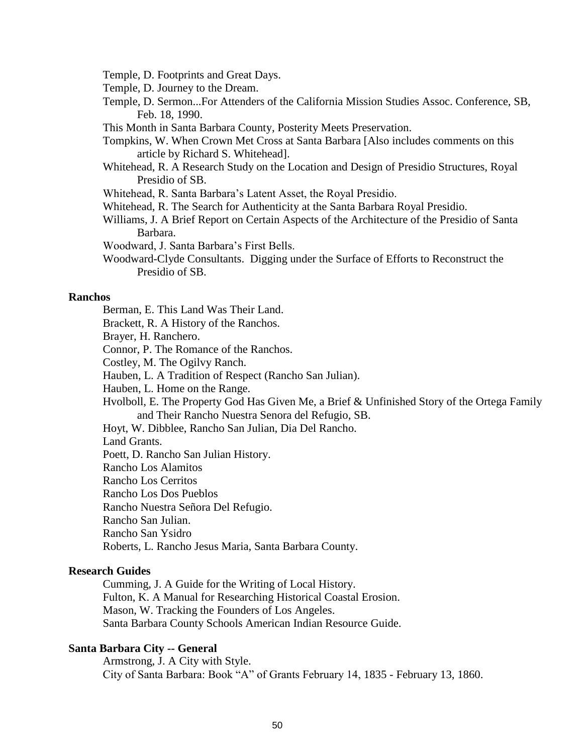Temple, D. Footprints and Great Days.

Temple, D. Journey to the Dream.

Temple, D. Sermon...For Attenders of the California Mission Studies Assoc. Conference, SB, Feb. 18, 1990.

This Month in Santa Barbara County, Posterity Meets Preservation.

Tompkins, W. When Crown Met Cross at Santa Barbara [Also includes comments on this article by Richard S. Whitehead].

Whitehead, R. A Research Study on the Location and Design of Presidio Structures, Royal Presidio of SB.

Whitehead, R. Santa Barbara's Latent Asset, the Royal Presidio.

Whitehead, R. The Search for Authenticity at the Santa Barbara Royal Presidio.

Williams, J. A Brief Report on Certain Aspects of the Architecture of the Presidio of Santa Barbara.

Woodward, J. Santa Barbara's First Bells.

Woodward-Clyde Consultants. Digging under the Surface of Efforts to Reconstruct the Presidio of SB.

**Ranchos**

Berman, E. This Land Was Their Land.

Brackett, R. A History of the Ranchos.

Brayer, H. Ranchero.

Connor, P. The Romance of the Ranchos.

Costley, M. The Ogilvy Ranch.

Hauben, L. A Tradition of Respect (Rancho San Julian).

Hauben, L. Home on the Range.

Hvolboll, E. The Property God Has Given Me, a Brief & Unfinished Story of the Ortega Family and Their Rancho Nuestra Senora del Refugio, SB.

Hoyt, W. Dibblee, Rancho San Julian, Dia Del Rancho.

Land Grants.

Poett, D. Rancho San Julian History.

Rancho Los Alamitos

Rancho Los Cerritos

Rancho Los Dos Pueblos

Rancho Nuestra Señora Del Refugio.

Rancho San Julian.

Rancho San Ysidro

Roberts, L. Rancho Jesus Maria, Santa Barbara County.

**Research Guides**

Cumming, J. A Guide for the Writing of Local History.

Fulton, K. A Manual for Researching Historical Coastal Erosion.

Mason, W. Tracking the Founders of Los Angeles.

Santa Barbara County Schools American Indian Resource Guide.

**Santa Barbara City -- General**

Armstrong, J. A City with Style.

City of Santa Barbara: Book "A" of Grants February 14, 1835 - February 13, 1860.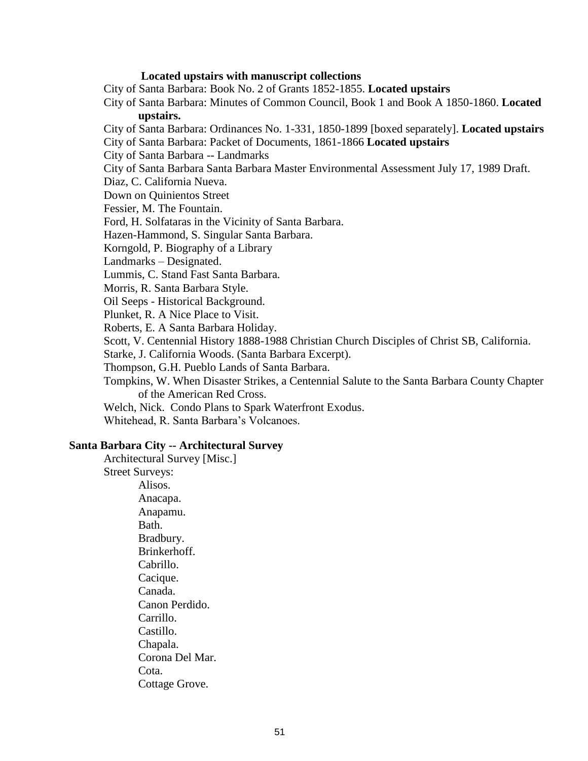**Located upstairs with manuscript collections**

City of Santa Barbara: Book No. 2 of Grants 1852-1855. **Located upstairs**

City of Santa Barbara: Minutes of Common Council, Book 1 and Book A 1850-1860. **Located upstairs.**

City of Santa Barbara: Ordinances No. 1-331, 1850-1899 [boxed separately]. **Located upstairs**

City of Santa Barbara: Packet of Documents, 1861-1866 **Located upstairs**

City of Santa Barbara -- Landmarks

City of Santa Barbara Santa Barbara Master Environmental Assessment July 17, 1989 Draft.

Diaz, C. California Nueva.

Down on Quinientos Street

Fessier, M. The Fountain.

Ford, H. Solfataras in the Vicinity of Santa Barbara.

Hazen-Hammond, S. Singular Santa Barbara.

Korngold, P. Biography of a Library

Landmarks – Designated.

Lummis, C. Stand Fast Santa Barbara.

Morris, R. Santa Barbara Style.

Oil Seeps - Historical Background.

Plunket, R. A Nice Place to Visit.

Roberts, E. A Santa Barbara Holiday.

Scott, V. Centennial History 1888-1988 Christian Church Disciples of Christ SB, California.

Starke, J. California Woods. (Santa Barbara Excerpt).

Thompson, G.H. Pueblo Lands of Santa Barbara.

Tompkins, W. When Disaster Strikes, a Centennial Salute to the Santa Barbara County Chapter of the American Red Cross.

Welch, Nick. Condo Plans to Spark Waterfront Exodus.

Whitehead, R. Santa Barbara's Volcanoes.

**Santa Barbara City -- Architectural Survey**

Architectural Survey [Misc.]

Street Surveys:

- Alisos.
- Anacapa.
- Anapamu.
- Bath.
- Bradbury.
- Brinkerhoff.
- Cabrillo.
- Cacique.
- Canada.
- Canon Perdido.
- Carrillo.
- Castillo.
- Chapala.
- Corona Del Mar.
- Cota.
- Cottage Grove.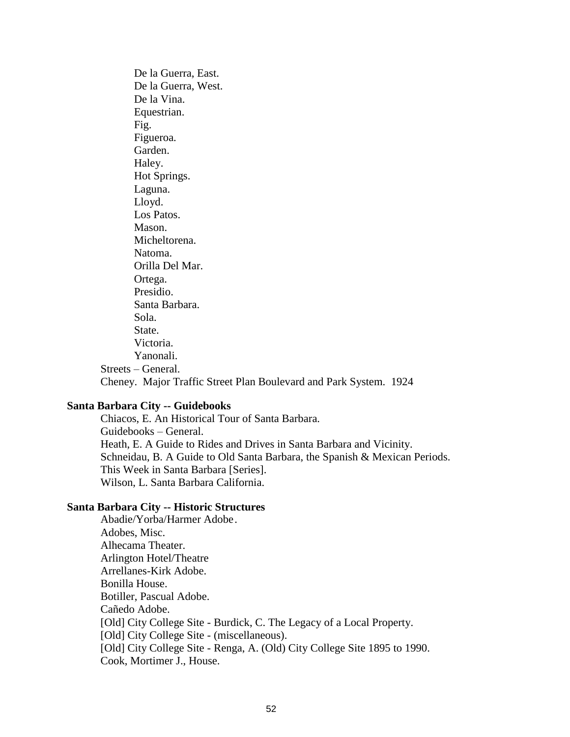- De la Guerra, East.
- De la Guerra, West.
- De la Vina.
- Equestrian.
- Fig.
- Figueroa.
- Garden.
- Haley.
- Hot Springs.
- Laguna.
- Lloyd.
- Los Patos.
- Mason.
- Micheltorena.
- Natoma.
- Orilla Del Mar.
- Ortega.
- Presidio.
- Santa Barbara.
- Sola.
- State.
- Victoria.
- Yanonali.

Streets – General.
Cheney. Major Traffic Street Plan Boulevard and Park System. 1924

**Santa Barbara City -- Guidebooks**

Chiacos, E. An Historical Tour of Santa Barbara.
Guidebooks – General.
Heath, E. A Guide to Rides and Drives in Santa Barbara and Vicinity.
Schneidau, B. A Guide to Old Santa Barbara, the Spanish & Mexican Periods.
This Week in Santa Barbara [Series].
Wilson, L. Santa Barbara California.

**Santa Barbara City -- Historic Structures**

Abadie/Yorba/Harmer Adobe.
Adobes, Misc.
Alhecama Theater.
Arlington Hotel/Theatre
Arrellanes-Kirk Adobe.
Bonilla House.
Botiller, Pascual Adobe.
Cañedo Adobe.
[Old] City College Site - Burdick, C. The Legacy of a Local Property.
[Old] City College Site - (miscellaneous).
[Old] City College Site - Renga, A. (Old) City College Site 1895 to 1990.
Cook, Mortimer J., House.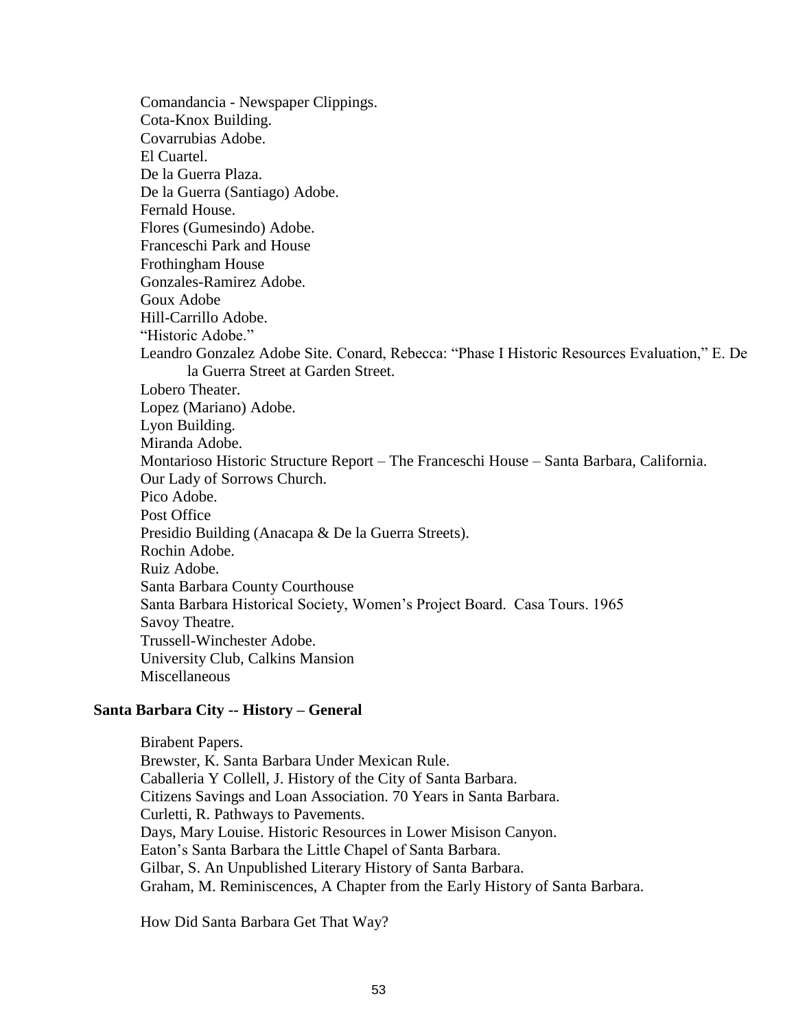Comandancia - Newspaper Clippings.
Cota-Knox Building.
Covarrubias Adobe.
El Cuartel.
De la Guerra Plaza.
De la Guerra (Santiago) Adobe.
Fernald House.
Flores (Gumesindo) Adobe.
Franceschi Park and House
Frothingham House
Gonzales-Ramirez Adobe.
Goux Adobe
Hill-Carrillo Adobe.
"Historic Adobe."
Leandro Gonzalez Adobe Site. Conard, Rebecca: "Phase I Historic Resources Evaluation," E. De la Guerra Street at Garden Street.
Lobero Theater.
Lopez (Mariano) Adobe.
Lyon Building.
Miranda Adobe.
Montarioso Historic Structure Report – The Franceschi House – Santa Barbara, California.
Our Lady of Sorrows Church.
Pico Adobe.
Post Office
Presidio Building (Anacapa & De la Guerra Streets).
Rochin Adobe.
Ruiz Adobe.
Santa Barbara County Courthouse
Santa Barbara Historical Society, Women's Project Board. Casa Tours. 1965
Savoy Theatre.
Trussell-Winchester Adobe.
University Club, Calkins Mansion
Miscellaneous

**Santa Barbara City -- History – General**

Birabent Papers.
Brewster, K. Santa Barbara Under Mexican Rule.
Caballeria Y Collell, J. History of the City of Santa Barbara.
Citizens Savings and Loan Association. 70 Years in Santa Barbara.
Curletti, R. Pathways to Pavements.
Days, Mary Louise. Historic Resources in Lower Misison Canyon.
Eaton's Santa Barbara the Little Chapel of Santa Barbara.
Gilbar, S. An Unpublished Literary History of Santa Barbara.
Graham, M. Reminiscences, A Chapter from the Early History of Santa Barbara.

How Did Santa Barbara Get That Way?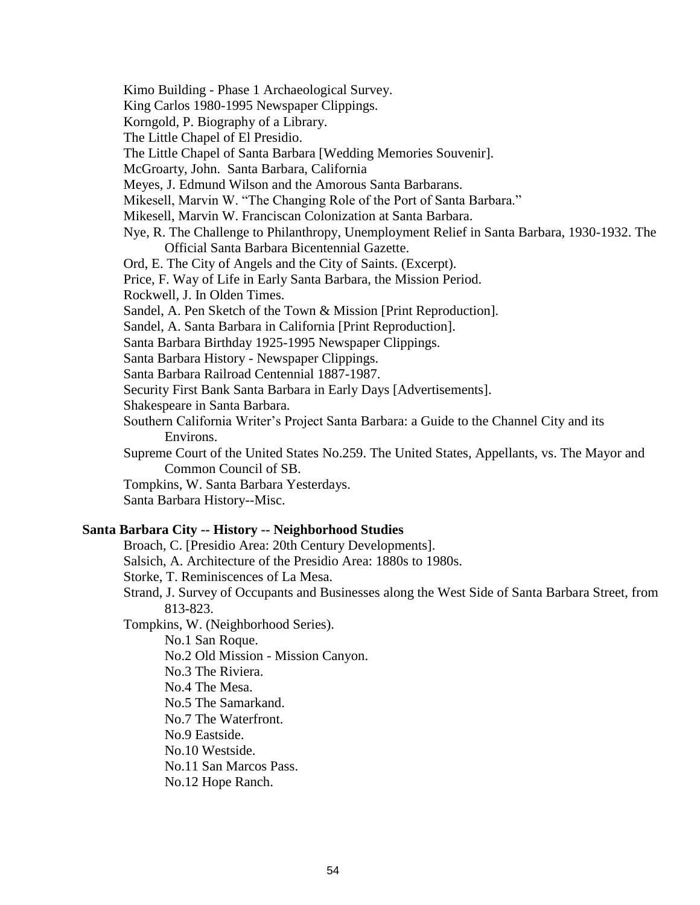Kimo Building - Phase 1 Archaeological Survey.
King Carlos 1980-1995 Newspaper Clippings.
Korngold, P. Biography of a Library.
The Little Chapel of El Presidio.
The Little Chapel of Santa Barbara [Wedding Memories Souvenir].
McGroarty, John. Santa Barbara, California
Meyes, J. Edmund Wilson and the Amorous Santa Barbarans.
Mikesell, Marvin W. "The Changing Role of the Port of Santa Barbara."
Mikesell, Marvin W. Franciscan Colonization at Santa Barbara.
Nye, R. The Challenge to Philanthropy, Unemployment Relief in Santa Barbara, 1930-1932. The Official Santa Barbara Bicentennial Gazette.
Ord, E. The City of Angels and the City of Saints. (Excerpt).
Price, F. Way of Life in Early Santa Barbara, the Mission Period.
Rockwell, J. In Olden Times.
Sandel, A. Pen Sketch of the Town & Mission [Print Reproduction].
Sandel, A. Santa Barbara in California [Print Reproduction].
Santa Barbara Birthday 1925-1995 Newspaper Clippings.
Santa Barbara History - Newspaper Clippings.
Santa Barbara Railroad Centennial 1887-1987.
Security First Bank Santa Barbara in Early Days [Advertisements].
Shakespeare in Santa Barbara.
Southern California Writer's Project Santa Barbara: a Guide to the Channel City and its Environs.
Supreme Court of the United States No.259. The United States, Appellants, vs. The Mayor and Common Council of SB.
Tompkins, W. Santa Barbara Yesterdays.
Santa Barbara History--Misc.

**Santa Barbara City -- History -- Neighborhood Studies**

Broach, C. [Presidio Area: 20th Century Developments].
Salsich, A. Architecture of the Presidio Area: 1880s to 1980s.
Storke, T. Reminiscences of La Mesa.
Strand, J. Survey of Occupants and Businesses along the West Side of Santa Barbara Street, from 813-823.
Tompkins, W. (Neighborhood Series).
- No.1 San Roque.
- No.2 Old Mission - Mission Canyon.
- No.3 The Riviera.
- No.4 The Mesa.
- No.5 The Samarkand.
- No.7 The Waterfront.
- No.9 Eastside.
- No.10 Westside.
- No.11 San Marcos Pass.
- No.12 Hope Ranch.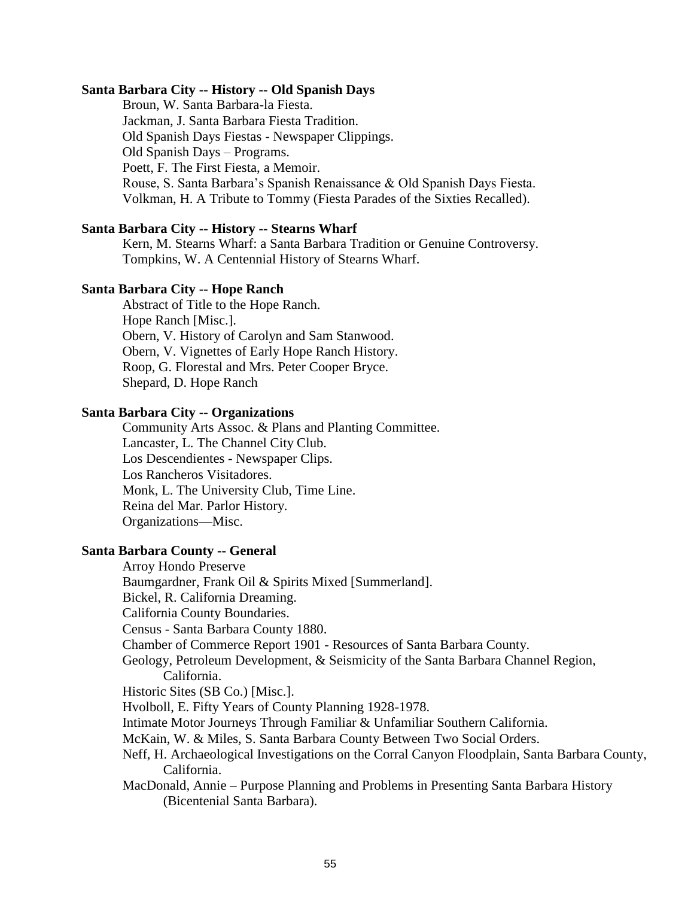**Santa Barbara City -- History -- Old Spanish Days**

Broun, W. Santa Barbara-la Fiesta.
Jackman, J. Santa Barbara Fiesta Tradition.
Old Spanish Days Fiestas - Newspaper Clippings.
Old Spanish Days – Programs.
Poett, F. The First Fiesta, a Memoir.
Rouse, S. Santa Barbara's Spanish Renaissance & Old Spanish Days Fiesta.
Volkman, H. A Tribute to Tommy (Fiesta Parades of the Sixties Recalled).

**Santa Barbara City -- History -- Stearns Wharf**

Kern, M. Stearns Wharf: a Santa Barbara Tradition or Genuine Controversy.
Tompkins, W. A Centennial History of Stearns Wharf.

**Santa Barbara City -- Hope Ranch**

Abstract of Title to the Hope Ranch.
Hope Ranch [Misc.].
Obern, V. History of Carolyn and Sam Stanwood.
Obern, V. Vignettes of Early Hope Ranch History.
Roop, G. Florestal and Mrs. Peter Cooper Bryce.
Shepard, D. Hope Ranch

**Santa Barbara City -- Organizations**

Community Arts Assoc. & Plans and Planting Committee.
Lancaster, L. The Channel City Club.
Los Descendientes - Newspaper Clips.
Los Rancheros Visitadores.
Monk, L. The University Club, Time Line.
Reina del Mar. Parlor History.
Organizations—Misc.

**Santa Barbara County -- General**

Arroy Hondo Preserve
Baumgardner, Frank Oil & Spirits Mixed [Summerland].
Bickel, R. California Dreaming.
California County Boundaries.
Census - Santa Barbara County 1880.
Chamber of Commerce Report 1901 - Resources of Santa Barbara County.
Geology, Petroleum Development, & Seismicity of the Santa Barbara Channel Region, California.
Historic Sites (SB Co.) [Misc.].
Hvolboll, E. Fifty Years of County Planning 1928-1978.
Intimate Motor Journeys Through Familiar & Unfamiliar Southern California.
McKain, W. & Miles, S. Santa Barbara County Between Two Social Orders.
Neff, H. Archaeological Investigations on the Corral Canyon Floodplain, Santa Barbara County, California.
MacDonald, Annie – Purpose Planning and Problems in Presenting Santa Barbara History (Bicentenial Santa Barbara).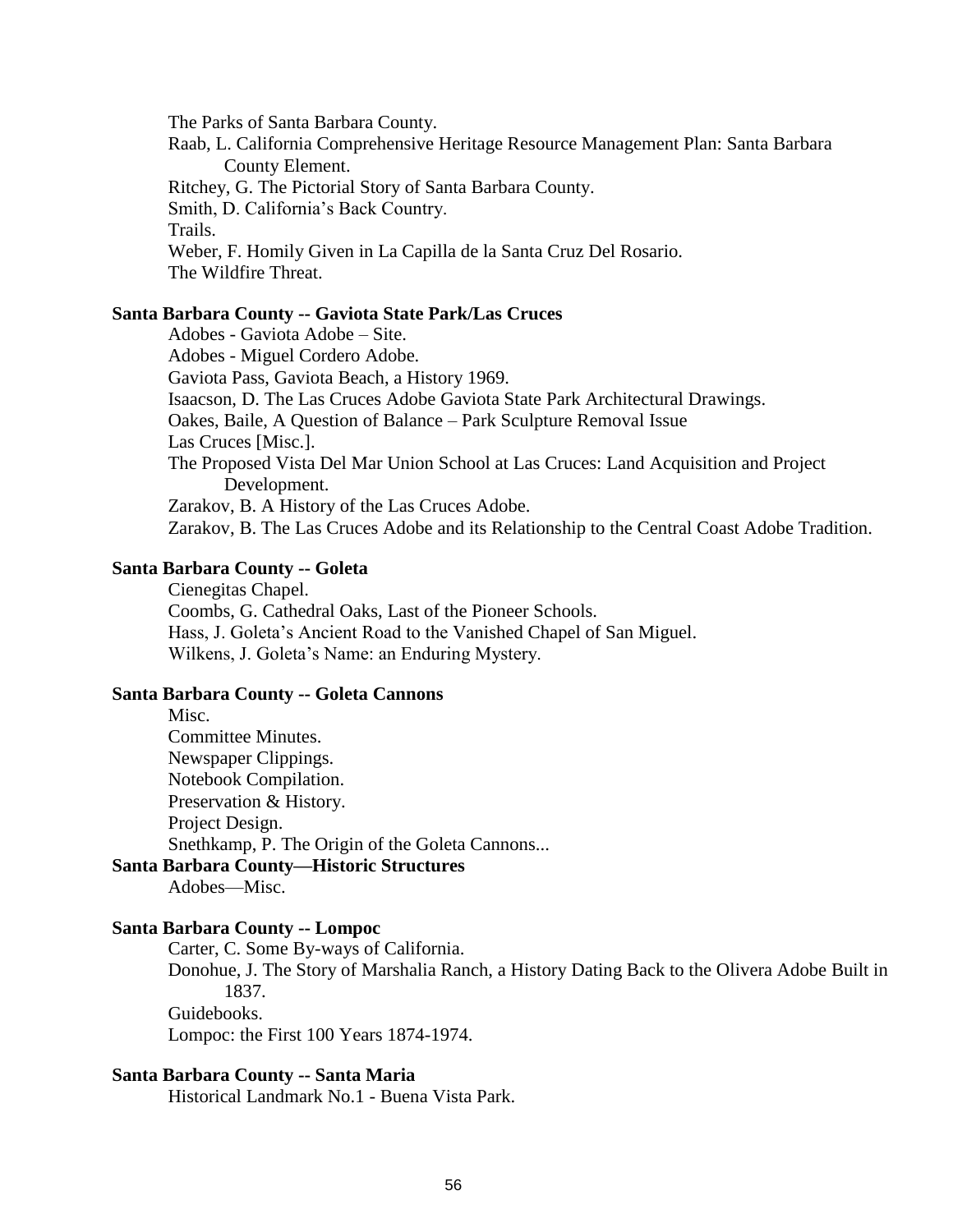The Parks of Santa Barbara County.

Raab, L. California Comprehensive Heritage Resource Management Plan: Santa Barbara County Element.

Ritchey, G. The Pictorial Story of Santa Barbara County.

Smith, D. California's Back Country.

Trails.

Weber, F. Homily Given in La Capilla de la Santa Cruz Del Rosario.

The Wildfire Threat.

**Santa Barbara County -- Gaviota State Park/Las Cruces**

Adobes - Gaviota Adobe – Site.

Adobes - Miguel Cordero Adobe.

Gaviota Pass, Gaviota Beach, a History 1969.

Isaacson, D. The Las Cruces Adobe Gaviota State Park Architectural Drawings.

Oakes, Baile, A Question of Balance – Park Sculpture Removal Issue

Las Cruces [Misc.].

The Proposed Vista Del Mar Union School at Las Cruces: Land Acquisition and Project Development.

Zarakov, B. A History of the Las Cruces Adobe.

Zarakov, B. The Las Cruces Adobe and its Relationship to the Central Coast Adobe Tradition.

**Santa Barbara County -- Goleta**

Cienegitas Chapel.

Coombs, G. Cathedral Oaks, Last of the Pioneer Schools.

Hass, J. Goleta's Ancient Road to the Vanished Chapel of San Miguel.

Wilkens, J. Goleta's Name: an Enduring Mystery.

**Santa Barbara County -- Goleta Cannons**

Misc.

Committee Minutes.

Newspaper Clippings.

Notebook Compilation.

Preservation & History.

Project Design.

Snethkamp, P. The Origin of the Goleta Cannons...

**Santa Barbara County—Historic Structures**

Adobes—Misc.

**Santa Barbara County -- Lompoc**

Carter, C. Some By-ways of California.

Donohue, J. The Story of Marshalia Ranch, a History Dating Back to the Olivera Adobe Built in 1837.

Guidebooks.

Lompoc: the First 100 Years 1874-1974.

**Santa Barbara County -- Santa Maria**

Historical Landmark No.1 - Buena Vista Park.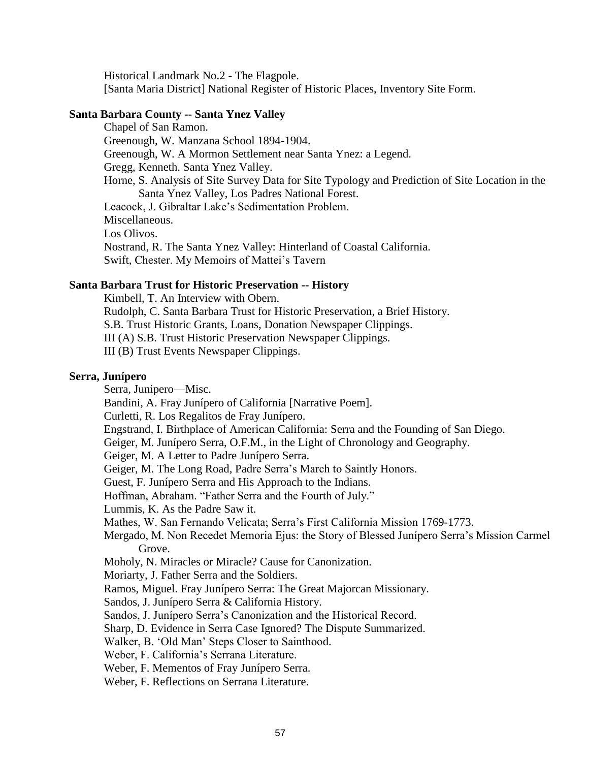Historical Landmark No.2 - The Flagpole.
[Santa Maria District] National Register of Historic Places, Inventory Site Form.

**Santa Barbara County -- Santa Ynez Valley**

Chapel of San Ramon.
Greenough, W. Manzana School 1894-1904.
Greenough, W. A Mormon Settlement near Santa Ynez: a Legend.
Gregg, Kenneth. Santa Ynez Valley.
Horne, S. Analysis of Site Survey Data for Site Typology and Prediction of Site Location in the Santa Ynez Valley, Los Padres National Forest.
Leacock, J. Gibraltar Lake's Sedimentation Problem.
Miscellaneous.
Los Olivos.
Nostrand, R. The Santa Ynez Valley: Hinterland of Coastal California.
Swift, Chester. My Memoirs of Mattei's Tavern

**Santa Barbara Trust for Historic Preservation -- History**

Kimbell, T. An Interview with Obern.
Rudolph, C. Santa Barbara Trust for Historic Preservation, a Brief History.
S.B. Trust Historic Grants, Loans, Donation Newspaper Clippings.
III (A) S.B. Trust Historic Preservation Newspaper Clippings.
III (B) Trust Events Newspaper Clippings.

**Serra, Junípero**

Serra, Junipero—Misc.
Bandini, A. Fray Junípero of California [Narrative Poem].
Curletti, R. Los Regalitos de Fray Junípero.
Engstrand, I. Birthplace of American California: Serra and the Founding of San Diego.
Geiger, M. Junípero Serra, O.F.M., in the Light of Chronology and Geography.
Geiger, M. A Letter to Padre Junípero Serra.
Geiger, M. The Long Road, Padre Serra's March to Saintly Honors.
Guest, F. Junípero Serra and His Approach to the Indians.
Hoffman, Abraham. "Father Serra and the Fourth of July."
Lummis, K. As the Padre Saw it.
Mathes, W. San Fernando Velicata; Serra's First California Mission 1769-1773.
Mergado, M. Non Recedet Memoria Ejus: the Story of Blessed Junípero Serra's Mission Carmel Grove.
Moholy, N. Miracles or Miracle? Cause for Canonization.
Moriarty, J. Father Serra and the Soldiers.
Ramos, Miguel. Fray Junípero Serra: The Great Majorcan Missionary.
Sandos, J. Junípero Serra & California History.
Sandos, J. Junípero Serra's Canonization and the Historical Record.
Sharp, D. Evidence in Serra Case Ignored? The Dispute Summarized.
Walker, B. 'Old Man' Steps Closer to Sainthood.
Weber, F. California's Serrana Literature.
Weber, F. Mementos of Fray Junípero Serra.
Weber, F. Reflections on Serrana Literature.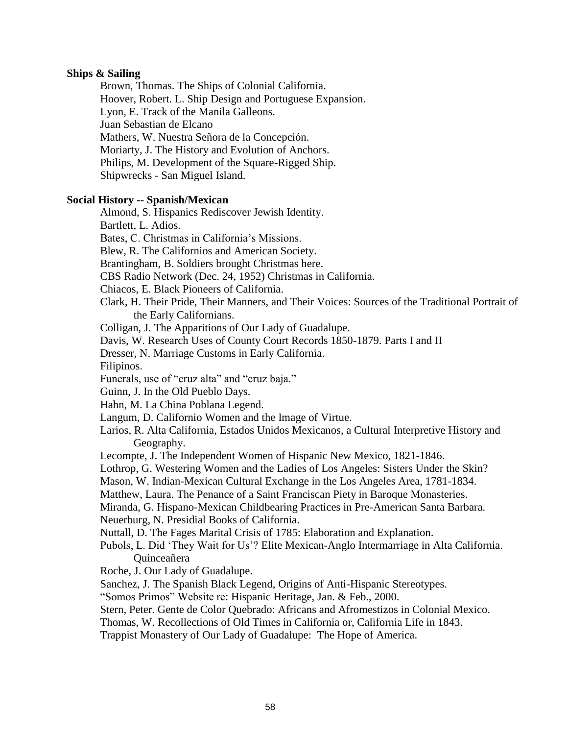**Ships & Sailing**

Brown, Thomas. The Ships of Colonial California.
Hoover, Robert. L. Ship Design and Portuguese Expansion.
Lyon, E. Track of the Manila Galleons.
Juan Sebastian de Elcano
Mathers, W. Nuestra Señora de la Concepción.
Moriarty, J. The History and Evolution of Anchors.
Philips, M. Development of the Square-Rigged Ship.
Shipwrecks - San Miguel Island.

**Social History -- Spanish/Mexican**

Almond, S. Hispanics Rediscover Jewish Identity.
Bartlett, L. Adios.
Bates, C. Christmas in California's Missions.
Blew, R. The Californios and American Society.
Brantingham, B. Soldiers brought Christmas here.
CBS Radio Network (Dec. 24, 1952) Christmas in California.
Chiacos, E. Black Pioneers of California.
Clark, H. Their Pride, Their Manners, and Their Voices: Sources of the Traditional Portrait of the Early Californians.
Colligan, J. The Apparitions of Our Lady of Guadalupe.
Davis, W. Research Uses of County Court Records 1850-1879. Parts I and II
Dresser, N. Marriage Customs in Early California.
Filipinos.
Funerals, use of "cruz alta" and "cruz baja."
Guinn, J. In the Old Pueblo Days.
Hahn, M. La China Poblana Legend.
Langum, D. Californio Women and the Image of Virtue.
Larios, R. Alta California, Estados Unidos Mexicanos, a Cultural Interpretive History and Geography.
Lecompte, J. The Independent Women of Hispanic New Mexico, 1821-1846.
Lothrop, G. Westering Women and the Ladies of Los Angeles: Sisters Under the Skin?
Mason, W. Indian-Mexican Cultural Exchange in the Los Angeles Area, 1781-1834.
Matthew, Laura. The Penance of a Saint Franciscan Piety in Baroque Monasteries.
Miranda, G. Hispano-Mexican Childbearing Practices in Pre-American Santa Barbara.
Neuerburg, N. Presidial Books of California.
Nuttall, D. The Fages Marital Crisis of 1785: Elaboration and Explanation.
Pubols, L. Did 'They Wait for Us'? Elite Mexican-Anglo Intermarriage in Alta California.
Quinceañera
Roche, J. Our Lady of Guadalupe.
Sanchez, J. The Spanish Black Legend, Origins of Anti-Hispanic Stereotypes.
"Somos Primos" Website re: Hispanic Heritage, Jan. & Feb., 2000.
Stern, Peter. Gente de Color Quebrado: Africans and Afromestizos in Colonial Mexico.
Thomas, W. Recollections of Old Times in California or, California Life in 1843.
Trappist Monastery of Our Lady of Guadalupe: The Hope of America.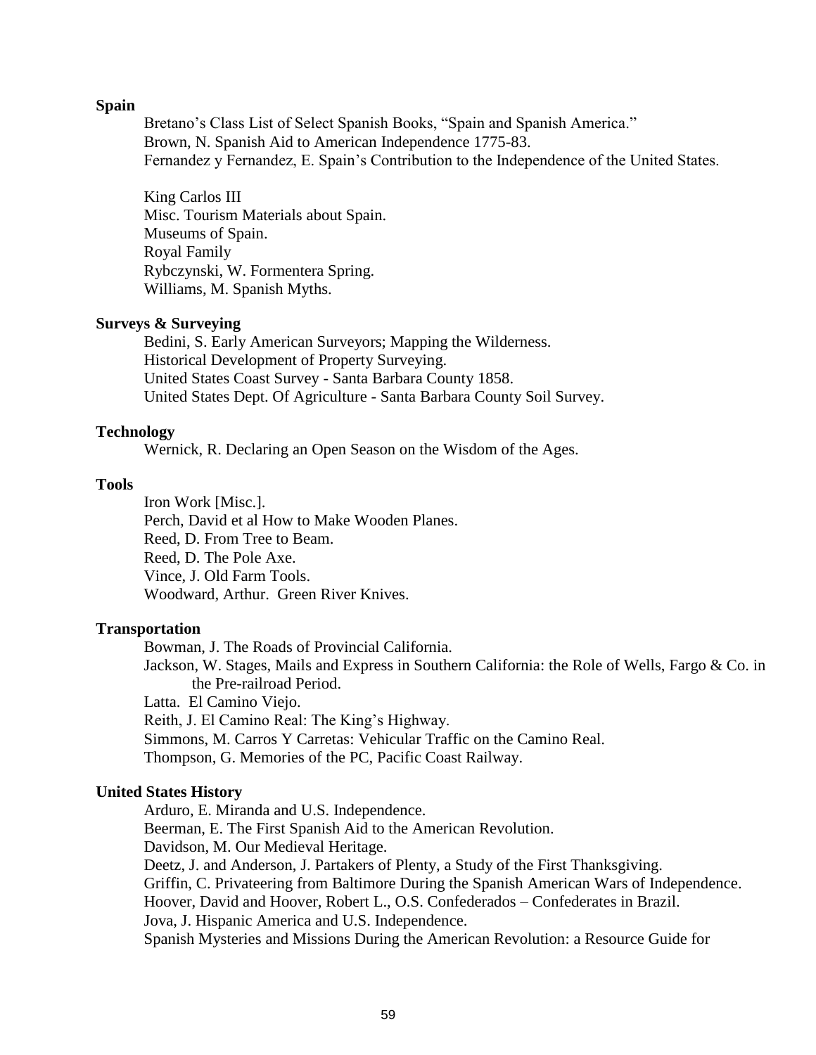**Spain**

Bretano's Class List of Select Spanish Books, "Spain and Spanish America."
Brown, N. Spanish Aid to American Independence 1775-83.
Fernandez y Fernandez, E. Spain's Contribution to the Independence of the United States.

King Carlos III
Misc. Tourism Materials about Spain.
Museums of Spain.
Royal Family
Rybczynski, W. Formentera Spring.
Williams, M. Spanish Myths.

**Surveys & Surveying**

Bedini, S. Early American Surveyors; Mapping the Wilderness.
Historical Development of Property Surveying.
United States Coast Survey - Santa Barbara County 1858.
United States Dept. Of Agriculture - Santa Barbara County Soil Survey.

**Technology**

Wernick, R. Declaring an Open Season on the Wisdom of the Ages.

**Tools**

Iron Work [Misc.].
Perch, David et al How to Make Wooden Planes.
Reed, D. From Tree to Beam.
Reed, D. The Pole Axe.
Vince, J. Old Farm Tools.
Woodward, Arthur. Green River Knives.

**Transportation**

Bowman, J. The Roads of Provincial California.
Jackson, W. Stages, Mails and Express in Southern California: the Role of Wells, Fargo & Co. in the Pre-railroad Period.
Latta. El Camino Viejo.
Reith, J. El Camino Real: The King's Highway.
Simmons, M. Carros Y Carretas: Vehicular Traffic on the Camino Real.
Thompson, G. Memories of the PC, Pacific Coast Railway.

**United States History**

Arduro, E. Miranda and U.S. Independence.
Beerman, E. The First Spanish Aid to the American Revolution.
Davidson, M. Our Medieval Heritage.
Deetz, J. and Anderson, J. Partakers of Plenty, a Study of the First Thanksgiving.
Griffin, C. Privateering from Baltimore During the Spanish American Wars of Independence.
Hoover, David and Hoover, Robert L., O.S. Confederados – Confederates in Brazil.
Jova, J. Hispanic America and U.S. Independence.
Spanish Mysteries and Missions During the American Revolution: a Resource Guide for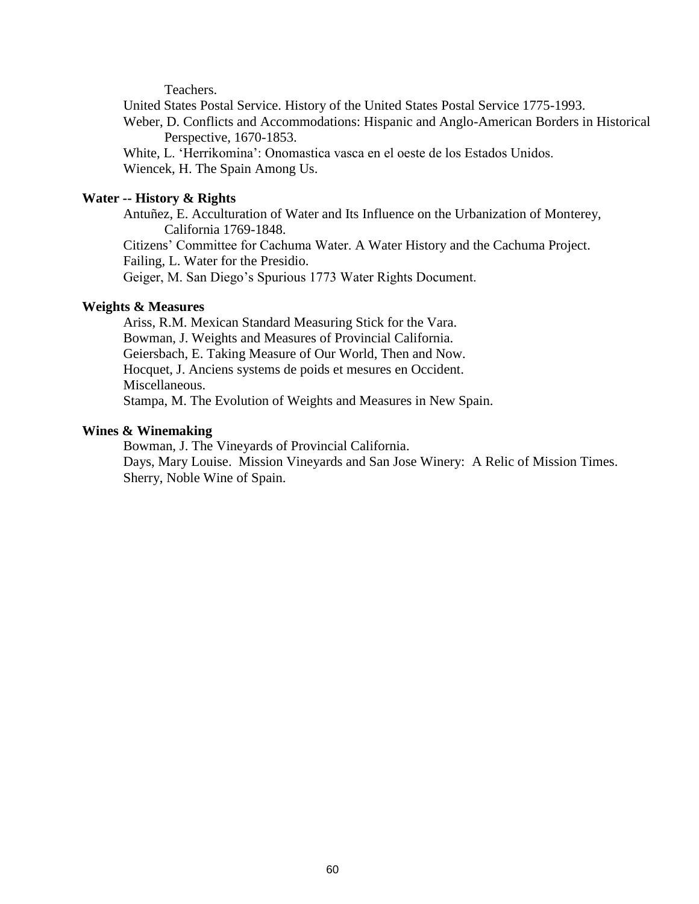Teachers.

United States Postal Service. History of the United States Postal Service 1775-1993.

Weber, D. Conflicts and Accommodations: Hispanic and Anglo-American Borders in Historical Perspective, 1670-1853.

White, L. 'Herrikomina': Onomastica vasca en el oeste de los Estados Unidos.

Wiencek, H. The Spain Among Us.

**Water -- History & Rights**

Antuñez, E. Acculturation of Water and Its Influence on the Urbanization of Monterey, California 1769-1848.

Citizens' Committee for Cachuma Water. A Water History and the Cachuma Project.

Failing, L. Water for the Presidio.

Geiger, M. San Diego's Spurious 1773 Water Rights Document.

**Weights & Measures**

Ariss, R.M. Mexican Standard Measuring Stick for the Vara.

Bowman, J. Weights and Measures of Provincial California.

Geiersbach, E. Taking Measure of Our World, Then and Now.

Hocquet, J. Anciens systems de poids et mesures en Occident.

Miscellaneous.

Stampa, M. The Evolution of Weights and Measures in New Spain.

**Wines & Winemaking**

Bowman, J. The Vineyards of Provincial California.

Days, Mary Louise. Mission Vineyards and San Jose Winery: A Relic of Mission Times.

Sherry, Noble Wine of Spain.